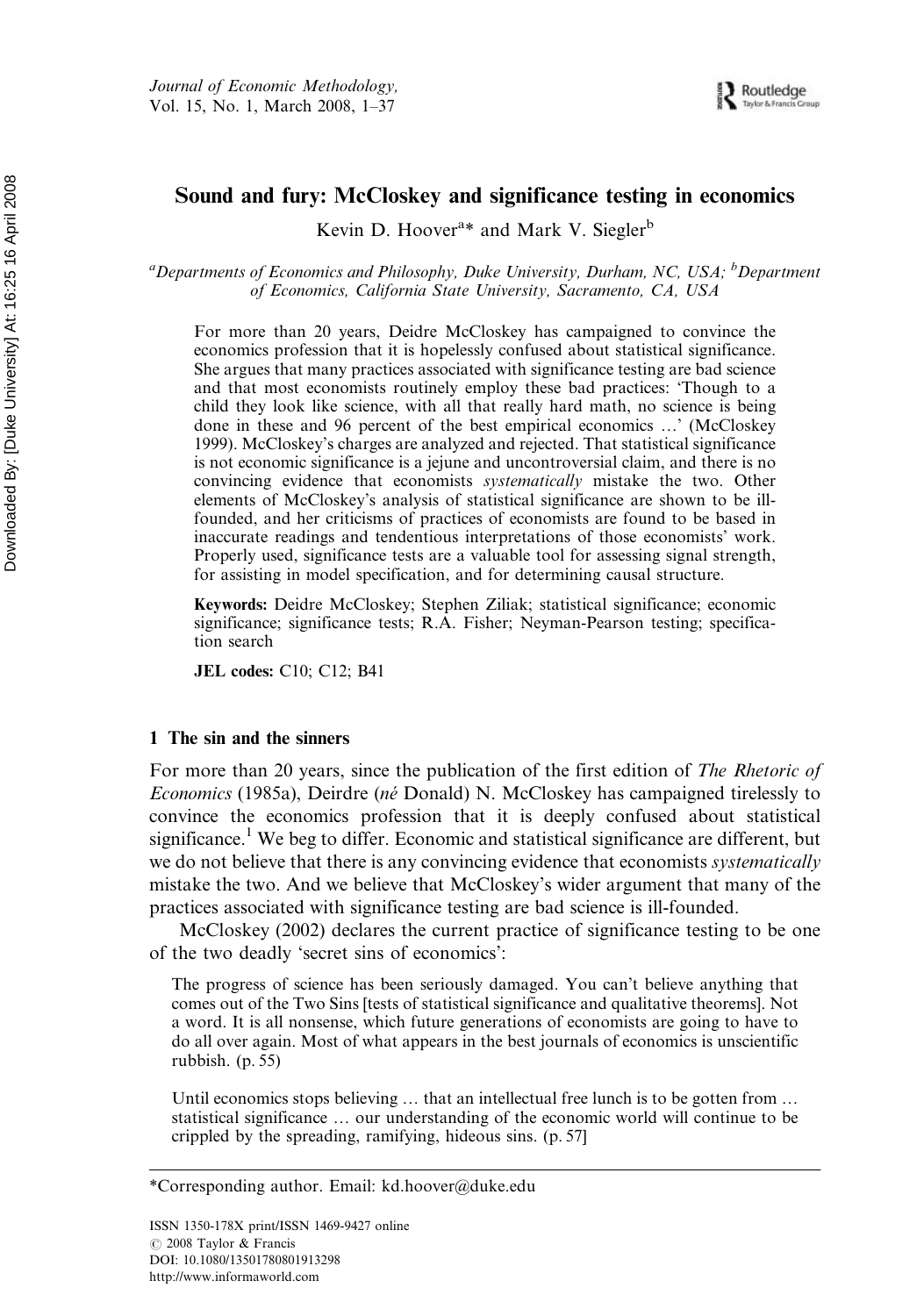# Sound and fury: McCloskey and significance testing in economics

Kevin D. Hoover[a]* and Mark V. Siegler[b]

[a]Departments of Economics and Philosophy, Duke University, Durham, NC, USA; [b]Department of Economics, California State University, Sacramento, CA, USA

For more than 20 years, Deidre McCloskey has campaigned to convince the economics profession that it is hopelessly confused about statistical significance. She argues that many practices associated with significance testing are bad science and that most economists routinely employ these bad practices: 'Though to a child they look like science, with all that really hard math, no science is being done in these and 96 percent of the best empirical economics …' (McCloskey 1999). McCloskey's charges are analyzed and rejected. That statistical significance is not economic significance is a jejune and uncontroversial claim, and there is no convincing evidence that economists *systematically* mistake the two. Other elements of McCloskey's analysis of statistical significance are shown to be ill-founded, and her criticisms of practices of economists are found to be based in inaccurate readings and tendentious interpretations of those economists' work. Properly used, significance tests are a valuable tool for assessing signal strength, for assisting in model specification, and for determining causal structure.

**Keywords:** Deidre McCloskey; Stephen Ziliak; statistical significance; economic significance; significance tests; R.A. Fisher; Neyman-Pearson testing; specification search

**JEL codes:** C10; C12; B41

## 1 The sin and the sinners

For more than 20 years, since the publication of the first edition of *The Rhetoric of Economics* (1985a), Deirdre (*né* Donald) N. McCloskey has campaigned tirelessly to convince the economics profession that it is deeply confused about statistical significance.[1] We beg to differ. Economic and statistical significance are different, but we do not believe that there is any convincing evidence that economists *systematically* mistake the two. And we believe that McCloskey's wider argument that many of the practices associated with significance testing are bad science is ill-founded.

McCloskey (2002) declares the current practice of significance testing to be one of the two deadly 'secret sins of economics':

> The progress of science has been seriously damaged. You can't believe anything that comes out of the Two Sins [tests of statistical significance and qualitative theorems]. Not a word. It is all nonsense, which future generations of economists are going to have to do all over again. Most of what appears in the best journals of economics is unscientific rubbish. (p. 55)

> Until economics stops believing … that an intellectual free lunch is to be gotten from … statistical significance … our understanding of the economic world will continue to be crippled by the spreading, ramifying, hideous sins. (p. 57]

*Corresponding author. Email: kd.hoover@duke.edu

ISSN 1350-178X print/ISSN 1469-9427 online
© 2008 Taylor & Francis
DOI: 10.1080/13501780801913298
http://www.informaworld.com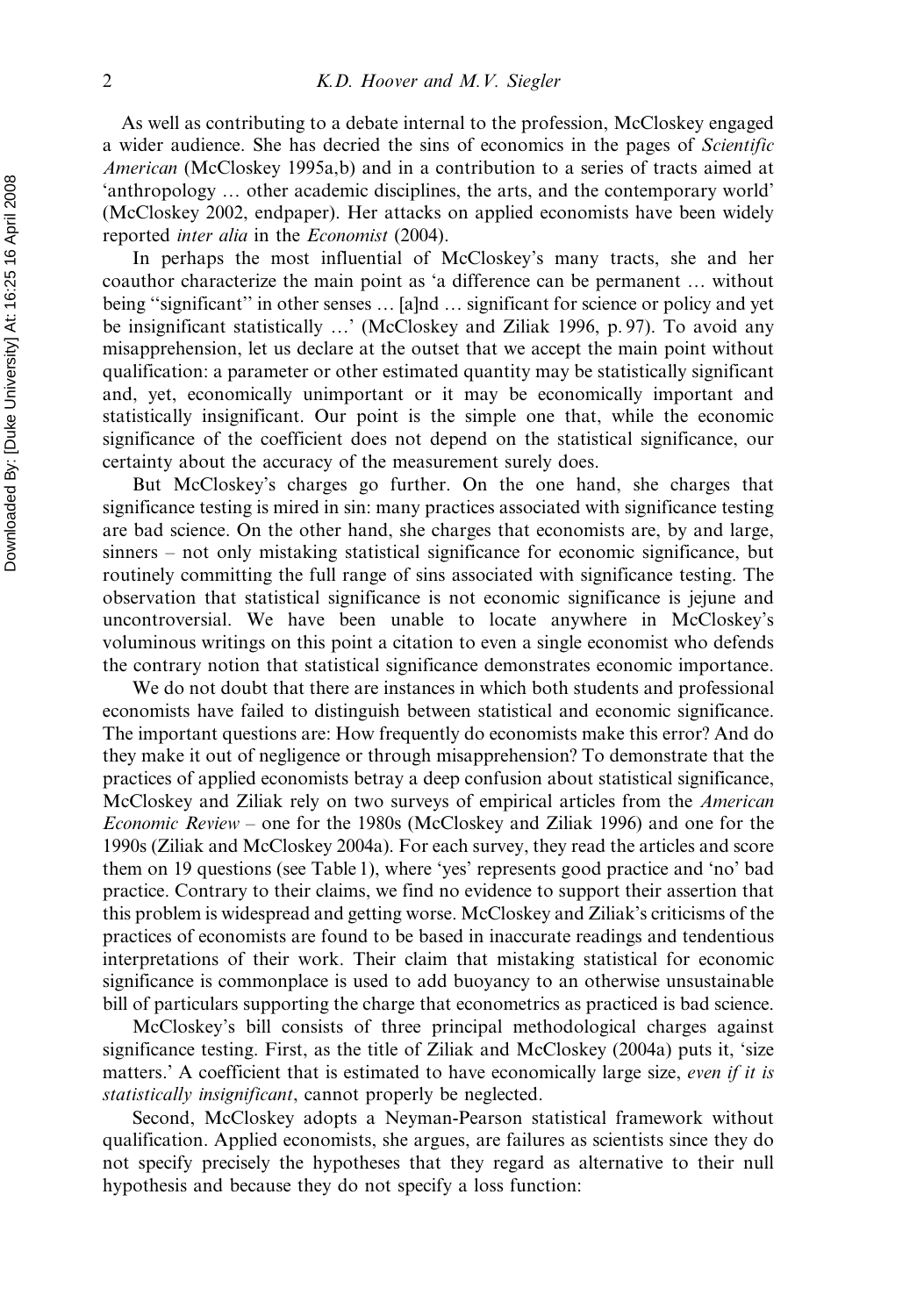As well as contributing to a debate internal to the profession, McCloskey engaged a wider audience. She has decried the sins of economics in the pages of *Scientific American* (McCloskey 1995a,b) and in a contribution to a series of tracts aimed at 'anthropology … other academic disciplines, the arts, and the contemporary world' (McCloskey 2002, endpaper). Her attacks on applied economists have been widely reported *inter alia* in the *Economist* (2004).

In perhaps the most influential of McCloskey's many tracts, she and her coauthor characterize the main point as 'a difference can be permanent … without being "significant" in other senses … [a]nd … significant for science or policy and yet be insignificant statistically …' (McCloskey and Ziliak 1996, p. 97). To avoid any misapprehension, let us declare at the outset that we accept the main point without qualification: a parameter or other estimated quantity may be statistically significant and, yet, economically unimportant or it may be economically important and statistically insignificant. Our point is the simple one that, while the economic significance of the coefficient does not depend on the statistical significance, our certainty about the accuracy of the measurement surely does.

But McCloskey's charges go further. On the one hand, she charges that significance testing is mired in sin: many practices associated with significance testing are bad science. On the other hand, she charges that economists are, by and large, sinners – not only mistaking statistical significance for economic significance, but routinely committing the full range of sins associated with significance testing. The observation that statistical significance is not economic significance is jejune and uncontroversial. We have been unable to locate anywhere in McCloskey's voluminous writings on this point a citation to even a single economist who defends the contrary notion that statistical significance demonstrates economic importance.

We do not doubt that there are instances in which both students and professional economists have failed to distinguish between statistical and economic significance. The important questions are: How frequently do economists make this error? And do they make it out of negligence or through misapprehension? To demonstrate that the practices of applied economists betray a deep confusion about statistical significance, McCloskey and Ziliak rely on two surveys of empirical articles from the *American Economic Review* – one for the 1980s (McCloskey and Ziliak 1996) and one for the 1990s (Ziliak and McCloskey 2004a). For each survey, they read the articles and score them on 19 questions (see Table 1), where 'yes' represents good practice and 'no' bad practice. Contrary to their claims, we find no evidence to support their assertion that this problem is widespread and getting worse. McCloskey and Ziliak's criticisms of the practices of economists are found to be based in inaccurate readings and tendentious interpretations of their work. Their claim that mistaking statistical for economic significance is commonplace is used to add buoyancy to an otherwise unsustainable bill of particulars supporting the charge that econometrics as practiced is bad science.

McCloskey's bill consists of three principal methodological charges against significance testing. First, as the title of Ziliak and McCloskey (2004a) puts it, 'size matters.' A coefficient that is estimated to have economically large size, *even if it is statistically insignificant*, cannot properly be neglected.

Second, McCloskey adopts a Neyman-Pearson statistical framework without qualification. Applied economists, she argues, are failures as scientists since they do not specify precisely the hypotheses that they regard as alternative to their null hypothesis and because they do not specify a loss function: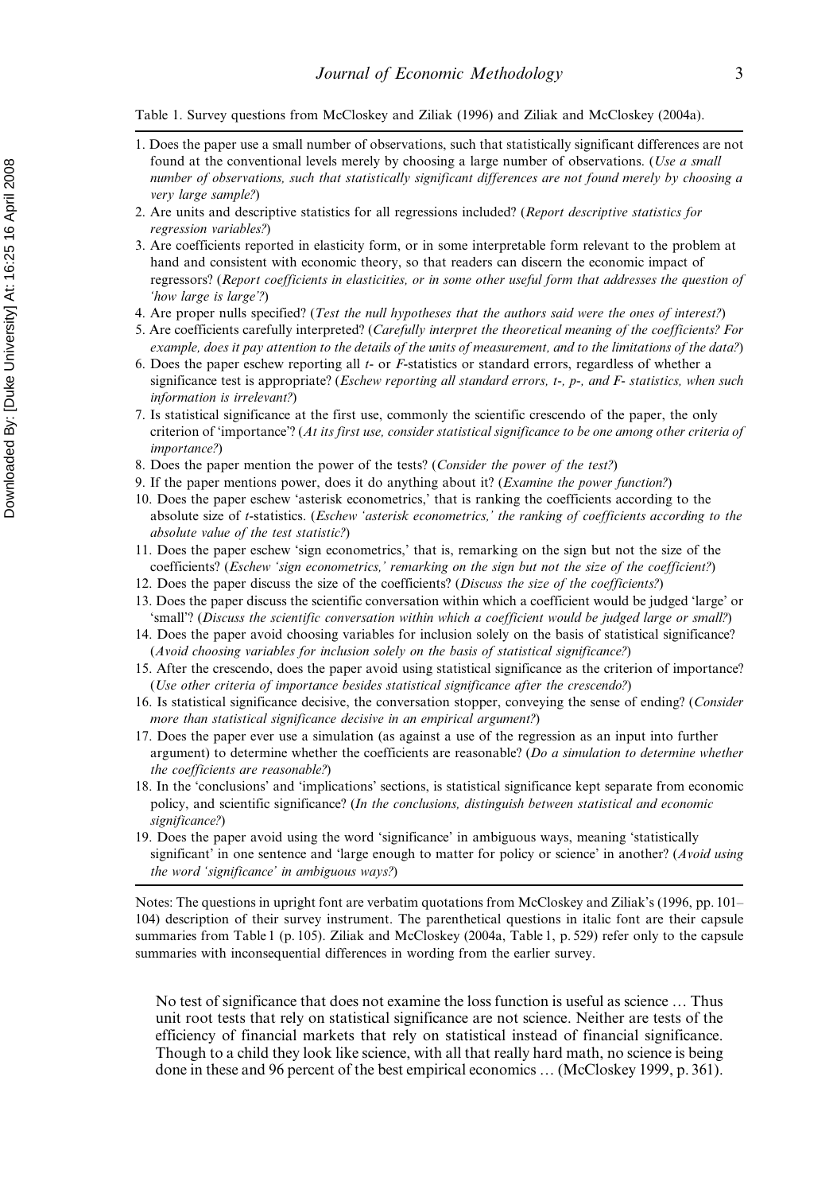Table 1. Survey questions from McCloskey and Ziliak (1996) and Ziliak and McCloskey (2004a).

1. Does the paper use a small number of observations, such that statistically significant differences are not found at the conventional levels merely by choosing a large number of observations. (*Use a small number of observations, such that statistically significant differences are not found merely by choosing a very large sample?*)
2. Are units and descriptive statistics for all regressions included? (*Report descriptive statistics for regression variables?*)
3. Are coefficients reported in elasticity form, or in some interpretable form relevant to the problem at hand and consistent with economic theory, so that readers can discern the economic impact of regressors? (*Report coefficients in elasticities, or in some other useful form that addresses the question of 'how large is large'?*)
4. Are proper nulls specified? (*Test the null hypotheses that the authors said were the ones of interest?*)
5. Are coefficients carefully interpreted? (*Carefully interpret the theoretical meaning of the coefficients? For example, does it pay attention to the details of the units of measurement, and to the limitations of the data?*)
6. Does the paper eschew reporting all *t*- or *F*-statistics or standard errors, regardless of whether a significance test is appropriate? (*Eschew reporting all standard errors, t-, p-, and F- statistics, when such information is irrelevant?*)
7. Is statistical significance at the first use, commonly the scientific crescendo of the paper, the only criterion of 'importance'? (*At its first use, consider statistical significance to be one among other criteria of importance?*)
8. Does the paper mention the power of the tests? (*Consider the power of the test?*)
9. If the paper mentions power, does it do anything about it? (*Examine the power function?*)
10. Does the paper eschew 'asterisk econometrics,' that is ranking the coefficients according to the absolute size of *t*-statistics. (*Eschew 'asterisk econometrics,' the ranking of coefficients according to the absolute value of the test statistic?*)
11. Does the paper eschew 'sign econometrics,' that is, remarking on the sign but not the size of the coefficients? (*Eschew 'sign econometrics,' remarking on the sign but not the size of the coefficient?*)
12. Does the paper discuss the size of the coefficients? (*Discuss the size of the coefficients?*)
13. Does the paper discuss the scientific conversation within which a coefficient would be judged 'large' or 'small'? (*Discuss the scientific conversation within which a coefficient would be judged large or small?*)
14. Does the paper avoid choosing variables for inclusion solely on the basis of statistical significance? (*Avoid choosing variables for inclusion solely on the basis of statistical significance?*)
15. After the crescendo, does the paper avoid using statistical significance as the criterion of importance? (*Use other criteria of importance besides statistical significance after the crescendo?*)
16. Is statistical significance decisive, the conversation stopper, conveying the sense of ending? (*Consider more than statistical significance decisive in an empirical argument?*)
17. Does the paper ever use a simulation (as against a use of the regression as an input into further argument) to determine whether the coefficients are reasonable? (*Do a simulation to determine whether the coefficients are reasonable?*)
18. In the 'conclusions' and 'implications' sections, is statistical significance kept separate from economic policy, and scientific significance? (*In the conclusions, distinguish between statistical and economic significance?*)
19. Does the paper avoid using the word 'significance' in ambiguous ways, meaning 'statistically significant' in one sentence and 'large enough to matter for policy or science' in another? (*Avoid using the word 'significance' in ambiguous ways?*)

Notes: The questions in upright font are verbatim quotations from McCloskey and Ziliak's (1996, pp. 101–104) description of their survey instrument. The parenthetical questions in italic font are their capsule summaries from Table 1 (p. 105). Ziliak and McCloskey (2004a, Table 1, p. 529) refer only to the capsule summaries with inconsequential differences in wording from the earlier survey.

> No test of significance that does not examine the loss function is useful as science … Thus unit root tests that rely on statistical significance are not science. Neither are tests of the efficiency of financial markets that rely on statistical instead of financial significance. Though to a child they look like science, with all that really hard math, no science is being done in these and 96 percent of the best empirical economics … (McCloskey 1999, p. 361).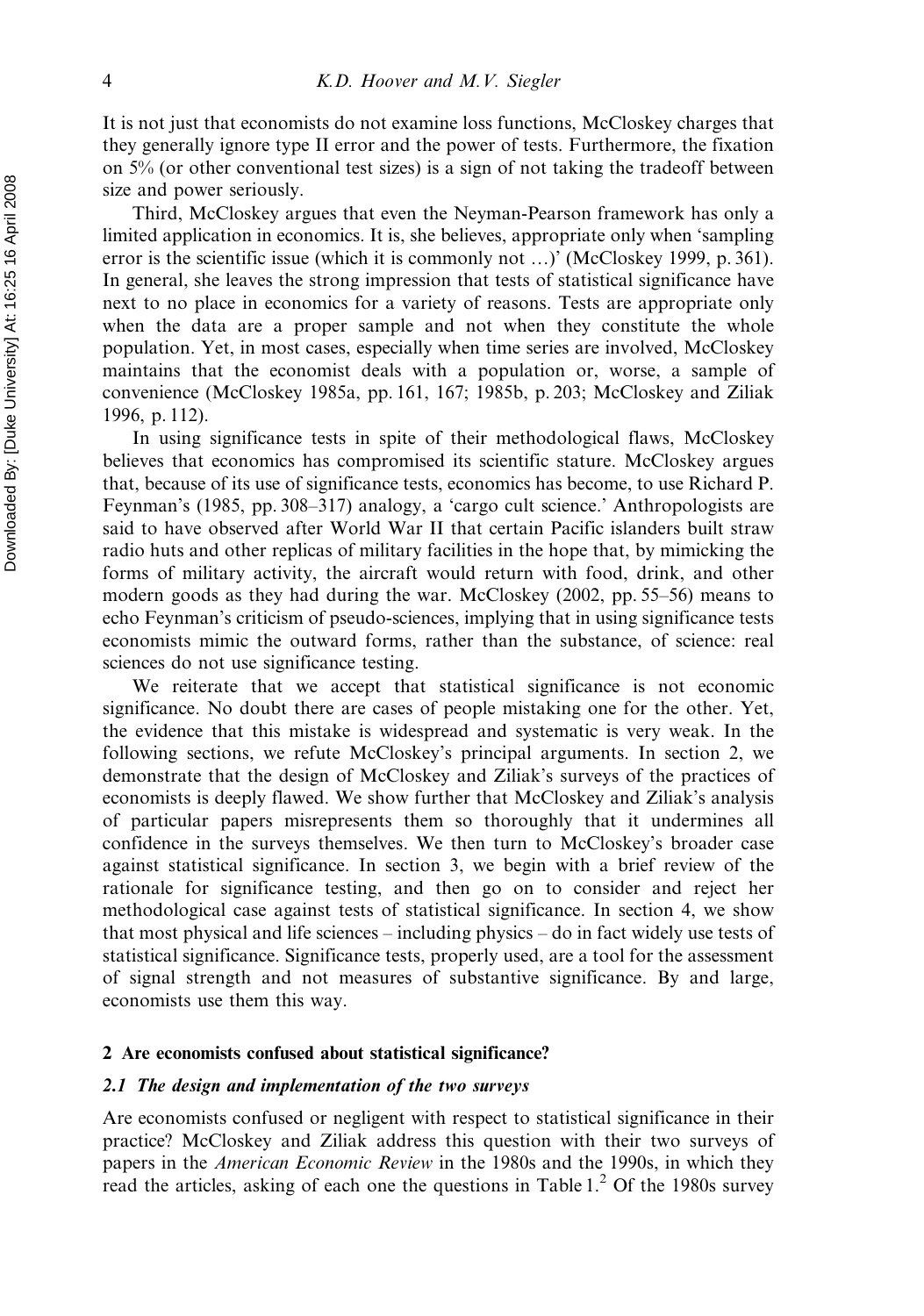It is not just that economists do not examine loss functions, McCloskey charges that they generally ignore type II error and the power of tests. Furthermore, the fixation on 5% (or other conventional test sizes) is a sign of not taking the tradeoff between size and power seriously.

Third, McCloskey argues that even the Neyman-Pearson framework has only a limited application in economics. It is, she believes, appropriate only when 'sampling error is the scientific issue (which it is commonly not …)' (McCloskey 1999, p. 361). In general, she leaves the strong impression that tests of statistical significance have next to no place in economics for a variety of reasons. Tests are appropriate only when the data are a proper sample and not when they constitute the whole population. Yet, in most cases, especially when time series are involved, McCloskey maintains that the economist deals with a population or, worse, a sample of convenience (McCloskey 1985a, pp. 161, 167; 1985b, p. 203; McCloskey and Ziliak 1996, p. 112).

In using significance tests in spite of their methodological flaws, McCloskey believes that economics has compromised its scientific stature. McCloskey argues that, because of its use of significance tests, economics has become, to use Richard P. Feynman's (1985, pp. 308–317) analogy, a 'cargo cult science.' Anthropologists are said to have observed after World War II that certain Pacific islanders built straw radio huts and other replicas of military facilities in the hope that, by mimicking the forms of military activity, the aircraft would return with food, drink, and other modern goods as they had during the war. McCloskey (2002, pp. 55–56) means to echo Feynman's criticism of pseudo-sciences, implying that in using significance tests economists mimic the outward forms, rather than the substance, of science: real sciences do not use significance testing.

We reiterate that we accept that statistical significance is not economic significance. No doubt there are cases of people mistaking one for the other. Yet, the evidence that this mistake is widespread and systematic is very weak. In the following sections, we refute McCloskey's principal arguments. In section 2, we demonstrate that the design of McCloskey and Ziliak's surveys of the practices of economists is deeply flawed. We show further that McCloskey and Ziliak's analysis of particular papers misrepresents them so thoroughly that it undermines all confidence in the surveys themselves. We then turn to McCloskey's broader case against statistical significance. In section 3, we begin with a brief review of the rationale for significance testing, and then go on to consider and reject her methodological case against tests of statistical significance. In section 4, we show that most physical and life sciences – including physics – do in fact widely use tests of statistical significance. Significance tests, properly used, are a tool for the assessment of signal strength and not measures of substantive significance. By and large, economists use them this way.

## 2 Are economists confused about statistical significance?

### 2.1 The design and implementation of the two surveys

Are economists confused or negligent with respect to statistical significance in their practice? McCloskey and Ziliak address this question with their two surveys of papers in the *American Economic Review* in the 1980s and the 1990s, in which they read the articles, asking of each one the questions in Table 1.[2] Of the 1980s survey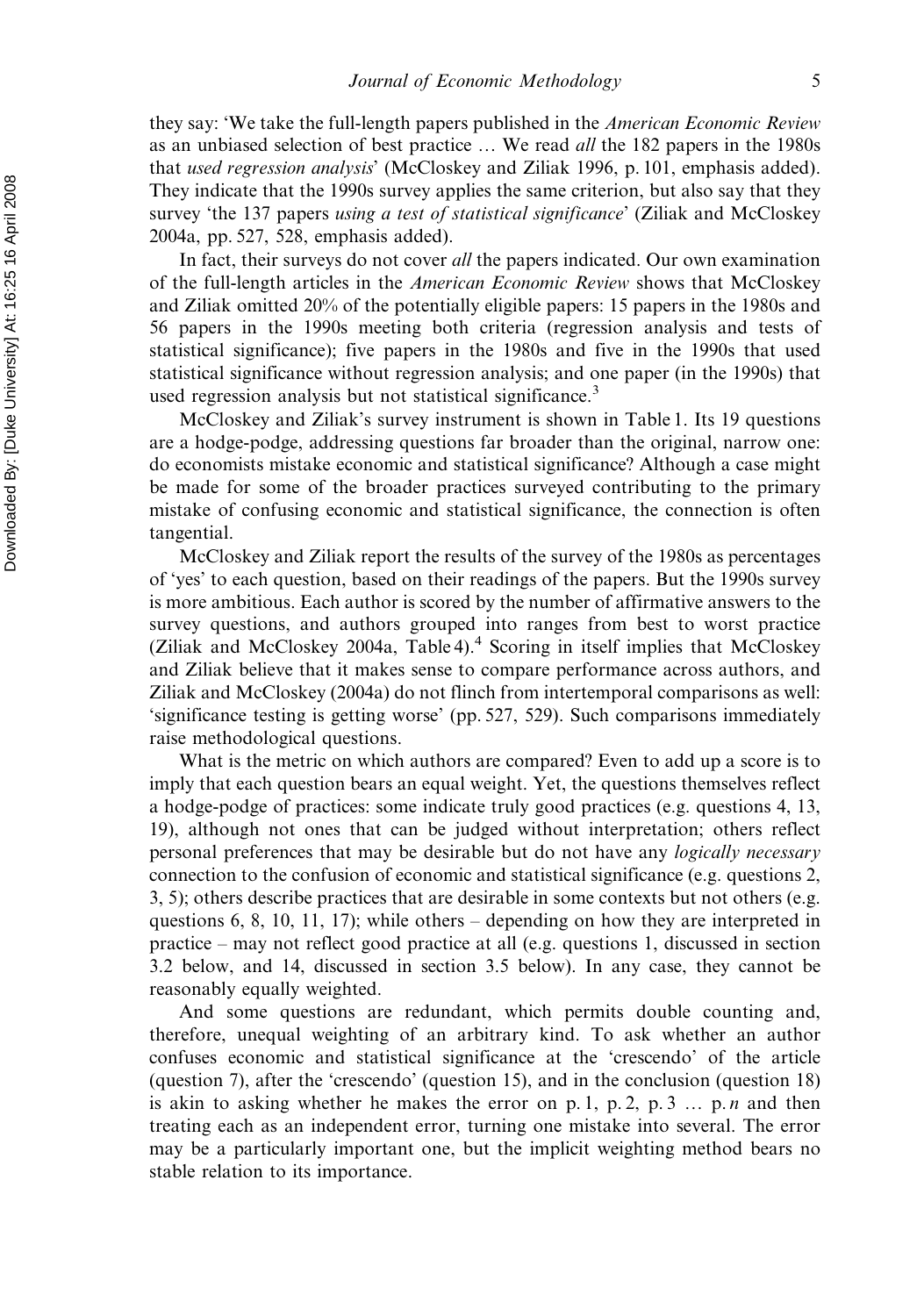they say: 'We take the full-length papers published in the *American Economic Review* as an unbiased selection of best practice … We read *all* the 182 papers in the 1980s that *used regression analysis*' (McCloskey and Ziliak 1996, p. 101, emphasis added). They indicate that the 1990s survey applies the same criterion, but also say that they survey 'the 137 papers *using a test of statistical significance*' (Ziliak and McCloskey 2004a, pp. 527, 528, emphasis added).

In fact, their surveys do not cover *all* the papers indicated. Our own examination of the full-length articles in the *American Economic Review* shows that McCloskey and Ziliak omitted 20% of the potentially eligible papers: 15 papers in the 1980s and 56 papers in the 1990s meeting both criteria (regression analysis and tests of statistical significance); five papers in the 1980s and five in the 1990s that used statistical significance without regression analysis; and one paper (in the 1990s) that used regression analysis but not statistical significance.[3]

McCloskey and Ziliak's survey instrument is shown in Table 1. Its 19 questions are a hodge-podge, addressing questions far broader than the original, narrow one: do economists mistake economic and statistical significance? Although a case might be made for some of the broader practices surveyed contributing to the primary mistake of confusing economic and statistical significance, the connection is often tangential.

McCloskey and Ziliak report the results of the survey of the 1980s as percentages of 'yes' to each question, based on their readings of the papers. But the 1990s survey is more ambitious. Each author is scored by the number of affirmative answers to the survey questions, and authors grouped into ranges from best to worst practice (Ziliak and McCloskey 2004a, Table 4).[4] Scoring in itself implies that McCloskey and Ziliak believe that it makes sense to compare performance across authors, and Ziliak and McCloskey (2004a) do not flinch from intertemporal comparisons as well: 'significance testing is getting worse' (pp. 527, 529). Such comparisons immediately raise methodological questions.

What is the metric on which authors are compared? Even to add up a score is to imply that each question bears an equal weight. Yet, the questions themselves reflect a hodge-podge of practices: some indicate truly good practices (e.g. questions 4, 13, 19), although not ones that can be judged without interpretation; others reflect personal preferences that may be desirable but do not have any *logically necessary* connection to the confusion of economic and statistical significance (e.g. questions 2, 3, 5); others describe practices that are desirable in some contexts but not others (e.g. questions 6, 8, 10, 11, 17); while others – depending on how they are interpreted in practice – may not reflect good practice at all (e.g. questions 1, discussed in section 3.2 below, and 14, discussed in section 3.5 below). In any case, they cannot be reasonably equally weighted.

And some questions are redundant, which permits double counting and, therefore, unequal weighting of an arbitrary kind. To ask whether an author confuses economic and statistical significance at the 'crescendo' of the article (question 7), after the 'crescendo' (question 15), and in the conclusion (question 18) is akin to asking whether he makes the error on p. 1, p. 2, p. 3 … p. *n* and then treating each as an independent error, turning one mistake into several. The error may be a particularly important one, but the implicit weighting method bears no stable relation to its importance.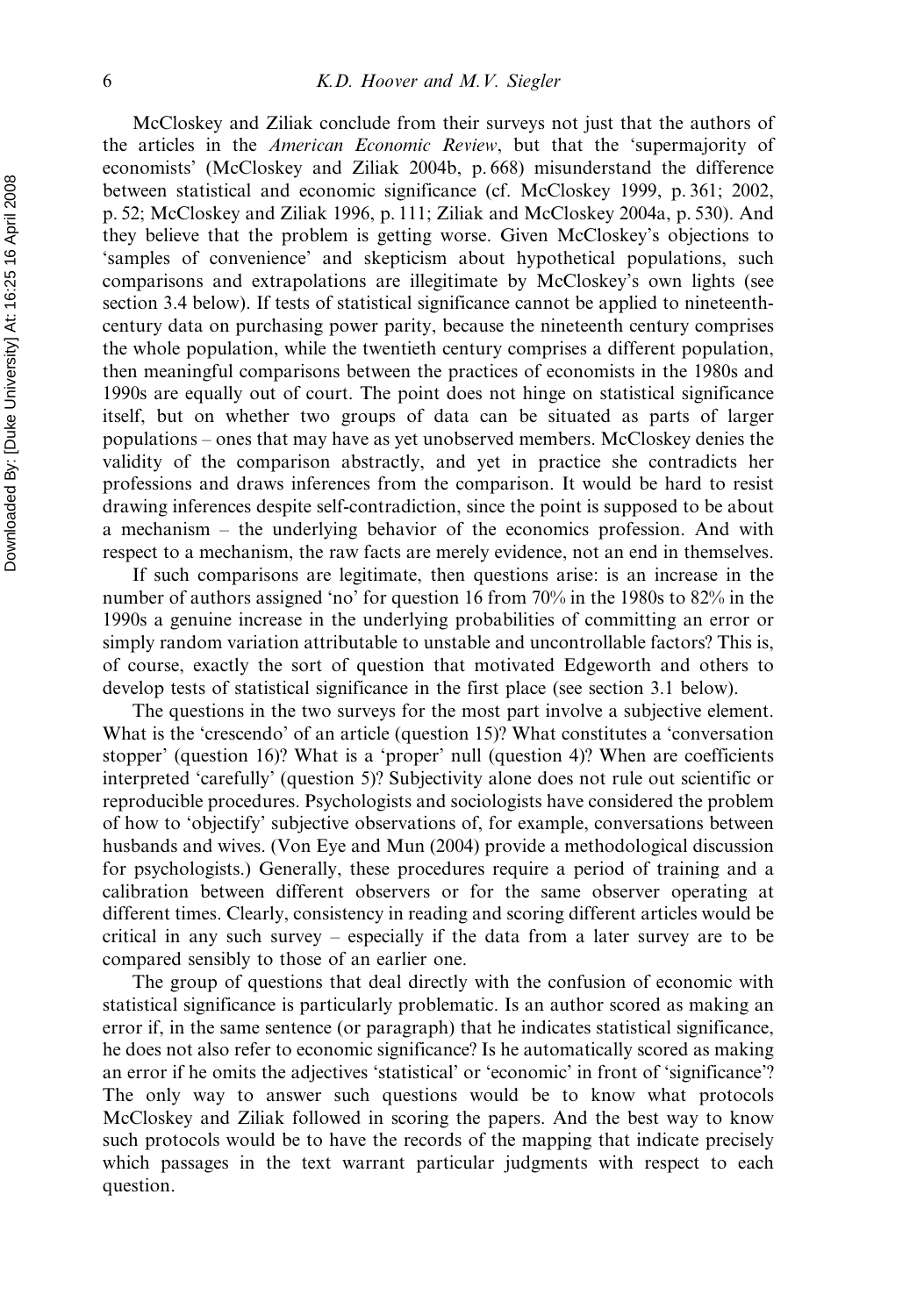McCloskey and Ziliak conclude from their surveys not just that the authors of the articles in the *American Economic Review*, but that the 'supermajority of economists' (McCloskey and Ziliak 2004b, p. 668) misunderstand the difference between statistical and economic significance (cf. McCloskey 1999, p. 361; 2002, p. 52; McCloskey and Ziliak 1996, p. 111; Ziliak and McCloskey 2004a, p. 530). And they believe that the problem is getting worse. Given McCloskey's objections to 'samples of convenience' and skepticism about hypothetical populations, such comparisons and extrapolations are illegitimate by McCloskey's own lights (see section 3.4 below). If tests of statistical significance cannot be applied to nineteenth-century data on purchasing power parity, because the nineteenth century comprises the whole population, while the twentieth century comprises a different population, then meaningful comparisons between the practices of economists in the 1980s and 1990s are equally out of court. The point does not hinge on statistical significance itself, but on whether two groups of data can be situated as parts of larger populations – ones that may have as yet unobserved members. McCloskey denies the validity of the comparison abstractly, and yet in practice she contradicts her professions and draws inferences from the comparison. It would be hard to resist drawing inferences despite self-contradiction, since the point is supposed to be about a mechanism – the underlying behavior of the economics profession. And with respect to a mechanism, the raw facts are merely evidence, not an end in themselves.

If such comparisons are legitimate, then questions arise: is an increase in the number of authors assigned 'no' for question 16 from 70% in the 1980s to 82% in the 1990s a genuine increase in the underlying probabilities of committing an error or simply random variation attributable to unstable and uncontrollable factors? This is, of course, exactly the sort of question that motivated Edgeworth and others to develop tests of statistical significance in the first place (see section 3.1 below).

The questions in the two surveys for the most part involve a subjective element. What is the 'crescendo' of an article (question 15)? What constitutes a 'conversation stopper' (question 16)? What is a 'proper' null (question 4)? When are coefficients interpreted 'carefully' (question 5)? Subjectivity alone does not rule out scientific or reproducible procedures. Psychologists and sociologists have considered the problem of how to 'objectify' subjective observations of, for example, conversations between husbands and wives. (Von Eye and Mun (2004) provide a methodological discussion for psychologists.) Generally, these procedures require a period of training and a calibration between different observers or for the same observer operating at different times. Clearly, consistency in reading and scoring different articles would be critical in any such survey – especially if the data from a later survey are to be compared sensibly to those of an earlier one.

The group of questions that deal directly with the confusion of economic with statistical significance is particularly problematic. Is an author scored as making an error if, in the same sentence (or paragraph) that he indicates statistical significance, he does not also refer to economic significance? Is he automatically scored as making an error if he omits the adjectives 'statistical' or 'economic' in front of 'significance'? The only way to answer such questions would be to know what protocols McCloskey and Ziliak followed in scoring the papers. And the best way to know such protocols would be to have the records of the mapping that indicate precisely which passages in the text warrant particular judgments with respect to each question.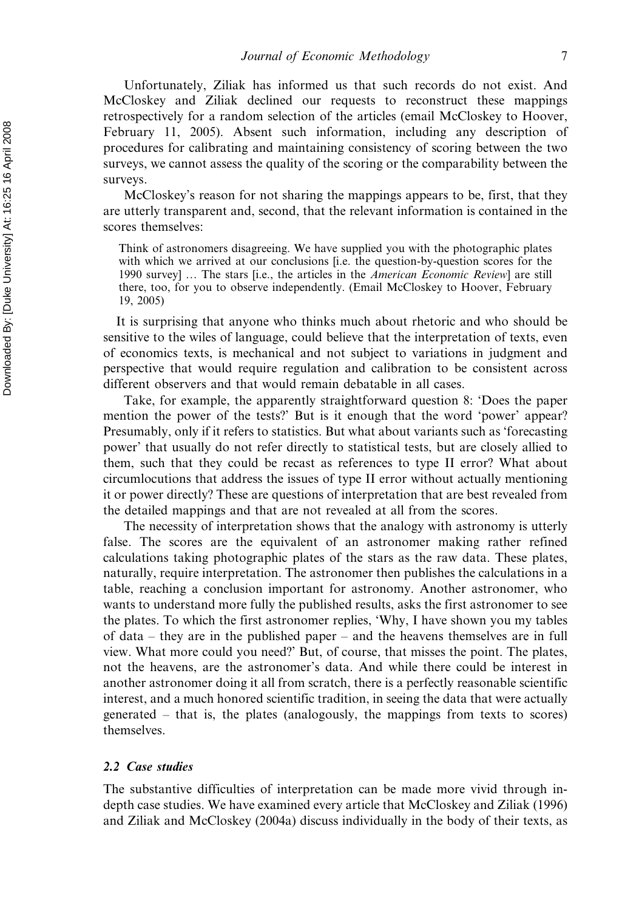Unfortunately, Ziliak has informed us that such records do not exist. And McCloskey and Ziliak declined our requests to reconstruct these mappings retrospectively for a random selection of the articles (email McCloskey to Hoover, February 11, 2005). Absent such information, including any description of procedures for calibrating and maintaining consistency of scoring between the two surveys, we cannot assess the quality of the scoring or the comparability between the surveys.

McCloskey's reason for not sharing the mappings appears to be, first, that they are utterly transparent and, second, that the relevant information is contained in the scores themselves:

> Think of astronomers disagreeing. We have supplied you with the photographic plates with which we arrived at our conclusions [i.e. the question-by-question scores for the 1990 survey] … The stars [i.e., the articles in the *American Economic Review*] are still there, too, for you to observe independently. (Email McCloskey to Hoover, February 19, 2005)

It is surprising that anyone who thinks much about rhetoric and who should be sensitive to the wiles of language, could believe that the interpretation of texts, even of economics texts, is mechanical and not subject to variations in judgment and perspective that would require regulation and calibration to be consistent across different observers and that would remain debatable in all cases.

Take, for example, the apparently straightforward question 8: 'Does the paper mention the power of the tests?' But is it enough that the word 'power' appear? Presumably, only if it refers to statistics. But what about variants such as 'forecasting power' that usually do not refer directly to statistical tests, but are closely allied to them, such that they could be recast as references to type II error? What about circumlocutions that address the issues of type II error without actually mentioning it or power directly? These are questions of interpretation that are best revealed from the detailed mappings and that are not revealed at all from the scores.

The necessity of interpretation shows that the analogy with astronomy is utterly false. The scores are the equivalent of an astronomer making rather refined calculations taking photographic plates of the stars as the raw data. These plates, naturally, require interpretation. The astronomer then publishes the calculations in a table, reaching a conclusion important for astronomy. Another astronomer, who wants to understand more fully the published results, asks the first astronomer to see the plates. To which the first astronomer replies, 'Why, I have shown you my tables of data – they are in the published paper – and the heavens themselves are in full view. What more could you need?' But, of course, that misses the point. The plates, not the heavens, are the astronomer's data. And while there could be interest in another astronomer doing it all from scratch, there is a perfectly reasonable scientific interest, and a much honored scientific tradition, in seeing the data that were actually generated – that is, the plates (analogously, the mappings from texts to scores) themselves.

### 2.2 Case studies

The substantive difficulties of interpretation can be made more vivid through in-depth case studies. We have examined every article that McCloskey and Ziliak (1996) and Ziliak and McCloskey (2004a) discuss individually in the body of their texts, as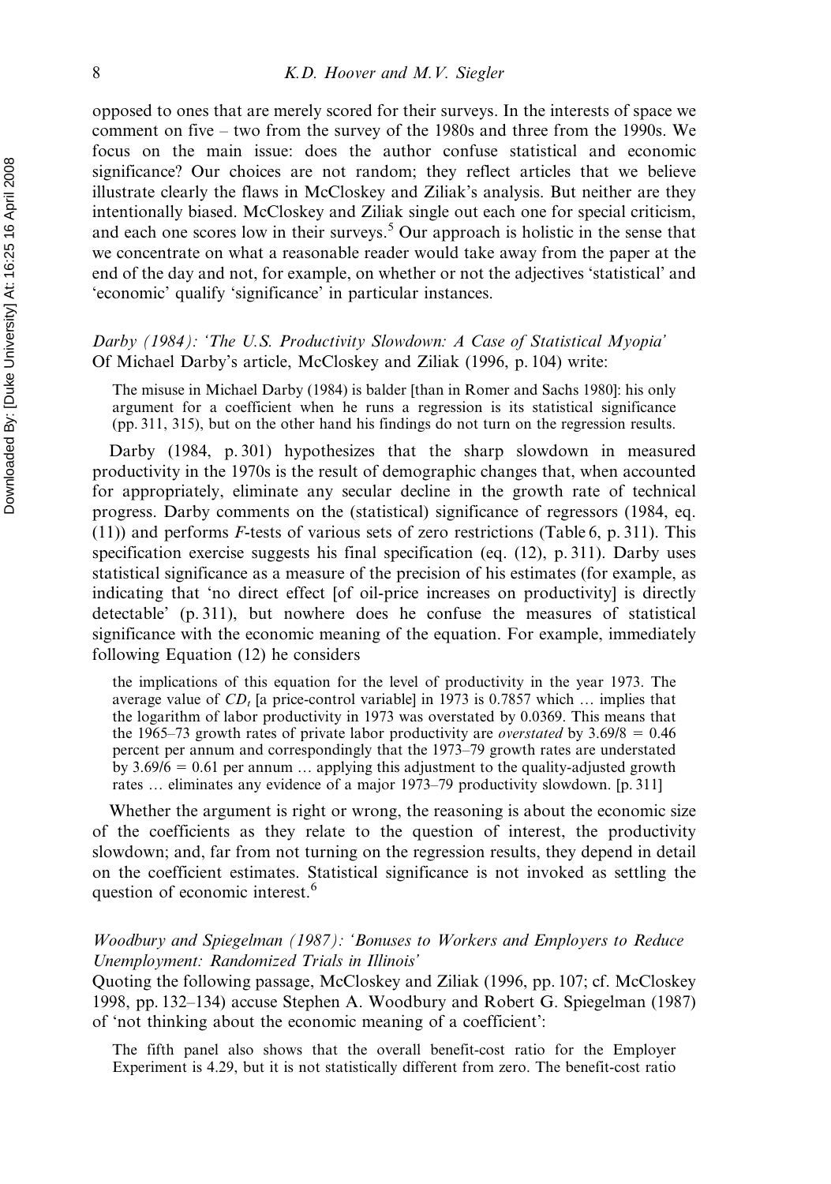opposed to ones that are merely scored for their surveys. In the interests of space we comment on five – two from the survey of the 1980s and three from the 1990s. We focus on the main issue: does the author confuse statistical and economic significance? Our choices are not random; they reflect articles that we believe illustrate clearly the flaws in McCloskey and Ziliak's analysis. But neither are they intentionally biased. McCloskey and Ziliak single out each one for special criticism, and each one scores low in their surveys.[5] Our approach is holistic in the sense that we concentrate on what a reasonable reader would take away from the paper at the end of the day and not, for example, on whether or not the adjectives 'statistical' and 'economic' qualify 'significance' in particular instances.

*Darby (1984): 'The U.S. Productivity Slowdown: A Case of Statistical Myopia'*
Of Michael Darby's article, McCloskey and Ziliak (1996, p. 104) write:

> The misuse in Michael Darby (1984) is balder [than in Romer and Sachs 1980]: his only argument for a coefficient when he runs a regression is its statistical significance (pp. 311, 315), but on the other hand his findings do not turn on the regression results.

Darby (1984, p. 301) hypothesizes that the sharp slowdown in measured productivity in the 1970s is the result of demographic changes that, when accounted for appropriately, eliminate any secular decline in the growth rate of technical progress. Darby comments on the (statistical) significance of regressors (1984, eq. (11)) and performs *F*-tests of various sets of zero restrictions (Table 6, p. 311). This specification exercise suggests his final specification (eq. (12), p. 311). Darby uses statistical significance as a measure of the precision of his estimates (for example, as indicating that 'no direct effect [of oil-price increases on productivity] is directly detectable' (p. 311), but nowhere does he confuse the measures of statistical significance with the economic meaning of the equation. For example, immediately following Equation (12) he considers

> the implications of this equation for the level of productivity in the year 1973. The average value of $CD_t$ [a price-control variable] in 1973 is 0.7857 which … implies that the logarithm of labor productivity in 1973 was overstated by 0.0369. This means that the 1965–73 growth rates of private labor productivity are *overstated* by $3.69/8 = 0.46$ percent per annum and correspondingly that the 1973–79 growth rates are understated by $3.69/6 = 0.61$ per annum … applying this adjustment to the quality-adjusted growth rates … eliminates any evidence of a major 1973–79 productivity slowdown. [p. 311]

Whether the argument is right or wrong, the reasoning is about the economic size of the coefficients as they relate to the question of interest, the productivity slowdown; and, far from not turning on the regression results, they depend in detail on the coefficient estimates. Statistical significance is not invoked as settling the question of economic interest.[6]

*Woodbury and Spiegelman (1987): 'Bonuses to Workers and Employers to Reduce Unemployment: Randomized Trials in Illinois'*
Quoting the following passage, McCloskey and Ziliak (1996, pp. 107; cf. McCloskey 1998, pp. 132–134) accuse Stephen A. Woodbury and Robert G. Spiegelman (1987) of 'not thinking about the economic meaning of a coefficient':

> The fifth panel also shows that the overall benefit-cost ratio for the Employer Experiment is 4.29, but it is not statistically different from zero. The benefit-cost ratio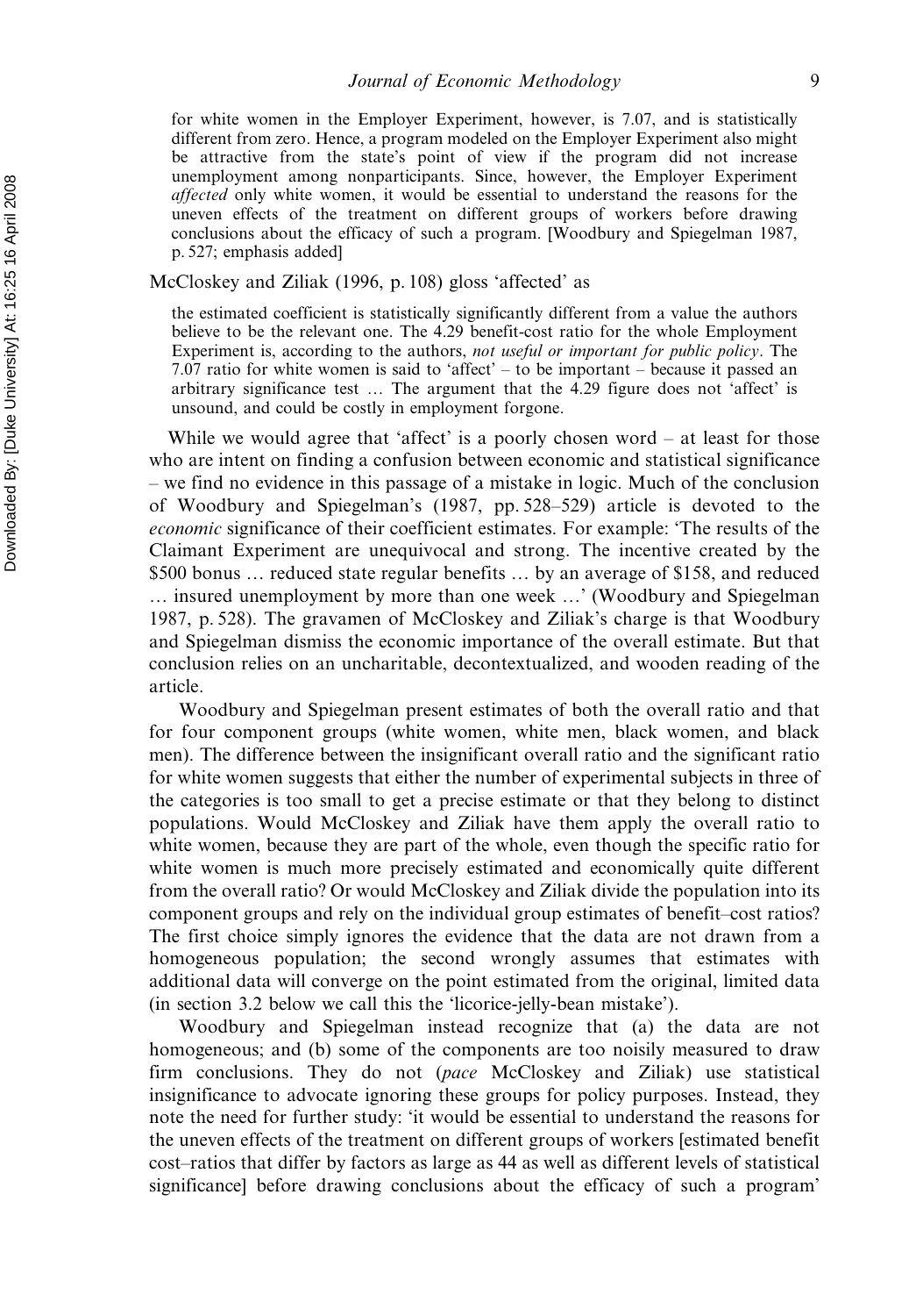> for white women in the Employer Experiment, however, is 7.07, and is statistically different from zero. Hence, a program modeled on the Employer Experiment also might be attractive from the state's point of view if the program did not increase unemployment among nonparticipants. Since, however, the Employer Experiment *affected* only white women, it would be essential to understand the reasons for the uneven effects of the treatment on different groups of workers before drawing conclusions about the efficacy of such a program. [Woodbury and Spiegelman 1987, p. 527; emphasis added]

McCloskey and Ziliak (1996, p. 108) gloss 'affected' as

> the estimated coefficient is statistically significantly different from a value the authors believe to be the relevant one. The 4.29 benefit-cost ratio for the whole Employment Experiment is, according to the authors, *not useful or important for public policy*. The 7.07 ratio for white women is said to 'affect' – to be important – because it passed an arbitrary significance test … The argument that the 4.29 figure does not 'affect' is unsound, and could be costly in employment forgone.

While we would agree that 'affect' is a poorly chosen word – at least for those who are intent on finding a confusion between economic and statistical significance – we find no evidence in this passage of a mistake in logic. Much of the conclusion of Woodbury and Spiegelman's (1987, pp. 528–529) article is devoted to the *economic* significance of their coefficient estimates. For example: 'The results of the Claimant Experiment are unequivocal and strong. The incentive created by the $500 bonus … reduced state regular benefits … by an average of $158, and reduced … insured unemployment by more than one week …' (Woodbury and Spiegelman 1987, p. 528). The gravamen of McCloskey and Ziliak's charge is that Woodbury and Spiegelman dismiss the economic importance of the overall estimate. But that conclusion relies on an uncharitable, decontextualized, and wooden reading of the article.

Woodbury and Spiegelman present estimates of both the overall ratio and that for four component groups (white women, white men, black women, and black men). The difference between the insignificant overall ratio and the significant ratio for white women suggests that either the number of experimental subjects in three of the categories is too small to get a precise estimate or that they belong to distinct populations. Would McCloskey and Ziliak have them apply the overall ratio to white women, because they are part of the whole, even though the specific ratio for white women is much more precisely estimated and economically quite different from the overall ratio? Or would McCloskey and Ziliak divide the population into its component groups and rely on the individual group estimates of benefit–cost ratios? The first choice simply ignores the evidence that the data are not drawn from a homogeneous population; the second wrongly assumes that estimates with additional data will converge on the point estimated from the original, limited data (in section 3.2 below we call this the 'licorice-jelly-bean mistake').

Woodbury and Spiegelman instead recognize that (a) the data are not homogeneous; and (b) some of the components are too noisily measured to draw firm conclusions. They do not (*pace* McCloskey and Ziliak) use statistical insignificance to advocate ignoring these groups for policy purposes. Instead, they note the need for further study: 'it would be essential to understand the reasons for the uneven effects of the treatment on different groups of workers [estimated benefit cost–ratios that differ by factors as large as 44 as well as different levels of statistical significance] before drawing conclusions about the efficacy of such a program'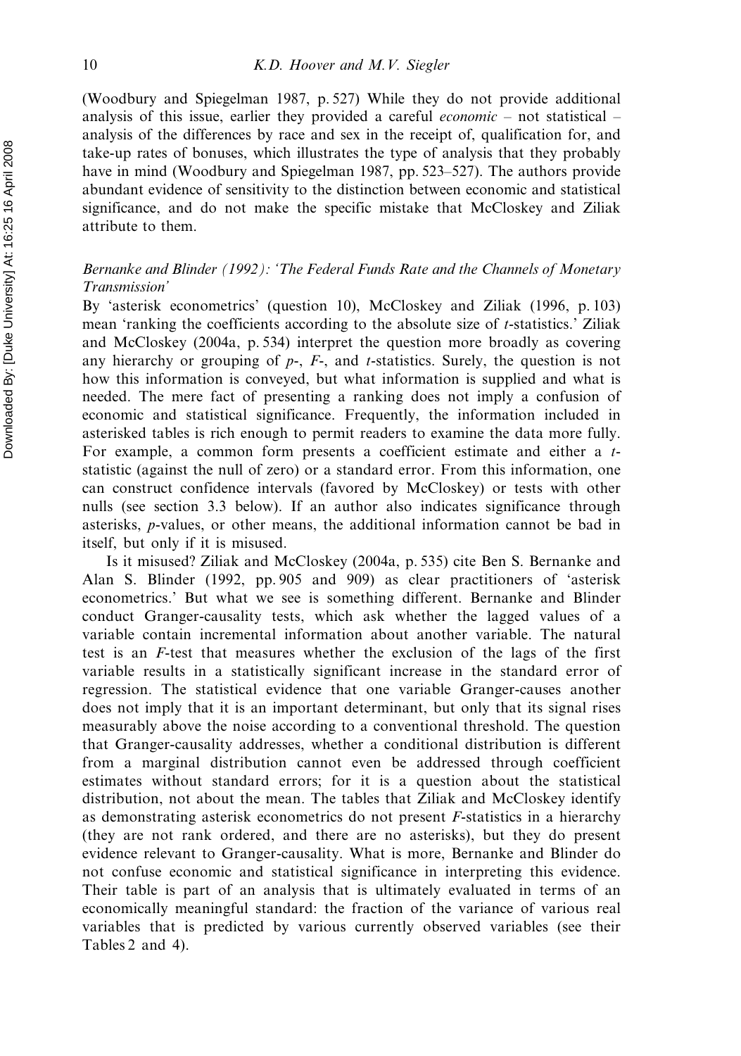(Woodbury and Spiegelman 1987, p. 527) While they do not provide additional analysis of this issue, earlier they provided a careful *economic* – not statistical – analysis of the differences by race and sex in the receipt of, qualification for, and take-up rates of bonuses, which illustrates the type of analysis that they probably have in mind (Woodbury and Spiegelman 1987, pp. 523–527). The authors provide abundant evidence of sensitivity to the distinction between economic and statistical significance, and do not make the specific mistake that McCloskey and Ziliak attribute to them.

### *Bernanke and Blinder (1992): 'The Federal Funds Rate and the Channels of Monetary Transmission'*

By 'asterisk econometrics' (question 10), McCloskey and Ziliak (1996, p. 103) mean 'ranking the coefficients according to the absolute size of *t*-statistics.' Ziliak and McCloskey (2004a, p. 534) interpret the question more broadly as covering any hierarchy or grouping of *p*-, *F*-, and *t*-statistics. Surely, the question is not how this information is conveyed, but what information is supplied and what is needed. The mere fact of presenting a ranking does not imply a confusion of economic and statistical significance. Frequently, the information included in asterisked tables is rich enough to permit readers to examine the data more fully. For example, a common form presents a coefficient estimate and either a *t*-statistic (against the null of zero) or a standard error. From this information, one can construct confidence intervals (favored by McCloskey) or tests with other nulls (see section 3.3 below). If an author also indicates significance through asterisks, *p*-values, or other means, the additional information cannot be bad in itself, but only if it is misused.

Is it misused? Ziliak and McCloskey (2004a, p. 535) cite Ben S. Bernanke and Alan S. Blinder (1992, pp. 905 and 909) as clear practitioners of 'asterisk econometrics.' But what we see is something different. Bernanke and Blinder conduct Granger-causality tests, which ask whether the lagged values of a variable contain incremental information about another variable. The natural test is an *F*-test that measures whether the exclusion of the lags of the first variable results in a statistically significant increase in the standard error of regression. The statistical evidence that one variable Granger-causes another does not imply that it is an important determinant, but only that its signal rises measurably above the noise according to a conventional threshold. The question that Granger-causality addresses, whether a conditional distribution is different from a marginal distribution cannot even be addressed through coefficient estimates without standard errors; for it is a question about the statistical distribution, not about the mean. The tables that Ziliak and McCloskey identify as demonstrating asterisk econometrics do not present *F*-statistics in a hierarchy (they are not rank ordered, and there are no asterisks), but they do present evidence relevant to Granger-causality. What is more, Bernanke and Blinder do not confuse economic and statistical significance in interpreting this evidence. Their table is part of an analysis that is ultimately evaluated in terms of an economically meaningful standard: the fraction of the variance of various real variables that is predicted by various currently observed variables (see their Tables 2 and 4).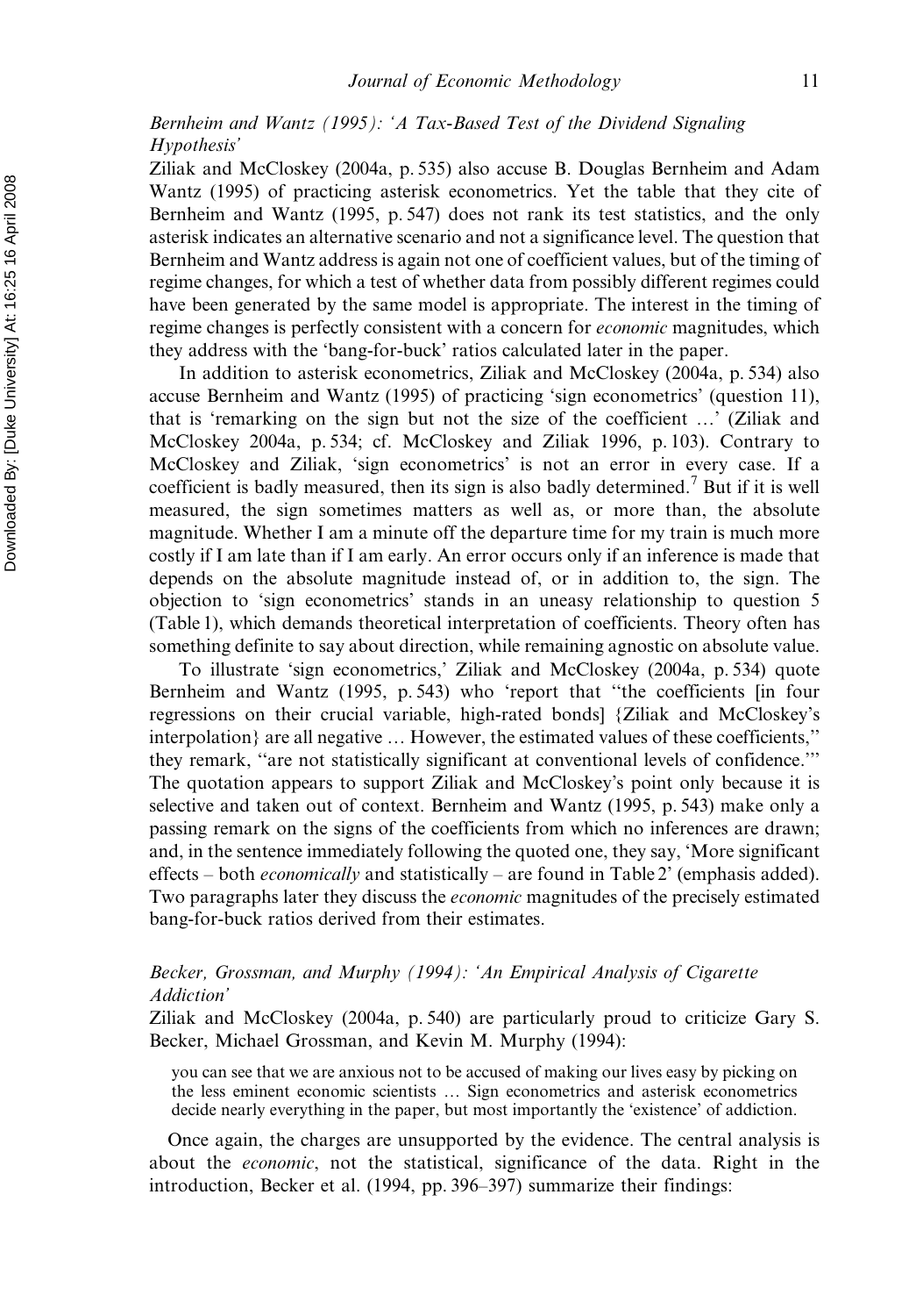### *Bernheim and Wantz (1995): 'A Tax-Based Test of the Dividend Signaling Hypothesis'*

Ziliak and McCloskey (2004a, p. 535) also accuse B. Douglas Bernheim and Adam Wantz (1995) of practicing asterisk econometrics. Yet the table that they cite of Bernheim and Wantz (1995, p. 547) does not rank its test statistics, and the only asterisk indicates an alternative scenario and not a significance level. The question that Bernheim and Wantz address is again not one of coefficient values, but of the timing of regime changes, for which a test of whether data from possibly different regimes could have been generated by the same model is appropriate. The interest in the timing of regime changes is perfectly consistent with a concern for *economic* magnitudes, which they address with the 'bang-for-buck' ratios calculated later in the paper.

In addition to asterisk econometrics, Ziliak and McCloskey (2004a, p. 534) also accuse Bernheim and Wantz (1995) of practicing 'sign econometrics' (question 11), that is 'remarking on the sign but not the size of the coefficient …' (Ziliak and McCloskey 2004a, p. 534; cf. McCloskey and Ziliak 1996, p. 103). Contrary to McCloskey and Ziliak, 'sign econometrics' is not an error in every case. If a coefficient is badly measured, then its sign is also badly determined.[7] But if it is well measured, the sign sometimes matters as well as, or more than, the absolute magnitude. Whether I am a minute off the departure time for my train is much more costly if I am late than if I am early. An error occurs only if an inference is made that depends on the absolute magnitude instead of, or in addition to, the sign. The objection to 'sign econometrics' stands in an uneasy relationship to question 5 (Table 1), which demands theoretical interpretation of coefficients. Theory often has something definite to say about direction, while remaining agnostic on absolute value.

To illustrate 'sign econometrics,' Ziliak and McCloskey (2004a, p. 534) quote Bernheim and Wantz (1995, p. 543) who 'report that "the coefficients [in four regressions on their crucial variable, high-rated bonds] {Ziliak and McCloskey's interpolation} are all negative … However, the estimated values of these coefficients," they remark, "are not statistically significant at conventional levels of confidence."' The quotation appears to support Ziliak and McCloskey's point only because it is selective and taken out of context. Bernheim and Wantz (1995, p. 543) make only a passing remark on the signs of the coefficients from which no inferences are drawn; and, in the sentence immediately following the quoted one, they say, 'More significant effects – both *economically* and statistically – are found in Table 2' (emphasis added). Two paragraphs later they discuss the *economic* magnitudes of the precisely estimated bang-for-buck ratios derived from their estimates.

### *Becker, Grossman, and Murphy (1994): 'An Empirical Analysis of Cigarette Addiction'*

Ziliak and McCloskey (2004a, p. 540) are particularly proud to criticize Gary S. Becker, Michael Grossman, and Kevin M. Murphy (1994):

> you can see that we are anxious not to be accused of making our lives easy by picking on the less eminent economic scientists … Sign econometrics and asterisk econometrics decide nearly everything in the paper, but most importantly the 'existence' of addiction.

Once again, the charges are unsupported by the evidence. The central analysis is about the *economic*, not the statistical, significance of the data. Right in the introduction, Becker et al. (1994, pp. 396–397) summarize their findings: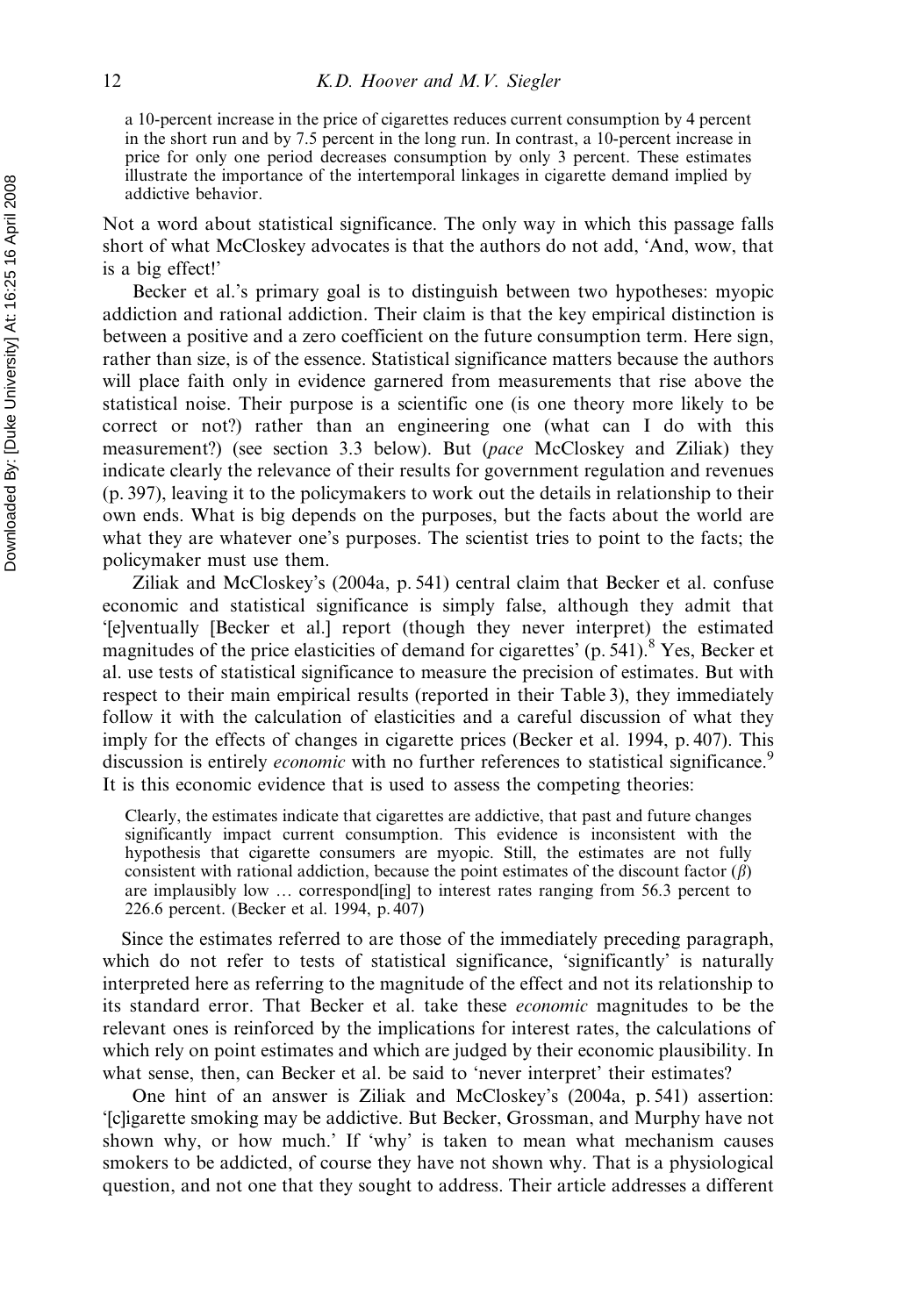> a 10-percent increase in the price of cigarettes reduces current consumption by 4 percent in the short run and by 7.5 percent in the long run. In contrast, a 10-percent increase in price for only one period decreases consumption by only 3 percent. These estimates illustrate the importance of the intertemporal linkages in cigarette demand implied by addictive behavior.

Not a word about statistical significance. The only way in which this passage falls short of what McCloskey advocates is that the authors do not add, 'And, wow, that is a big effect!'

Becker et al.'s primary goal is to distinguish between two hypotheses: myopic addiction and rational addiction. Their claim is that the key empirical distinction is between a positive and a zero coefficient on the future consumption term. Here sign, rather than size, is of the essence. Statistical significance matters because the authors will place faith only in evidence garnered from measurements that rise above the statistical noise. Their purpose is a scientific one (is one theory more likely to be correct or not?) rather than an engineering one (what can I do with this measurement?) (see section 3.3 below). But (*pace* McCloskey and Ziliak) they indicate clearly the relevance of their results for government regulation and revenues (p. 397), leaving it to the policymakers to work out the details in relationship to their own ends. What is big depends on the purposes, but the facts about the world are what they are whatever one's purposes. The scientist tries to point to the facts; the policymaker must use them.

Ziliak and McCloskey's (2004a, p. 541) central claim that Becker et al. confuse economic and statistical significance is simply false, although they admit that '[e]ventually [Becker et al.] report (though they never interpret) the estimated magnitudes of the price elasticities of demand for cigarettes' (p. 541).[8] Yes, Becker et al. use tests of statistical significance to measure the precision of estimates. But with respect to their main empirical results (reported in their Table 3), they immediately follow it with the calculation of elasticities and a careful discussion of what they imply for the effects of changes in cigarette prices (Becker et al. 1994, p. 407). This discussion is entirely *economic* with no further references to statistical significance.[9] It is this economic evidence that is used to assess the competing theories:

> Clearly, the estimates indicate that cigarettes are addictive, that past and future changes significantly impact current consumption. This evidence is inconsistent with the hypothesis that cigarette consumers are myopic. Still, the estimates are not fully consistent with rational addiction, because the point estimates of the discount factor ($\beta$) are implausibly low … correspond[ing] to interest rates ranging from 56.3 percent to 226.6 percent. (Becker et al. 1994, p. 407)

Since the estimates referred to are those of the immediately preceding paragraph, which do not refer to tests of statistical significance, 'significantly' is naturally interpreted here as referring to the magnitude of the effect and not its relationship to its standard error. That Becker et al. take these *economic* magnitudes to be the relevant ones is reinforced by the implications for interest rates, the calculations of which rely on point estimates and which are judged by their economic plausibility. In what sense, then, can Becker et al. be said to 'never interpret' their estimates?

One hint of an answer is Ziliak and McCloskey's (2004a, p. 541) assertion: '[c]igarette smoking may be addictive. But Becker, Grossman, and Murphy have not shown why, or how much.' If 'why' is taken to mean what mechanism causes smokers to be addicted, of course they have not shown why. That is a physiological question, and not one that they sought to address. Their article addresses a different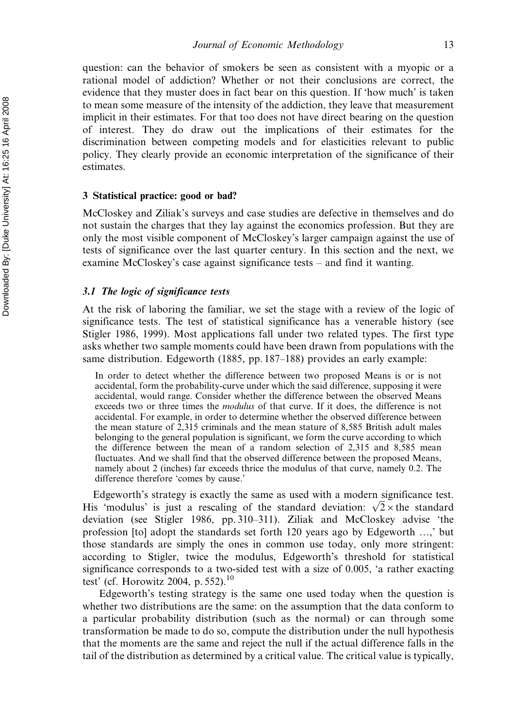question: can the behavior of smokers be seen as consistent with a myopic or a rational model of addiction? Whether or not their conclusions are correct, the evidence that they muster does in fact bear on this question. If 'how much' is taken to mean some measure of the intensity of the addiction, they leave that measurement implicit in their estimates. For that too does not have direct bearing on the question of interest. They do draw out the implications of their estimates for the discrimination between competing models and for elasticities relevant to public policy. They clearly provide an economic interpretation of the significance of their estimates.

## 3 Statistical practice: good or bad?

McCloskey and Ziliak's surveys and case studies are defective in themselves and do not sustain the charges that they lay against the economics profession. But they are only the most visible component of McCloskey's larger campaign against the use of tests of significance over the last quarter century. In this section and the next, we examine McCloskey's case against significance tests – and find it wanting.

### *3.1 The logic of significance tests*

At the risk of laboring the familiar, we set the stage with a review of the logic of significance tests. The test of statistical significance has a venerable history (see Stigler 1986, 1999). Most applications fall under two related types. The first type asks whether two sample moments could have been drawn from populations with the same distribution. Edgeworth (1885, pp. 187–188) provides an early example:

> In order to detect whether the difference between two proposed Means is or is not accidental, form the probability-curve under which the said difference, supposing it were accidental, would range. Consider whether the difference between the observed Means exceeds two or three times the *modulus* of that curve. If it does, the difference is not accidental. For example, in order to determine whether the observed difference between the mean stature of 2,315 criminals and the mean stature of 8,585 British adult males belonging to the general population is significant, we form the curve according to which the difference between the mean of a random selection of 2,315 and 8,585 mean fluctuates. And we shall find that the observed difference between the proposed Means, namely about 2 (inches) far exceeds thrice the modulus of that curve, namely 0.2. The difference therefore 'comes by cause.'

Edgeworth's strategy is exactly the same as used with a modern significance test. His 'modulus' is just a rescaling of the standard deviation: $\sqrt{2}\times$ the standard deviation (see Stigler 1986, pp. 310–311). Ziliak and McCloskey advise 'the profession [to] adopt the standards set forth 120 years ago by Edgeworth …,' but those standards are simply the ones in common use today, only more stringent: according to Stigler, twice the modulus, Edgeworth's threshold for statistical significance corresponds to a two-sided test with a size of 0.005, 'a rather exacting test' (cf. Horowitz 2004, p. 552).[10]

Edgeworth's testing strategy is the same one used today when the question is whether two distributions are the same: on the assumption that the data conform to a particular probability distribution (such as the normal) or can through some transformation be made to do so, compute the distribution under the null hypothesis that the moments are the same and reject the null if the actual difference falls in the tail of the distribution as determined by a critical value. The critical value is typically,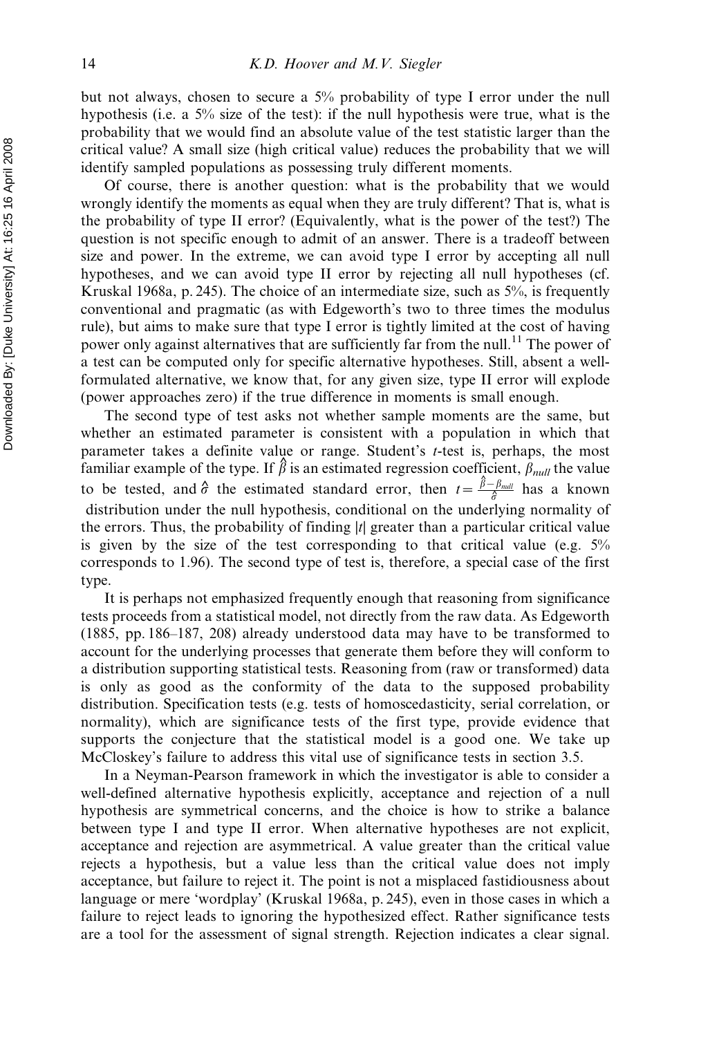but not always, chosen to secure a 5% probability of type I error under the null hypothesis (i.e. a 5% size of the test): if the null hypothesis were true, what is the probability that we would find an absolute value of the test statistic larger than the critical value? A small size (high critical value) reduces the probability that we will identify sampled populations as possessing truly different moments.

Of course, there is another question: what is the probability that we would wrongly identify the moments as equal when they are truly different? That is, what is the probability of type II error? (Equivalently, what is the power of the test?) The question is not specific enough to admit of an answer. There is a tradeoff between size and power. In the extreme, we can avoid type I error by accepting all null hypotheses, and we can avoid type II error by rejecting all null hypotheses (cf. Kruskal 1968a, p. 245). The choice of an intermediate size, such as 5%, is frequently conventional and pragmatic (as with Edgeworth's two to three times the modulus rule), but aims to make sure that type I error is tightly limited at the cost of having power only against alternatives that are sufficiently far from the null.[11] The power of a test can be computed only for specific alternative hypotheses. Still, absent a well-formulated alternative, we know that, for any given size, type II error will explode (power approaches zero) if the true difference in moments is small enough.

The second type of test asks not whether sample moments are the same, but whether an estimated parameter is consistent with a population in which that parameter takes a definite value or range. Student's $t$-test is, perhaps, the most familiar example of the type. If $\hat{\beta}$ is an estimated regression coefficient, $\beta_{null}$ the value to be tested, and $\hat{\sigma}$ the estimated standard error, then $t = \frac{\hat{\beta} - \beta_{null}}{\hat{\sigma}}$ has a known distribution under the null hypothesis, conditional on the underlying normality of the errors. Thus, the probability of finding $|t|$ greater than a particular critical value is given by the size of the test corresponding to that critical value (e.g. 5% corresponds to 1.96). The second type of test is, therefore, a special case of the first type.

It is perhaps not emphasized frequently enough that reasoning from significance tests proceeds from a statistical model, not directly from the raw data. As Edgeworth (1885, pp. 186–187, 208) already understood data may have to be transformed to account for the underlying processes that generate them before they will conform to a distribution supporting statistical tests. Reasoning from (raw or transformed) data is only as good as the conformity of the data to the supposed probability distribution. Specification tests (e.g. tests of homoscedasticity, serial correlation, or normality), which are significance tests of the first type, provide evidence that supports the conjecture that the statistical model is a good one. We take up McCloskey's failure to address this vital use of significance tests in section 3.5.

In a Neyman-Pearson framework in which the investigator is able to consider a well-defined alternative hypothesis explicitly, acceptance and rejection of a null hypothesis are symmetrical concerns, and the choice is how to strike a balance between type I and type II error. When alternative hypotheses are not explicit, acceptance and rejection are asymmetrical. A value greater than the critical value rejects a hypothesis, but a value less than the critical value does not imply acceptance, but failure to reject it. The point is not a misplaced fastidiousness about language or mere 'wordplay' (Kruskal 1968a, p. 245), even in those cases in which a failure to reject leads to ignoring the hypothesized effect. Rather significance tests are a tool for the assessment of signal strength. Rejection indicates a clear signal.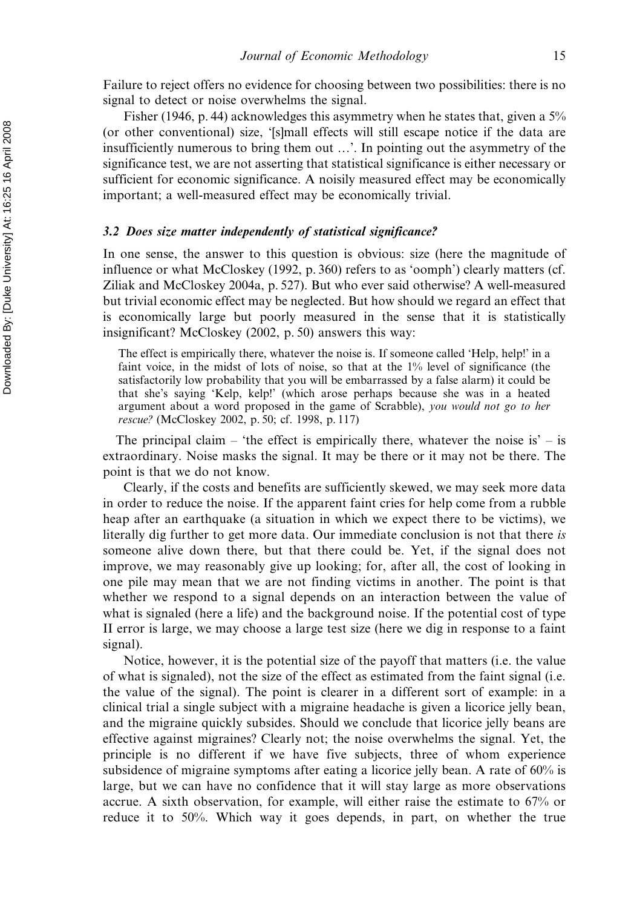Failure to reject offers no evidence for choosing between two possibilities: there is no signal to detect or noise overwhelms the signal.

Fisher (1946, p. 44) acknowledges this asymmetry when he states that, given a 5% (or other conventional) size, '[s]mall effects will still escape notice if the data are insufficiently numerous to bring them out …'. In pointing out the asymmetry of the significance test, we are not asserting that statistical significance is either necessary or sufficient for economic significance. A noisily measured effect may be economically important; a well-measured effect may be economically trivial.

### *3.2 Does size matter independently of statistical significance?*

In one sense, the answer to this question is obvious: size (here the magnitude of influence or what McCloskey (1992, p. 360) refers to as 'oomph') clearly matters (cf. Ziliak and McCloskey 2004a, p. 527). But who ever said otherwise? A well-measured but trivial economic effect may be neglected. But how should we regard an effect that is economically large but poorly measured in the sense that it is statistically insignificant? McCloskey (2002, p. 50) answers this way:

> The effect is empirically there, whatever the noise is. If someone called 'Help, help!' in a faint voice, in the midst of lots of noise, so that at the 1% level of significance (the satisfactorily low probability that you will be embarrassed by a false alarm) it could be that she's saying 'Kelp, kelp!' (which arose perhaps because she was in a heated argument about a word proposed in the game of Scrabble), *you would not go to her rescue?* (McCloskey 2002, p. 50; cf. 1998, p. 117)

The principal claim – 'the effect is empirically there, whatever the noise is' – is extraordinary. Noise masks the signal. It may be there or it may not be there. The point is that we do not know.

Clearly, if the costs and benefits are sufficiently skewed, we may seek more data in order to reduce the noise. If the apparent faint cries for help come from a rubble heap after an earthquake (a situation in which we expect there to be victims), we literally dig further to get more data. Our immediate conclusion is not that there *is* someone alive down there, but that there could be. Yet, if the signal does not improve, we may reasonably give up looking; for, after all, the cost of looking in one pile may mean that we are not finding victims in another. The point is that whether we respond to a signal depends on an interaction between the value of what is signaled (here a life) and the background noise. If the potential cost of type II error is large, we may choose a large test size (here we dig in response to a faint signal).

Notice, however, it is the potential size of the payoff that matters (i.e. the value of what is signaled), not the size of the effect as estimated from the faint signal (i.e. the value of the signal). The point is clearer in a different sort of example: in a clinical trial a single subject with a migraine headache is given a licorice jelly bean, and the migraine quickly subsides. Should we conclude that licorice jelly beans are effective against migraines? Clearly not; the noise overwhelms the signal. Yet, the principle is no different if we have five subjects, three of whom experience subsidence of migraine symptoms after eating a licorice jelly bean. A rate of 60% is large, but we can have no confidence that it will stay large as more observations accrue. A sixth observation, for example, will either raise the estimate to 67% or reduce it to 50%. Which way it goes depends, in part, on whether the true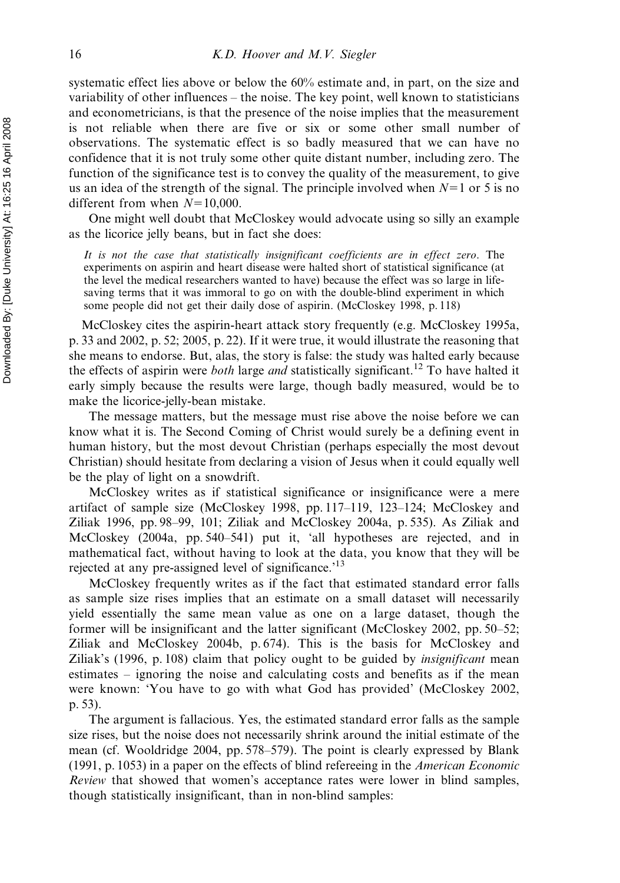systematic effect lies above or below the 60% estimate and, in part, on the size and variability of other influences – the noise. The key point, well known to statisticians and econometricians, is that the presence of the noise implies that the measurement is not reliable when there are five or six or some other small number of observations. The systematic effect is so badly measured that we can have no confidence that it is not truly some other quite distant number, including zero. The function of the significance test is to convey the quality of the measurement, to give us an idea of the strength of the signal. The principle involved when $N=1$ or 5 is no different from when $N=10{,}000$.

One might well doubt that McCloskey would advocate using so silly an example as the licorice jelly beans, but in fact she does:

> *It is not the case that statistically insignificant coefficients are in effect zero*. The experiments on aspirin and heart disease were halted short of statistical significance (at the level the medical researchers wanted to have) because the effect was so large in life-saving terms that it was immoral to go on with the double-blind experiment in which some people did not get their daily dose of aspirin. (McCloskey 1998, p. 118)

McCloskey cites the aspirin-heart attack story frequently (e.g. McCloskey 1995a, p. 33 and 2002, p. 52; 2005, p. 22). If it were true, it would illustrate the reasoning that she means to endorse. But, alas, the story is false: the study was halted early because the effects of aspirin were *both* large *and* statistically significant.[12] To have halted it early simply because the results were large, though badly measured, would be to make the licorice-jelly-bean mistake.

The message matters, but the message must rise above the noise before we can know what it is. The Second Coming of Christ would surely be a defining event in human history, but the most devout Christian (perhaps especially the most devout Christian) should hesitate from declaring a vision of Jesus when it could equally well be the play of light on a snowdrift.

McCloskey writes as if statistical significance or insignificance were a mere artifact of sample size (McCloskey 1998, pp. 117–119, 123–124; McCloskey and Ziliak 1996, pp. 98–99, 101; Ziliak and McCloskey 2004a, p. 535). As Ziliak and McCloskey (2004a, pp. 540–541) put it, 'all hypotheses are rejected, and in mathematical fact, without having to look at the data, you know that they will be rejected at any pre-assigned level of significance.'[13]

McCloskey frequently writes as if the fact that estimated standard error falls as sample size rises implies that an estimate on a small dataset will necessarily yield essentially the same mean value as one on a large dataset, though the former will be insignificant and the latter significant (McCloskey 2002, pp. 50–52; Ziliak and McCloskey 2004b, p. 674). This is the basis for McCloskey and Ziliak's (1996, p. 108) claim that policy ought to be guided by *insignificant* mean estimates – ignoring the noise and calculating costs and benefits as if the mean were known: 'You have to go with what God has provided' (McCloskey 2002, p. 53).

The argument is fallacious. Yes, the estimated standard error falls as the sample size rises, but the noise does not necessarily shrink around the initial estimate of the mean (cf. Wooldridge 2004, pp. 578–579). The point is clearly expressed by Blank (1991, p. 1053) in a paper on the effects of blind refereeing in the *American Economic Review* that showed that women's acceptance rates were lower in blind samples, though statistically insignificant, than in non-blind samples: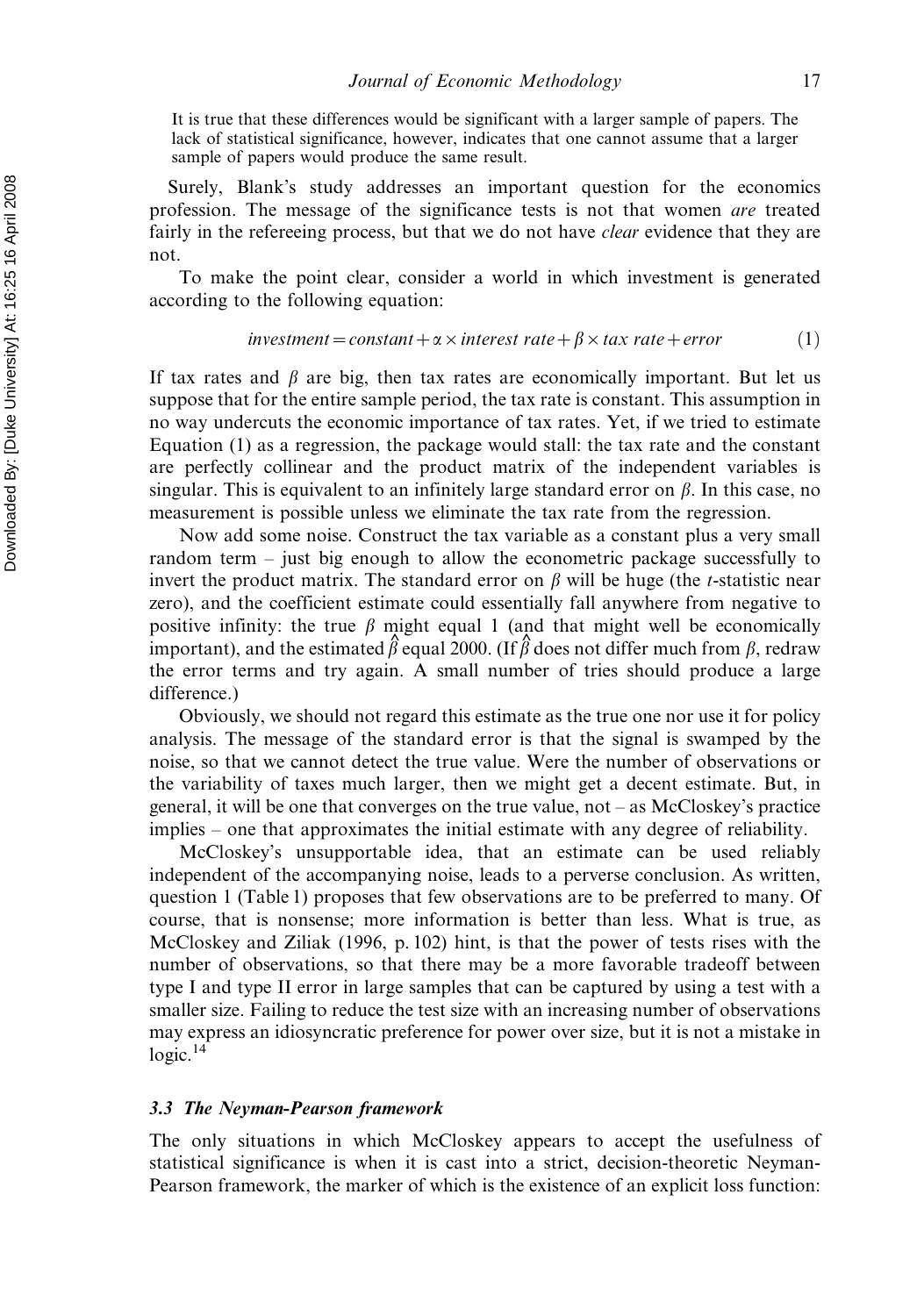> It is true that these differences would be significant with a larger sample of papers. The lack of statistical significance, however, indicates that one cannot assume that a larger sample of papers would produce the same result.

Surely, Blank's study addresses an important question for the economics profession. The message of the significance tests is not that women *are* treated fairly in the refereeing process, but that we do not have *clear* evidence that they are not.

To make the point clear, consider a world in which investment is generated according to the following equation:

$$investment = constant + \alpha \times interest\ rate + \beta \times tax\ rate + error \tag{1}$$

If tax rates and $\beta$ are big, then tax rates are economically important. But let us suppose that for the entire sample period, the tax rate is constant. This assumption in no way undercuts the economic importance of tax rates. Yet, if we tried to estimate Equation (1) as a regression, the package would stall: the tax rate and the constant are perfectly collinear and the product matrix of the independent variables is singular. This is equivalent to an infinitely large standard error on $\beta$. In this case, no measurement is possible unless we eliminate the tax rate from the regression.

Now add some noise. Construct the tax variable as a constant plus a very small random term – just big enough to allow the econometric package successfully to invert the product matrix. The standard error on $\beta$ will be huge (the $t$-statistic near zero), and the coefficient estimate could essentially fall anywhere from negative to positive infinity: the true $\beta$ might equal 1 (and that might well be economically important), and the estimated $\hat{\beta}$ equal 2000. (If $\hat{\beta}$ does not differ much from $\beta$, redraw the error terms and try again. A small number of tries should produce a large difference.)

Obviously, we should not regard this estimate as the true one nor use it for policy analysis. The message of the standard error is that the signal is swamped by the noise, so that we cannot detect the true value. Were the number of observations or the variability of taxes much larger, then we might get a decent estimate. But, in general, it will be one that converges on the true value, not – as McCloskey's practice implies – one that approximates the initial estimate with any degree of reliability.

McCloskey's unsupportable idea, that an estimate can be used reliably independent of the accompanying noise, leads to a perverse conclusion. As written, question 1 (Table 1) proposes that few observations are to be preferred to many. Of course, that is nonsense; more information is better than less. What is true, as McCloskey and Ziliak (1996, p. 102) hint, is that the power of tests rises with the number of observations, so that there may be a more favorable tradeoff between type I and type II error in large samples that can be captured by using a test with a smaller size. Failing to reduce the test size with an increasing number of observations may express an idiosyncratic preference for power over size, but it is not a mistake in logic.[14]

### 3.3 The Neyman-Pearson framework

The only situations in which McCloskey appears to accept the usefulness of statistical significance is when it is cast into a strict, decision-theoretic Neyman-Pearson framework, the marker of which is the existence of an explicit loss function: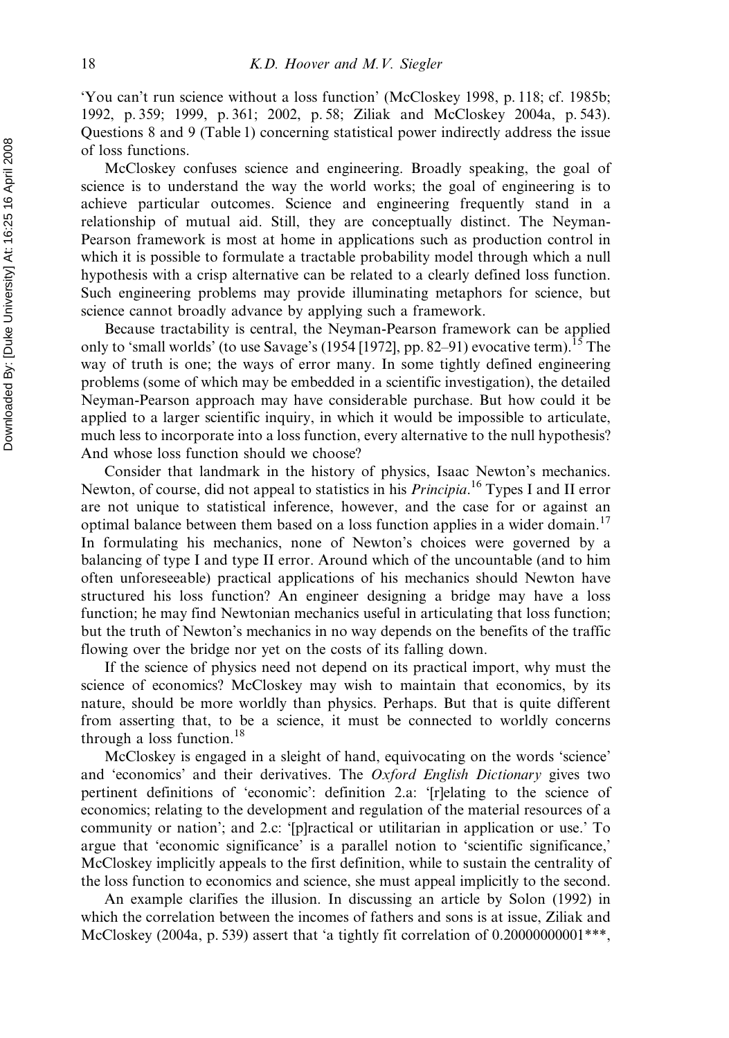'You can't run science without a loss function' (McCloskey 1998, p. 118; cf. 1985b; 1992, p. 359; 1999, p. 361; 2002, p. 58; Ziliak and McCloskey 2004a, p. 543). Questions 8 and 9 (Table 1) concerning statistical power indirectly address the issue of loss functions.

McCloskey confuses science and engineering. Broadly speaking, the goal of science is to understand the way the world works; the goal of engineering is to achieve particular outcomes. Science and engineering frequently stand in a relationship of mutual aid. Still, they are conceptually distinct. The Neyman-Pearson framework is most at home in applications such as production control in which it is possible to formulate a tractable probability model through which a null hypothesis with a crisp alternative can be related to a clearly defined loss function. Such engineering problems may provide illuminating metaphors for science, but science cannot broadly advance by applying such a framework.

Because tractability is central, the Neyman-Pearson framework can be applied only to 'small worlds' (to use Savage's (1954 [1972], pp. 82–91) evocative term).[15] The way of truth is one; the ways of error many. In some tightly defined engineering problems (some of which may be embedded in a scientific investigation), the detailed Neyman-Pearson approach may have considerable purchase. But how could it be applied to a larger scientific inquiry, in which it would be impossible to articulate, much less to incorporate into a loss function, every alternative to the null hypothesis? And whose loss function should we choose?

Consider that landmark in the history of physics, Isaac Newton's mechanics. Newton, of course, did not appeal to statistics in his *Principia*.[16] Types I and II error are not unique to statistical inference, however, and the case for or against an optimal balance between them based on a loss function applies in a wider domain.[17] In formulating his mechanics, none of Newton's choices were governed by a balancing of type I and type II error. Around which of the uncountable (and to him often unforeseeable) practical applications of his mechanics should Newton have structured his loss function? An engineer designing a bridge may have a loss function; he may find Newtonian mechanics useful in articulating that loss function; but the truth of Newton's mechanics in no way depends on the benefits of the traffic flowing over the bridge nor yet on the costs of its falling down.

If the science of physics need not depend on its practical import, why must the science of economics? McCloskey may wish to maintain that economics, by its nature, should be more worldly than physics. Perhaps. But that is quite different from asserting that, to be a science, it must be connected to worldly concerns through a loss function.[18]

McCloskey is engaged in a sleight of hand, equivocating on the words 'science' and 'economics' and their derivatives. The *Oxford English Dictionary* gives two pertinent definitions of 'economic': definition 2.a: '[r]elating to the science of economics; relating to the development and regulation of the material resources of a community or nation'; and 2.c: '[p]ractical or utilitarian in application or use.' To argue that 'economic significance' is a parallel notion to 'scientific significance,' McCloskey implicitly appeals to the first definition, while to sustain the centrality of the loss function to economics and science, she must appeal implicitly to the second.

An example clarifies the illusion. In discussing an article by Solon (1992) in which the correlation between the incomes of fathers and sons is at issue, Ziliak and McCloskey (2004a, p. 539) assert that 'a tightly fit correlation of 0.20000000001***,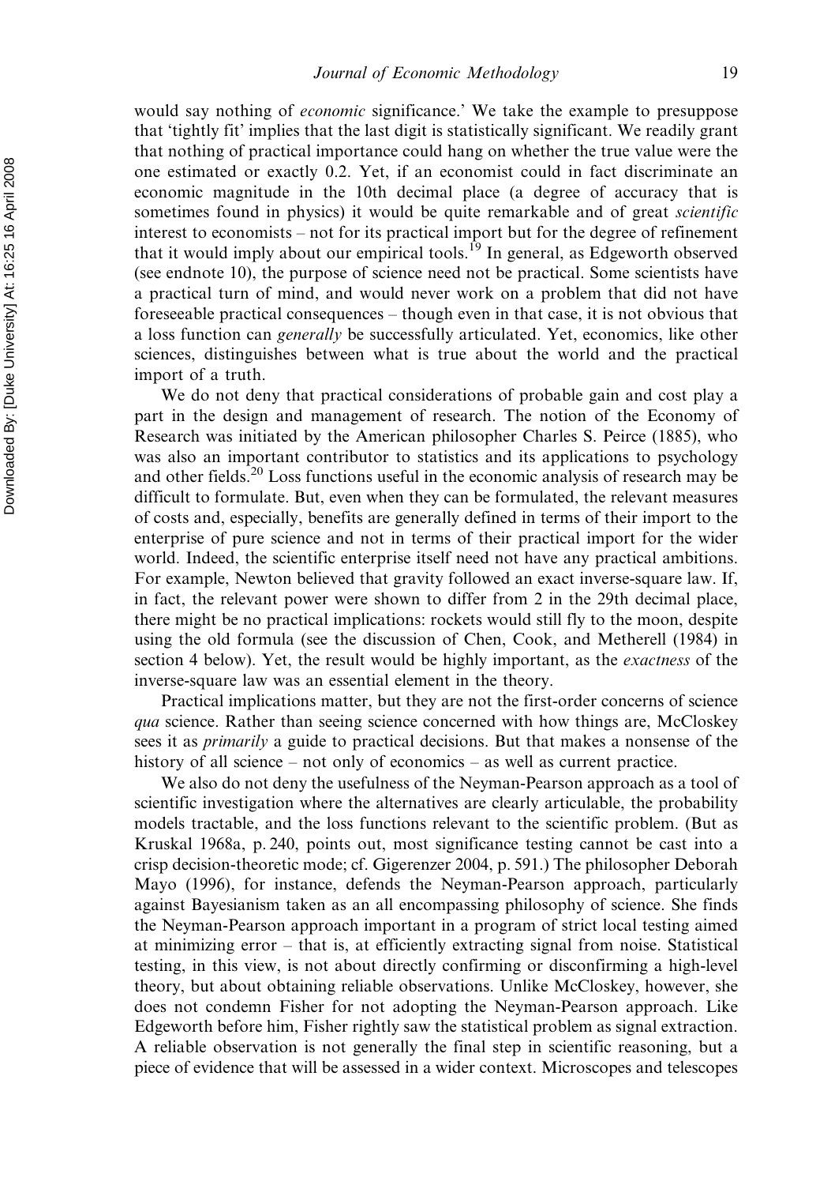would say nothing of *economic* significance.' We take the example to presuppose that 'tightly fit' implies that the last digit is statistically significant. We readily grant that nothing of practical importance could hang on whether the true value were the one estimated or exactly 0.2. Yet, if an economist could in fact discriminate an economic magnitude in the 10th decimal place (a degree of accuracy that is sometimes found in physics) it would be quite remarkable and of great *scientific* interest to economists – not for its practical import but for the degree of refinement that it would imply about our empirical tools.[19] In general, as Edgeworth observed (see endnote 10), the purpose of science need not be practical. Some scientists have a practical turn of mind, and would never work on a problem that did not have foreseeable practical consequences – though even in that case, it is not obvious that a loss function can *generally* be successfully articulated. Yet, economics, like other sciences, distinguishes between what is true about the world and the practical import of a truth.

We do not deny that practical considerations of probable gain and cost play a part in the design and management of research. The notion of the Economy of Research was initiated by the American philosopher Charles S. Peirce (1885), who was also an important contributor to statistics and its applications to psychology and other fields.[20] Loss functions useful in the economic analysis of research may be difficult to formulate. But, even when they can be formulated, the relevant measures of costs and, especially, benefits are generally defined in terms of their import to the enterprise of pure science and not in terms of their practical import for the wider world. Indeed, the scientific enterprise itself need not have any practical ambitions. For example, Newton believed that gravity followed an exact inverse-square law. If, in fact, the relevant power were shown to differ from 2 in the 29th decimal place, there might be no practical implications: rockets would still fly to the moon, despite using the old formula (see the discussion of Chen, Cook, and Metherell (1984) in section 4 below). Yet, the result would be highly important, as the *exactness* of the inverse-square law was an essential element in the theory.

Practical implications matter, but they are not the first-order concerns of science *qua* science. Rather than seeing science concerned with how things are, McCloskey sees it as *primarily* a guide to practical decisions. But that makes a nonsense of the history of all science – not only of economics – as well as current practice.

We also do not deny the usefulness of the Neyman-Pearson approach as a tool of scientific investigation where the alternatives are clearly articulable, the probability models tractable, and the loss functions relevant to the scientific problem. (But as Kruskal 1968a, p. 240, points out, most significance testing cannot be cast into a crisp decision-theoretic mode; cf. Gigerenzer 2004, p. 591.) The philosopher Deborah Mayo (1996), for instance, defends the Neyman-Pearson approach, particularly against Bayesianism taken as an all encompassing philosophy of science. She finds the Neyman-Pearson approach important in a program of strict local testing aimed at minimizing error – that is, at efficiently extracting signal from noise. Statistical testing, in this view, is not about directly confirming or disconfirming a high-level theory, but about obtaining reliable observations. Unlike McCloskey, however, she does not condemn Fisher for not adopting the Neyman-Pearson approach. Like Edgeworth before him, Fisher rightly saw the statistical problem as signal extraction. A reliable observation is not generally the final step in scientific reasoning, but a piece of evidence that will be assessed in a wider context. Microscopes and telescopes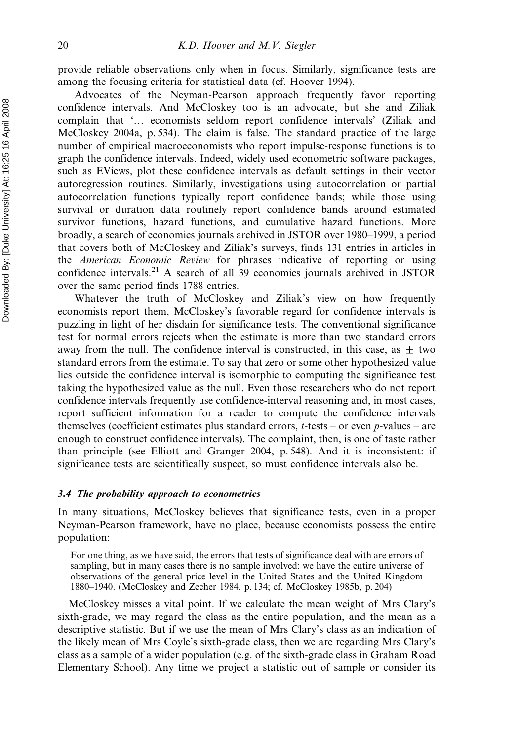provide reliable observations only when in focus. Similarly, significance tests are among the focusing criteria for statistical data (cf. Hoover 1994).

Advocates of the Neyman-Pearson approach frequently favor reporting confidence intervals. And McCloskey too is an advocate, but she and Ziliak complain that '… economists seldom report confidence intervals' (Ziliak and McCloskey 2004a, p. 534). The claim is false. The standard practice of the large number of empirical macroeconomists who report impulse-response functions is to graph the confidence intervals. Indeed, widely used econometric software packages, such as EViews, plot these confidence intervals as default settings in their vector autoregression routines. Similarly, investigations using autocorrelation or partial autocorrelation functions typically report confidence bands; while those using survival or duration data routinely report confidence bands around estimated survivor functions, hazard functions, and cumulative hazard functions. More broadly, a search of economics journals archived in JSTOR over 1980–1999, a period that covers both of McCloskey and Ziliak's surveys, finds 131 entries in articles in the *American Economic Review* for phrases indicative of reporting or using confidence intervals.[21] A search of all 39 economics journals archived in JSTOR over the same period finds 1788 entries.

Whatever the truth of McCloskey and Ziliak's view on how frequently economists report them, McCloskey's favorable regard for confidence intervals is puzzling in light of her disdain for significance tests. The conventional significance test for normal errors rejects when the estimate is more than two standard errors away from the null. The confidence interval is constructed, in this case, as $\pm$ two standard errors from the estimate. To say that zero or some other hypothesized value lies outside the confidence interval is isomorphic to computing the significance test taking the hypothesized value as the null. Even those researchers who do not report confidence intervals frequently use confidence-interval reasoning and, in most cases, report sufficient information for a reader to compute the confidence intervals themselves (coefficient estimates plus standard errors, $t$-tests – or even $p$-values – are enough to construct confidence intervals). The complaint, then, is one of taste rather than principle (see Elliott and Granger 2004, p. 548). And it is inconsistent: if significance tests are scientifically suspect, so must confidence intervals also be.

### *3.4 The probability approach to econometrics*

In many situations, McCloskey believes that significance tests, even in a proper Neyman-Pearson framework, have no place, because economists possess the entire population:

> For one thing, as we have said, the errors that tests of significance deal with are errors of sampling, but in many cases there is no sample involved: we have the entire universe of observations of the general price level in the United States and the United Kingdom 1880–1940. (McCloskey and Zecher 1984, p. 134; cf. McCloskey 1985b, p. 204)

McCloskey misses a vital point. If we calculate the mean weight of Mrs Clary's sixth-grade, we may regard the class as the entire population, and the mean as a descriptive statistic. But if we use the mean of Mrs Clary's class as an indication of the likely mean of Mrs Coyle's sixth-grade class, then we are regarding Mrs Clary's class as a sample of a wider population (e.g. of the sixth-grade class in Graham Road Elementary School). Any time we project a statistic out of sample or consider its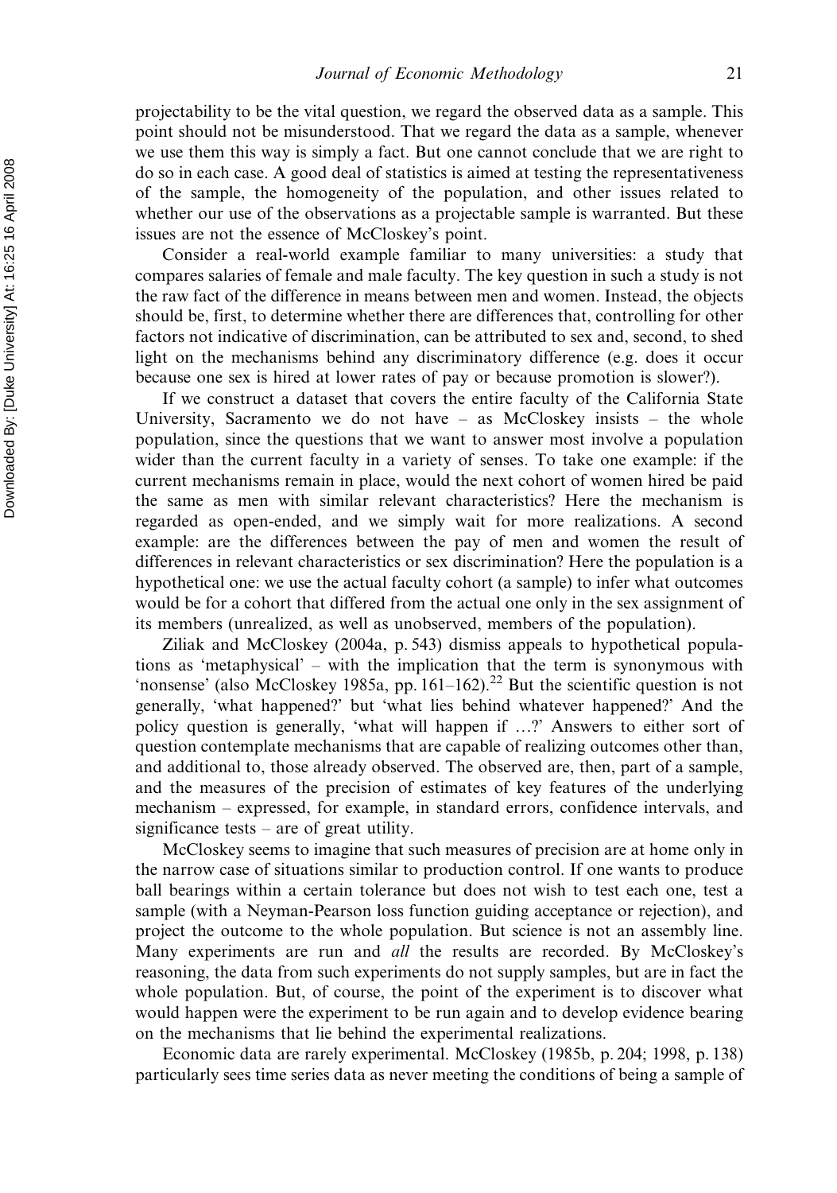projectability to be the vital question, we regard the observed data as a sample. This point should not be misunderstood. That we regard the data as a sample, whenever we use them this way is simply a fact. But one cannot conclude that we are right to do so in each case. A good deal of statistics is aimed at testing the representativeness of the sample, the homogeneity of the population, and other issues related to whether our use of the observations as a projectable sample is warranted. But these issues are not the essence of McCloskey's point.

Consider a real-world example familiar to many universities: a study that compares salaries of female and male faculty. The key question in such a study is not the raw fact of the difference in means between men and women. Instead, the objects should be, first, to determine whether there are differences that, controlling for other factors not indicative of discrimination, can be attributed to sex and, second, to shed light on the mechanisms behind any discriminatory difference (e.g. does it occur because one sex is hired at lower rates of pay or because promotion is slower?).

If we construct a dataset that covers the entire faculty of the California State University, Sacramento we do not have – as McCloskey insists – the whole population, since the questions that we want to answer most involve a population wider than the current faculty in a variety of senses. To take one example: if the current mechanisms remain in place, would the next cohort of women hired be paid the same as men with similar relevant characteristics? Here the mechanism is regarded as open-ended, and we simply wait for more realizations. A second example: are the differences between the pay of men and women the result of differences in relevant characteristics or sex discrimination? Here the population is a hypothetical one: we use the actual faculty cohort (a sample) to infer what outcomes would be for a cohort that differed from the actual one only in the sex assignment of its members (unrealized, as well as unobserved, members of the population).

Ziliak and McCloskey (2004a, p. 543) dismiss appeals to hypothetical populations as 'metaphysical' – with the implication that the term is synonymous with 'nonsense' (also McCloskey 1985a, pp. 161–162).[22] But the scientific question is not generally, 'what happened?' but 'what lies behind whatever happened?' And the policy question is generally, 'what will happen if …?' Answers to either sort of question contemplate mechanisms that are capable of realizing outcomes other than, and additional to, those already observed. The observed are, then, part of a sample, and the measures of the precision of estimates of key features of the underlying mechanism – expressed, for example, in standard errors, confidence intervals, and significance tests – are of great utility.

McCloskey seems to imagine that such measures of precision are at home only in the narrow case of situations similar to production control. If one wants to produce ball bearings within a certain tolerance but does not wish to test each one, test a sample (with a Neyman-Pearson loss function guiding acceptance or rejection), and project the outcome to the whole population. But science is not an assembly line. Many experiments are run and *all* the results are recorded. By McCloskey's reasoning, the data from such experiments do not supply samples, but are in fact the whole population. But, of course, the point of the experiment is to discover what would happen were the experiment to be run again and to develop evidence bearing on the mechanisms that lie behind the experimental realizations.

Economic data are rarely experimental. McCloskey (1985b, p. 204; 1998, p. 138) particularly sees time series data as never meeting the conditions of being a sample of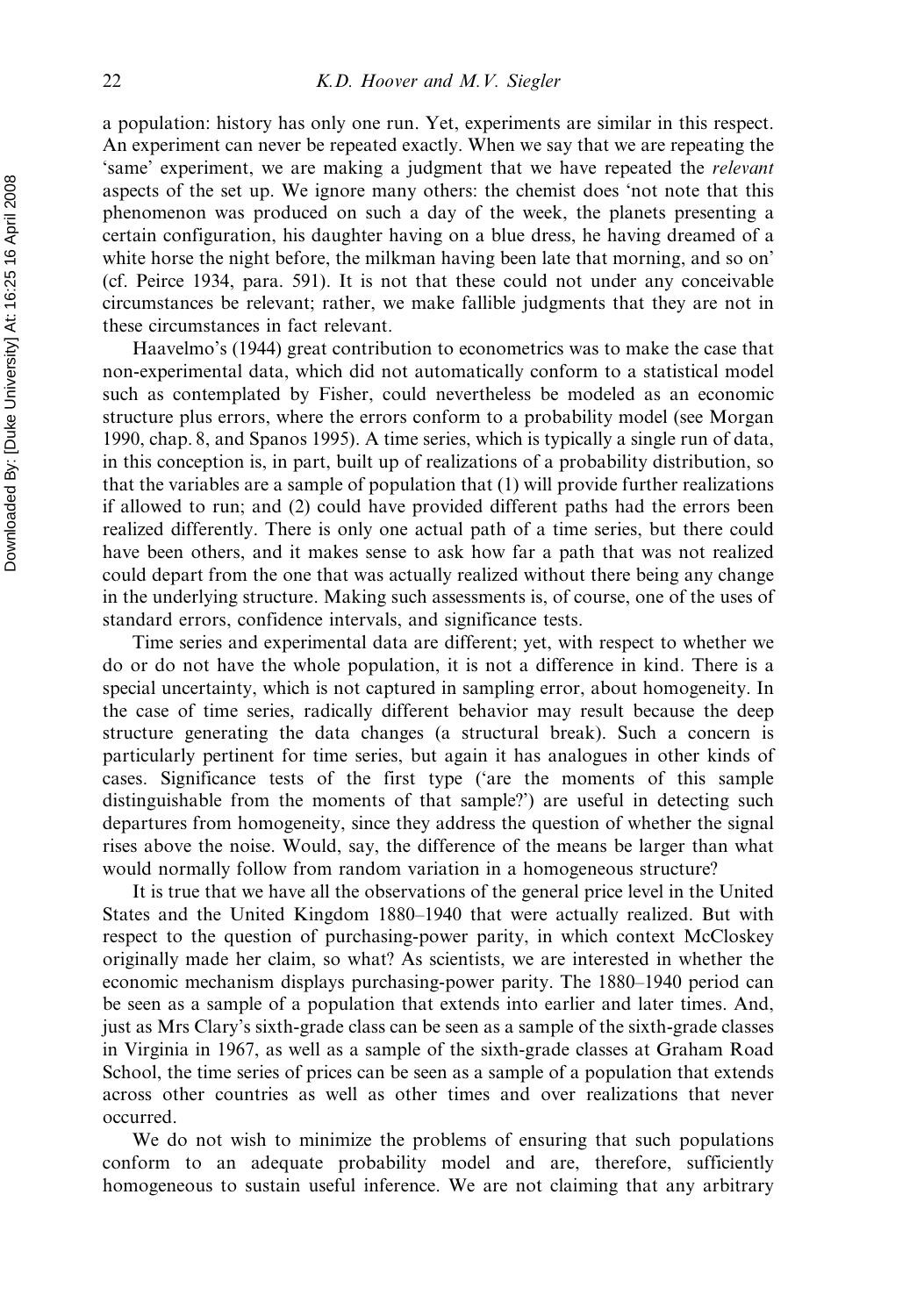a population: history has only one run. Yet, experiments are similar in this respect. An experiment can never be repeated exactly. When we say that we are repeating the 'same' experiment, we are making a judgment that we have repeated the *relevant* aspects of the set up. We ignore many others: the chemist does 'not note that this phenomenon was produced on such a day of the week, the planets presenting a certain configuration, his daughter having on a blue dress, he having dreamed of a white horse the night before, the milkman having been late that morning, and so on' (cf. Peirce 1934, para. 591). It is not that these could not under any conceivable circumstances be relevant; rather, we make fallible judgments that they are not in these circumstances in fact relevant.

Haavelmo's (1944) great contribution to econometrics was to make the case that non-experimental data, which did not automatically conform to a statistical model such as contemplated by Fisher, could nevertheless be modeled as an economic structure plus errors, where the errors conform to a probability model (see Morgan 1990, chap. 8, and Spanos 1995). A time series, which is typically a single run of data, in this conception is, in part, built up of realizations of a probability distribution, so that the variables are a sample of population that (1) will provide further realizations if allowed to run; and (2) could have provided different paths had the errors been realized differently. There is only one actual path of a time series, but there could have been others, and it makes sense to ask how far a path that was not realized could depart from the one that was actually realized without there being any change in the underlying structure. Making such assessments is, of course, one of the uses of standard errors, confidence intervals, and significance tests.

Time series and experimental data are different; yet, with respect to whether we do or do not have the whole population, it is not a difference in kind. There is a special uncertainty, which is not captured in sampling error, about homogeneity. In the case of time series, radically different behavior may result because the deep structure generating the data changes (a structural break). Such a concern is particularly pertinent for time series, but again it has analogues in other kinds of cases. Significance tests of the first type ('are the moments of this sample distinguishable from the moments of that sample?') are useful in detecting such departures from homogeneity, since they address the question of whether the signal rises above the noise. Would, say, the difference of the means be larger than what would normally follow from random variation in a homogeneous structure?

It is true that we have all the observations of the general price level in the United States and the United Kingdom 1880–1940 that were actually realized. But with respect to the question of purchasing-power parity, in which context McCloskey originally made her claim, so what? As scientists, we are interested in whether the economic mechanism displays purchasing-power parity. The 1880–1940 period can be seen as a sample of a population that extends into earlier and later times. And, just as Mrs Clary's sixth-grade class can be seen as a sample of the sixth-grade classes in Virginia in 1967, as well as a sample of the sixth-grade classes at Graham Road School, the time series of prices can be seen as a sample of a population that extends across other countries as well as other times and over realizations that never occurred.

We do not wish to minimize the problems of ensuring that such populations conform to an adequate probability model and are, therefore, sufficiently homogeneous to sustain useful inference. We are not claiming that any arbitrary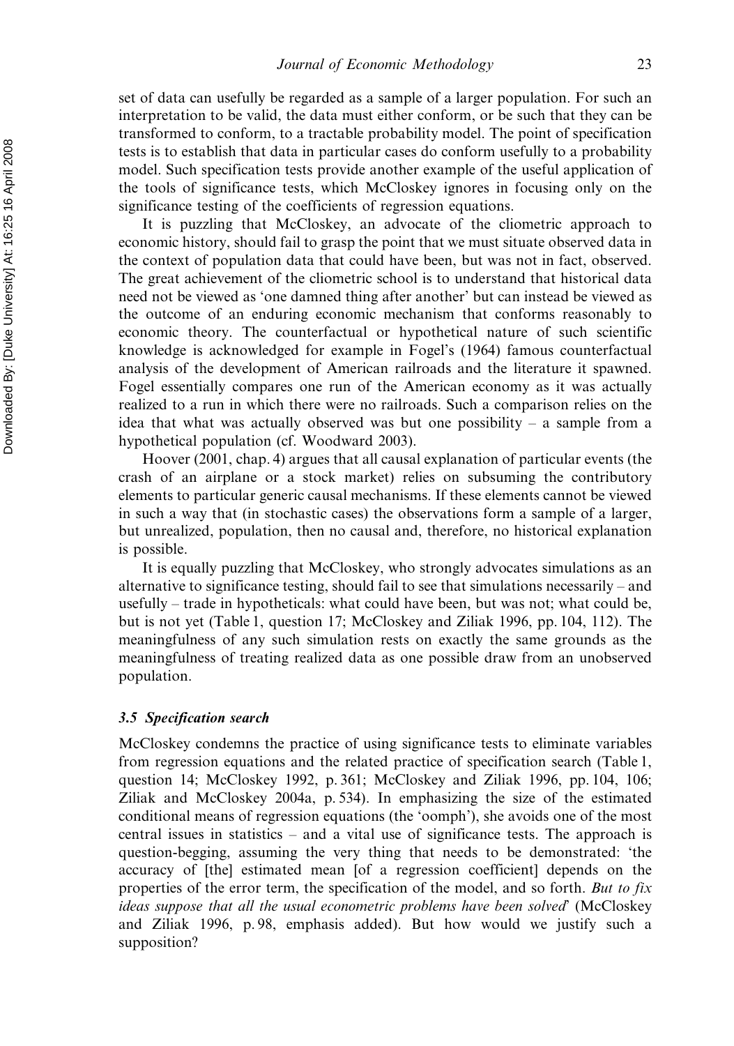set of data can usefully be regarded as a sample of a larger population. For such an interpretation to be valid, the data must either conform, or be such that they can be transformed to conform, to a tractable probability model. The point of specification tests is to establish that data in particular cases do conform usefully to a probability model. Such specification tests provide another example of the useful application of the tools of significance tests, which McCloskey ignores in focusing only on the significance testing of the coefficients of regression equations.

It is puzzling that McCloskey, an advocate of the cliometric approach to economic history, should fail to grasp the point that we must situate observed data in the context of population data that could have been, but was not in fact, observed. The great achievement of the cliometric school is to understand that historical data need not be viewed as 'one damned thing after another' but can instead be viewed as the outcome of an enduring economic mechanism that conforms reasonably to economic theory. The counterfactual or hypothetical nature of such scientific knowledge is acknowledged for example in Fogel's (1964) famous counterfactual analysis of the development of American railroads and the literature it spawned. Fogel essentially compares one run of the American economy as it was actually realized to a run in which there were no railroads. Such a comparison relies on the idea that what was actually observed was but one possibility – a sample from a hypothetical population (cf. Woodward 2003).

Hoover (2001, chap. 4) argues that all causal explanation of particular events (the crash of an airplane or a stock market) relies on subsuming the contributory elements to particular generic causal mechanisms. If these elements cannot be viewed in such a way that (in stochastic cases) the observations form a sample of a larger, but unrealized, population, then no causal and, therefore, no historical explanation is possible.

It is equally puzzling that McCloskey, who strongly advocates simulations as an alternative to significance testing, should fail to see that simulations necessarily – and usefully – trade in hypotheticals: what could have been, but was not; what could be, but is not yet (Table 1, question 17; McCloskey and Ziliak 1996, pp. 104, 112). The meaningfulness of any such simulation rests on exactly the same grounds as the meaningfulness of treating realized data as one possible draw from an unobserved population.

### *3.5 Specification search*

McCloskey condemns the practice of using significance tests to eliminate variables from regression equations and the related practice of specification search (Table 1, question 14; McCloskey 1992, p. 361; McCloskey and Ziliak 1996, pp. 104, 106; Ziliak and McCloskey 2004a, p. 534). In emphasizing the size of the estimated conditional means of regression equations (the 'oomph'), she avoids one of the most central issues in statistics – and a vital use of significance tests. The approach is question-begging, assuming the very thing that needs to be demonstrated: 'the accuracy of [the] estimated mean [of a regression coefficient] depends on the properties of the error term, the specification of the model, and so forth. *But to fix ideas suppose that all the usual econometric problems have been solved*' (McCloskey and Ziliak 1996, p. 98, emphasis added). But how would we justify such a supposition?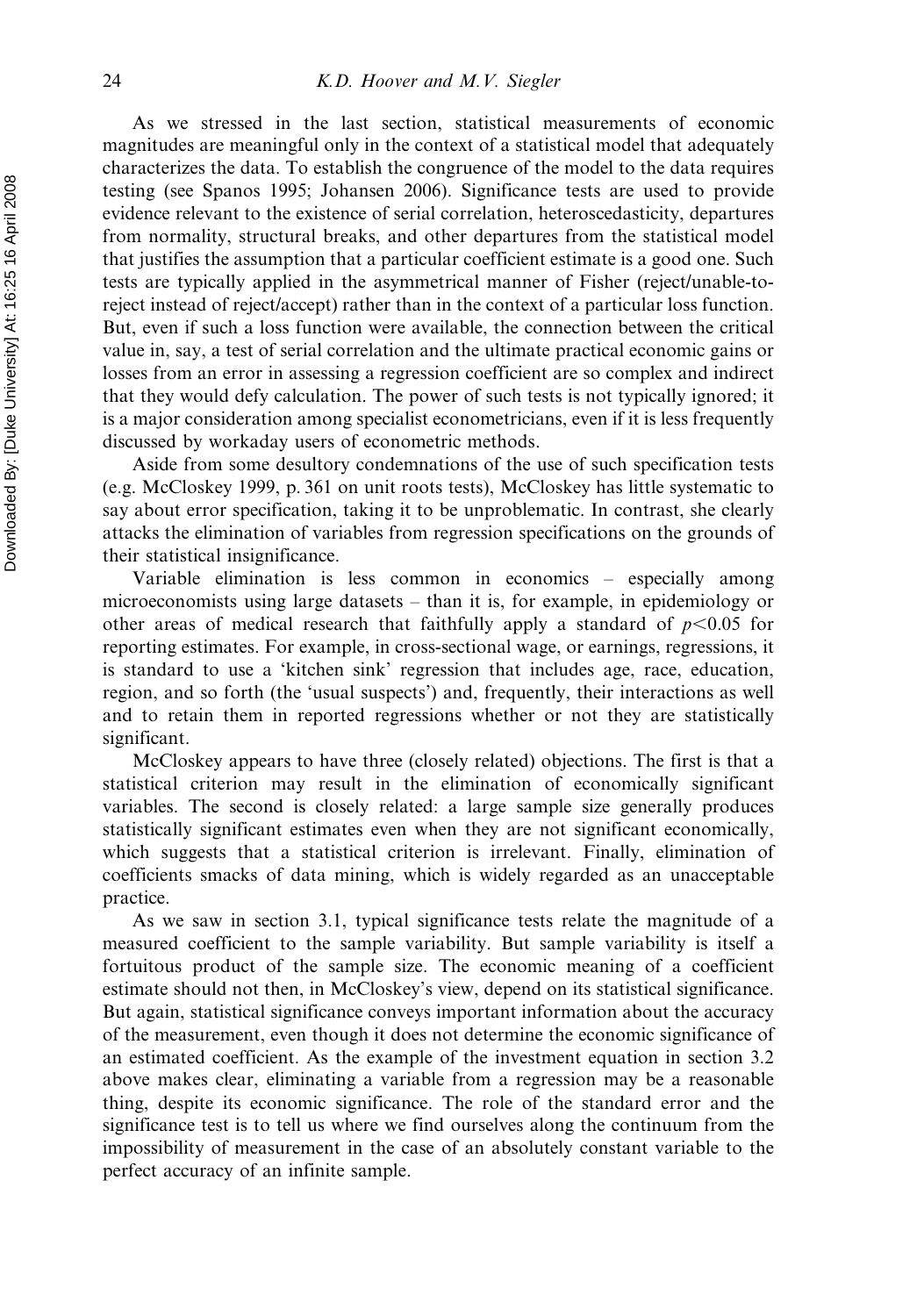As we stressed in the last section, statistical measurements of economic magnitudes are meaningful only in the context of a statistical model that adequately characterizes the data. To establish the congruence of the model to the data requires testing (see Spanos 1995; Johansen 2006). Significance tests are used to provide evidence relevant to the existence of serial correlation, heteroscedasticity, departures from normality, structural breaks, and other departures from the statistical model that justifies the assumption that a particular coefficient estimate is a good one. Such tests are typically applied in the asymmetrical manner of Fisher (reject/unable-to-reject instead of reject/accept) rather than in the context of a particular loss function. But, even if such a loss function were available, the connection between the critical value in, say, a test of serial correlation and the ultimate practical economic gains or losses from an error in assessing a regression coefficient are so complex and indirect that they would defy calculation. The power of such tests is not typically ignored; it is a major consideration among specialist econometricians, even if it is less frequently discussed by workaday users of econometric methods.

Aside from some desultory condemnations of the use of such specification tests (e.g. McCloskey 1999, p. 361 on unit roots tests), McCloskey has little systematic to say about error specification, taking it to be unproblematic. In contrast, she clearly attacks the elimination of variables from regression specifications on the grounds of their statistical insignificance.

Variable elimination is less common in economics – especially among microeconomists using large datasets – than it is, for example, in epidemiology or other areas of medical research that faithfully apply a standard of $p<0.05$ for reporting estimates. For example, in cross-sectional wage, or earnings, regressions, it is standard to use a 'kitchen sink' regression that includes age, race, education, region, and so forth (the 'usual suspects') and, frequently, their interactions as well and to retain them in reported regressions whether or not they are statistically significant.

McCloskey appears to have three (closely related) objections. The first is that a statistical criterion may result in the elimination of economically significant variables. The second is closely related: a large sample size generally produces statistically significant estimates even when they are not significant economically, which suggests that a statistical criterion is irrelevant. Finally, elimination of coefficients smacks of data mining, which is widely regarded as an unacceptable practice.

As we saw in section 3.1, typical significance tests relate the magnitude of a measured coefficient to the sample variability. But sample variability is itself a fortuitous product of the sample size. The economic meaning of a coefficient estimate should not then, in McCloskey's view, depend on its statistical significance. But again, statistical significance conveys important information about the accuracy of the measurement, even though it does not determine the economic significance of an estimated coefficient. As the example of the investment equation in section 3.2 above makes clear, eliminating a variable from a regression may be a reasonable thing, despite its economic significance. The role of the standard error and the significance test is to tell us where we find ourselves along the continuum from the impossibility of measurement in the case of an absolutely constant variable to the perfect accuracy of an infinite sample.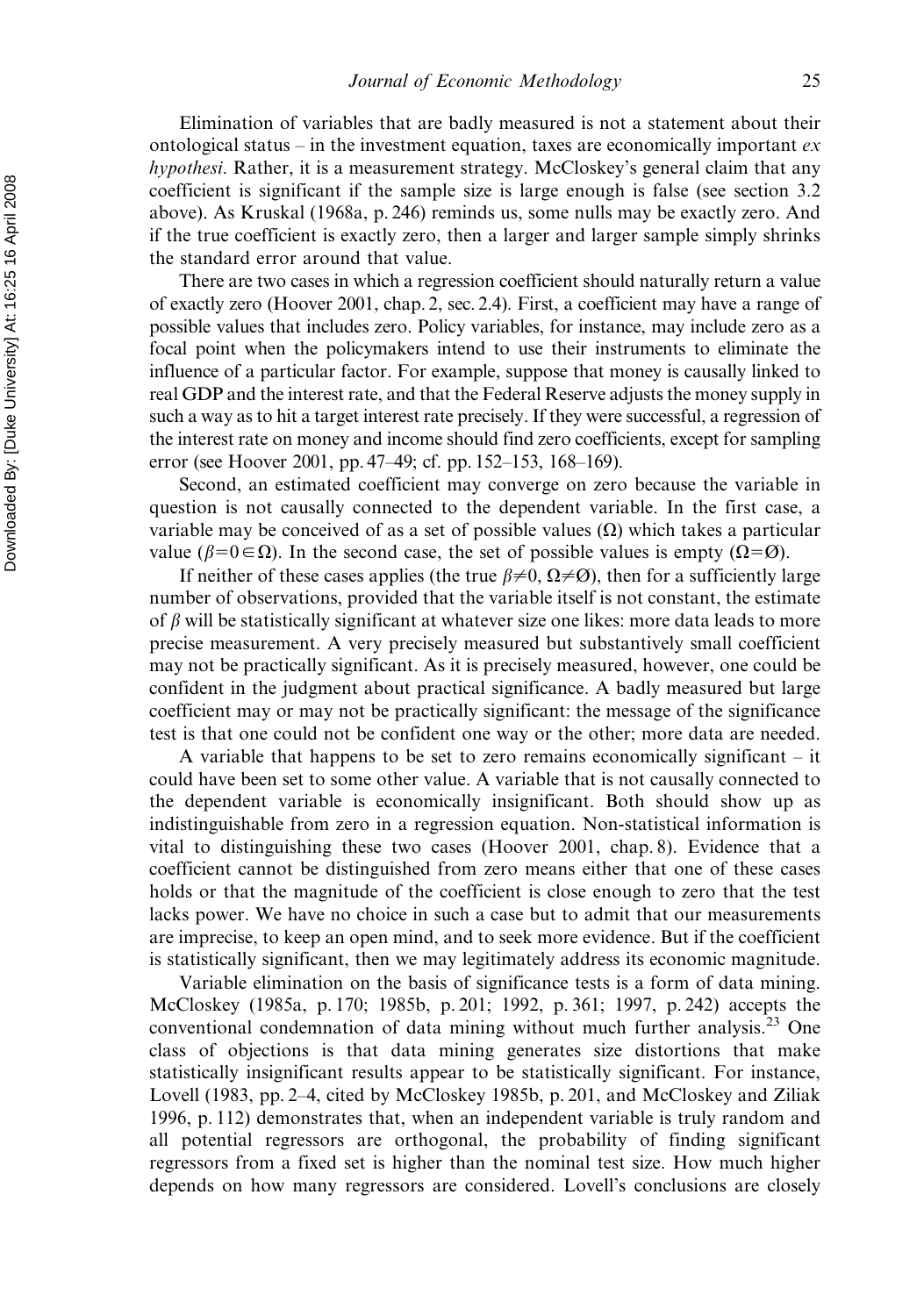Elimination of variables that are badly measured is not a statement about their ontological status – in the investment equation, taxes are economically important *ex hypothesi*. Rather, it is a measurement strategy. McCloskey's general claim that any coefficient is significant if the sample size is large enough is false (see section 3.2 above). As Kruskal (1968a, p. 246) reminds us, some nulls may be exactly zero. And if the true coefficient is exactly zero, then a larger and larger sample simply shrinks the standard error around that value.

There are two cases in which a regression coefficient should naturally return a value of exactly zero (Hoover 2001, chap. 2, sec. 2.4). First, a coefficient may have a range of possible values that includes zero. Policy variables, for instance, may include zero as a focal point when the policymakers intend to use their instruments to eliminate the influence of a particular factor. For example, suppose that money is causally linked to real GDP and the interest rate, and that the Federal Reserve adjusts the money supply in such a way as to hit a target interest rate precisely. If they were successful, a regression of the interest rate on money and income should find zero coefficients, except for sampling error (see Hoover 2001, pp. 47–49; cf. pp. 152–153, 168–169).

Second, an estimated coefficient may converge on zero because the variable in question is not causally connected to the dependent variable. In the first case, a variable may be conceived of as a set of possible values ($\Omega$) which takes a particular value ($\beta = 0 \in \Omega$). In the second case, the set of possible values is empty ($\Omega = \emptyset$).

If neither of these cases applies (the true $\beta \neq 0$, $\Omega \neq \emptyset$), then for a sufficiently large number of observations, provided that the variable itself is not constant, the estimate of $\beta$ will be statistically significant at whatever size one likes: more data leads to more precise measurement. A very precisely measured but substantively small coefficient may not be practically significant. As it is precisely measured, however, one could be confident in the judgment about practical significance. A badly measured but large coefficient may or may not be practically significant: the message of the significance test is that one could not be confident one way or the other; more data are needed.

A variable that happens to be set to zero remains economically significant – it could have been set to some other value. A variable that is not causally connected to the dependent variable is economically insignificant. Both should show up as indistinguishable from zero in a regression equation. Non-statistical information is vital to distinguishing these two cases (Hoover 2001, chap. 8). Evidence that a coefficient cannot be distinguished from zero means either that one of these cases holds or that the magnitude of the coefficient is close enough to zero that the test lacks power. We have no choice in such a case but to admit that our measurements are imprecise, to keep an open mind, and to seek more evidence. But if the coefficient is statistically significant, then we may legitimately address its economic magnitude.

Variable elimination on the basis of significance tests is a form of data mining. McCloskey (1985a, p. 170; 1985b, p. 201; 1992, p. 361; 1997, p. 242) accepts the conventional condemnation of data mining without much further analysis.[23] One class of objections is that data mining generates size distortions that make statistically insignificant results appear to be statistically significant. For instance, Lovell (1983, pp. 2–4, cited by McCloskey 1985b, p. 201, and McCloskey and Ziliak 1996, p. 112) demonstrates that, when an independent variable is truly random and all potential regressors are orthogonal, the probability of finding significant regressors from a fixed set is higher than the nominal test size. How much higher depends on how many regressors are considered. Lovell's conclusions are closely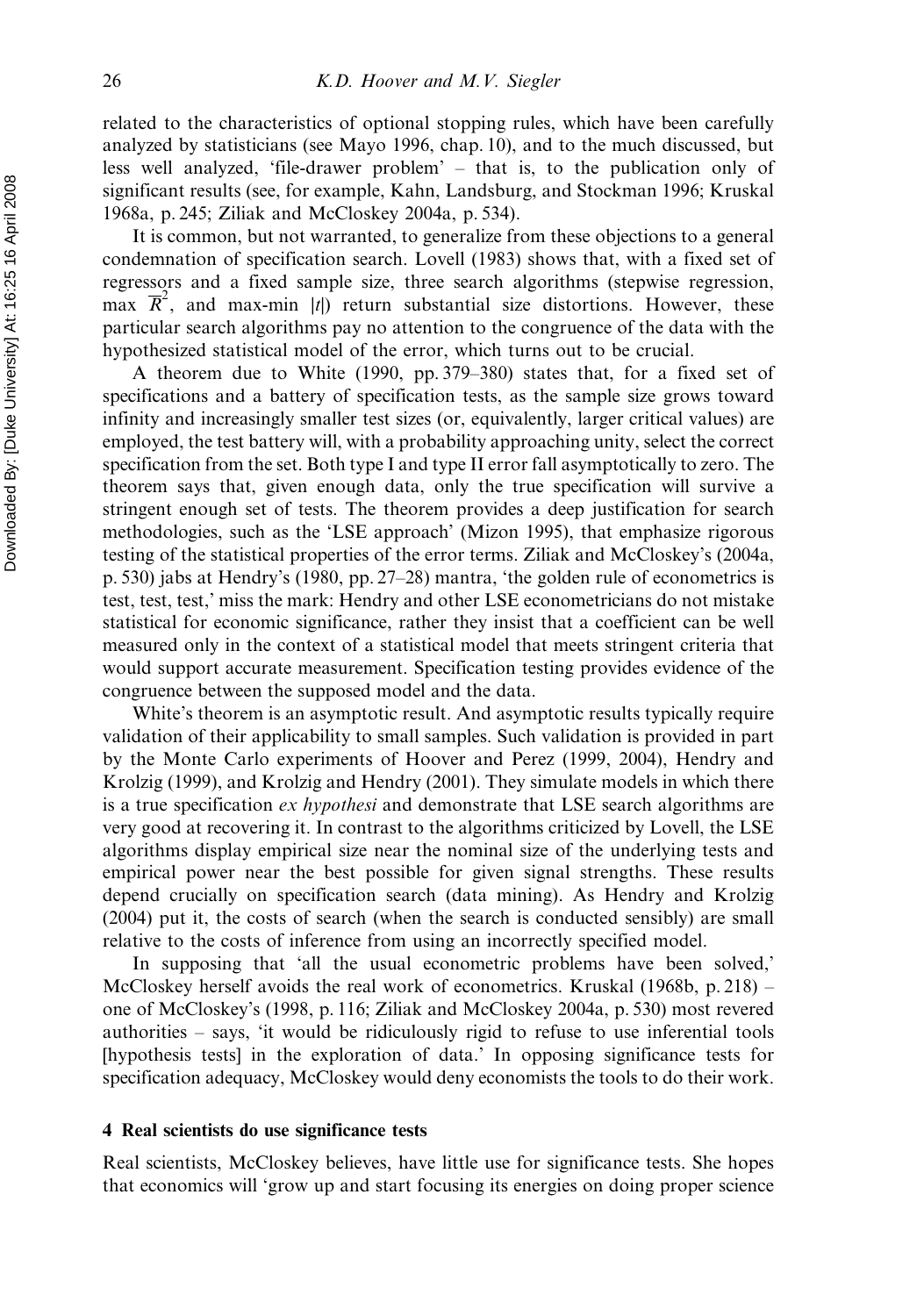related to the characteristics of optional stopping rules, which have been carefully analyzed by statisticians (see Mayo 1996, chap. 10), and to the much discussed, but less well analyzed, 'file-drawer problem' – that is, to the publication only of significant results (see, for example, Kahn, Landsburg, and Stockman 1996; Kruskal 1968a, p. 245; Ziliak and McCloskey 2004a, p. 534).

It is common, but not warranted, to generalize from these objections to a general condemnation of specification search. Lovell (1983) shows that, with a fixed set of regressors and a fixed sample size, three search algorithms (stepwise regression, max $\overline{R}^2$, and max-min $|t|$) return substantial size distortions. However, these particular search algorithms pay no attention to the congruence of the data with the hypothesized statistical model of the error, which turns out to be crucial.

A theorem due to White (1990, pp. 379–380) states that, for a fixed set of specifications and a battery of specification tests, as the sample size grows toward infinity and increasingly smaller test sizes (or, equivalently, larger critical values) are employed, the test battery will, with a probability approaching unity, select the correct specification from the set. Both type I and type II error fall asymptotically to zero. The theorem says that, given enough data, only the true specification will survive a stringent enough set of tests. The theorem provides a deep justification for search methodologies, such as the 'LSE approach' (Mizon 1995), that emphasize rigorous testing of the statistical properties of the error terms. Ziliak and McCloskey's (2004a, p. 530) jabs at Hendry's (1980, pp. 27–28) mantra, 'the golden rule of econometrics is test, test, test,' miss the mark: Hendry and other LSE econometricians do not mistake statistical for economic significance, rather they insist that a coefficient can be well measured only in the context of a statistical model that meets stringent criteria that would support accurate measurement. Specification testing provides evidence of the congruence between the supposed model and the data.

White's theorem is an asymptotic result. And asymptotic results typically require validation of their applicability to small samples. Such validation is provided in part by the Monte Carlo experiments of Hoover and Perez (1999, 2004), Hendry and Krolzig (1999), and Krolzig and Hendry (2001). They simulate models in which there is a true specification *ex hypothesi* and demonstrate that LSE search algorithms are very good at recovering it. In contrast to the algorithms criticized by Lovell, the LSE algorithms display empirical size near the nominal size of the underlying tests and empirical power near the best possible for given signal strengths. These results depend crucially on specification search (data mining). As Hendry and Krolzig (2004) put it, the costs of search (when the search is conducted sensibly) are small relative to the costs of inference from using an incorrectly specified model.

In supposing that 'all the usual econometric problems have been solved,' McCloskey herself avoids the real work of econometrics. Kruskal (1968b, p. 218) – one of McCloskey's (1998, p. 116; Ziliak and McCloskey 2004a, p. 530) most revered authorities – says, 'it would be ridiculously rigid to refuse to use inferential tools [hypothesis tests] in the exploration of data.' In opposing significance tests for specification adequacy, McCloskey would deny economists the tools to do their work.

## 4 Real scientists do use significance tests

Real scientists, McCloskey believes, have little use for significance tests. She hopes that economics will 'grow up and start focusing its energies on doing proper science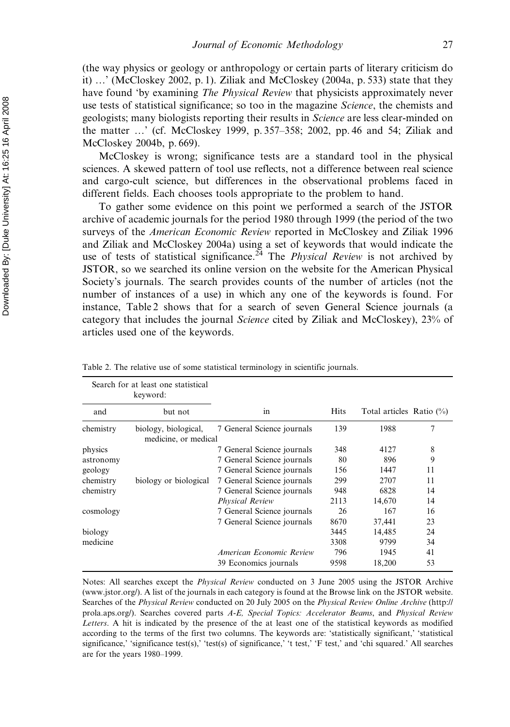(the way physics or geology or anthropology or certain parts of literary criticism do it) …' (McCloskey 2002, p. 1). Ziliak and McCloskey (2004a, p. 533) state that they have found 'by examining *The Physical Review* that physicists approximately never use tests of statistical significance; so too in the magazine *Science*, the chemists and geologists; many biologists reporting their results in *Science* are less clear-minded on the matter …' (cf. McCloskey 1999, p. 357–358; 2002, pp. 46 and 54; Ziliak and McCloskey 2004b, p. 669).

McCloskey is wrong; significance tests are a standard tool in the physical sciences. A skewed pattern of tool use reflects, not a difference between real science and cargo-cult science, but differences in the observational problems faced in different fields. Each chooses tools appropriate to the problem to hand.

To gather some evidence on this point we performed a search of the JSTOR archive of academic journals for the period 1980 through 1999 (the period of the two surveys of the *American Economic Review* reported in McCloskey and Ziliak 1996 and Ziliak and McCloskey 2004a) using a set of keywords that would indicate the use of tests of statistical significance.[24] The *Physical Review* is not archived by JSTOR, so we searched its online version on the website for the American Physical Society's journals. The search provides counts of the number of articles (not the number of instances of a use) in which any one of the keywords is found. For instance, Table 2 shows that for a search of seven General Science journals (a category that includes the journal *Science* cited by Ziliak and McCloskey), 23% of articles used one of the keywords.

Table 2. The relative use of some statistical terminology in scientific journals.

| Search for at least one statistical keyword: | | | | | |
|---|---|---|---|---|---|
| and | but not | in | Hits | Total articles | Ratio (%) |
| chemistry | biology, biological, medicine, or medical | 7 General Science journals | 139 | 1988 | 7 |
| physics | | 7 General Science journals | 348 | 4127 | 8 |
| astronomy | | 7 General Science journals | 80 | 896 | 9 |
| geology | | 7 General Science journals | 156 | 1447 | 11 |
| chemistry | biology or biological | 7 General Science journals | 299 | 2707 | 11 |
| chemistry | | 7 General Science journals | 948 | 6828 | 14 |
| | | *Physical Review* | 2113 | 14,670 | 14 |
| cosmology | | 7 General Science journals | 26 | 167 | 16 |
| | | 7 General Science journals | 8670 | 37,441 | 23 |
| biology | | | 3445 | 14,485 | 24 |
| medicine | | | 3308 | 9799 | 34 |
| | | *American Economic Review* | 796 | 1945 | 41 |
| | | 39 Economics journals | 9598 | 18,200 | 53 |

Notes: All searches except the *Physical Review* conducted on 3 June 2005 using the JSTOR Archive (www.jstor.org/). A list of the journals in each category is found at the Browse link on the JSTOR website. Searches of the *Physical Review* conducted on 20 July 2005 on the *Physical Review Online Archive* (http://prola.aps.org/). Searches covered parts *A-E, Special Topics: Accelerator Beams*, and *Physical Review Letters*. A hit is indicated by the presence of the at least one of the statistical keywords as modified according to the terms of the first two columns. The keywords are: 'statistically significant,' 'statistical significance,' 'significance test(s),' 'test(s) of significance,' 't test,' 'F test,' and 'chi squared.' All searches are for the years 1980–1999.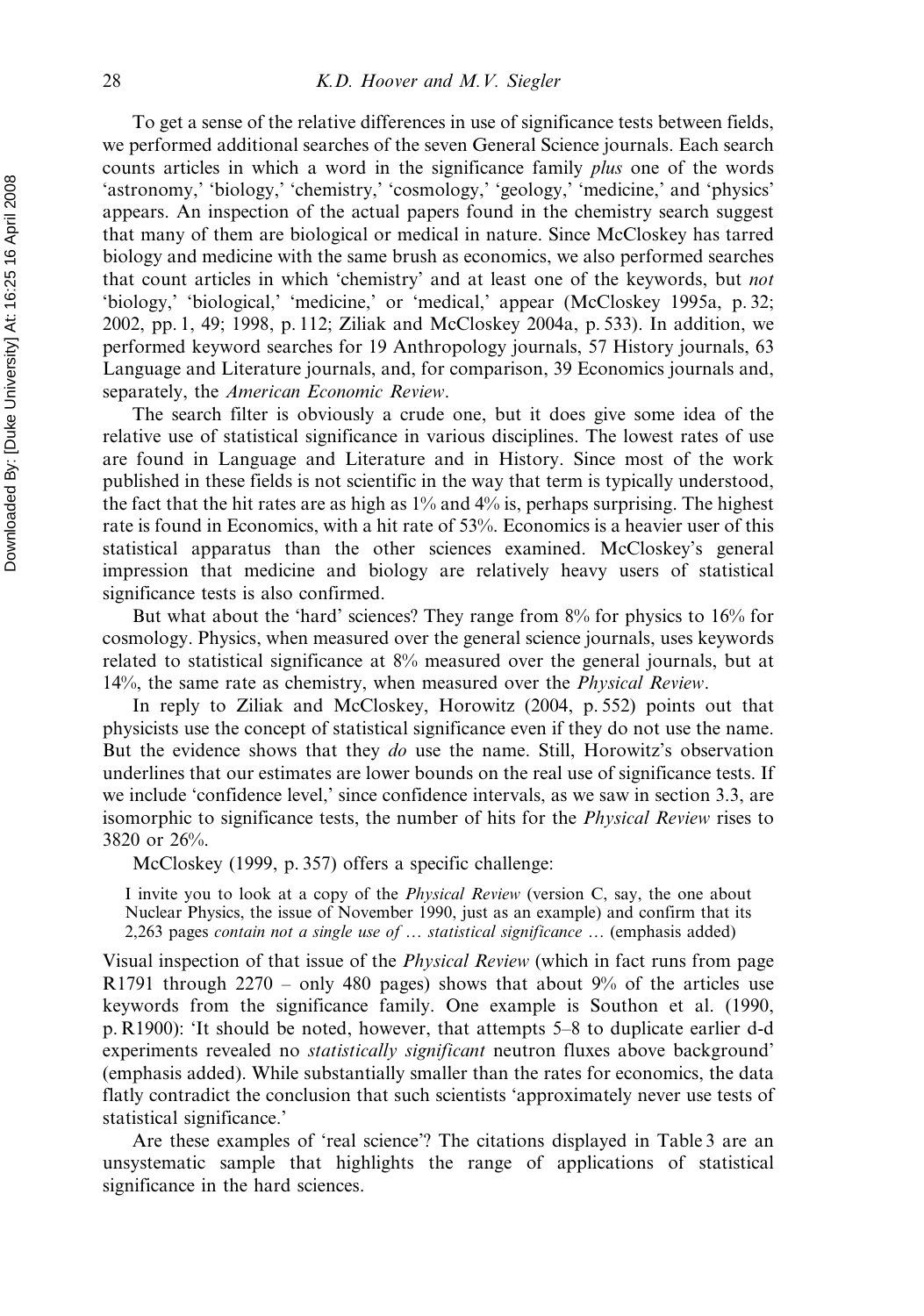To get a sense of the relative differences in use of significance tests between fields, we performed additional searches of the seven General Science journals. Each search counts articles in which a word in the significance family *plus* one of the words 'astronomy,' 'biology,' 'chemistry,' 'cosmology,' 'geology,' 'medicine,' and 'physics' appears. An inspection of the actual papers found in the chemistry search suggest that many of them are biological or medical in nature. Since McCloskey has tarred biology and medicine with the same brush as economics, we also performed searches that count articles in which 'chemistry' and at least one of the keywords, but *not* 'biology,' 'biological,' 'medicine,' or 'medical,' appear (McCloskey 1995a, p. 32; 2002, pp. 1, 49; 1998, p. 112; Ziliak and McCloskey 2004a, p. 533). In addition, we performed keyword searches for 19 Anthropology journals, 57 History journals, 63 Language and Literature journals, and, for comparison, 39 Economics journals and, separately, the *American Economic Review*.

The search filter is obviously a crude one, but it does give some idea of the relative use of statistical significance in various disciplines. The lowest rates of use are found in Language and Literature and in History. Since most of the work published in these fields is not scientific in the way that term is typically understood, the fact that the hit rates are as high as 1% and 4% is, perhaps surprising. The highest rate is found in Economics, with a hit rate of 53%. Economics is a heavier user of this statistical apparatus than the other sciences examined. McCloskey's general impression that medicine and biology are relatively heavy users of statistical significance tests is also confirmed.

But what about the 'hard' sciences? They range from 8% for physics to 16% for cosmology. Physics, when measured over the general science journals, uses keywords related to statistical significance at 8% measured over the general journals, but at 14%, the same rate as chemistry, when measured over the *Physical Review*.

In reply to Ziliak and McCloskey, Horowitz (2004, p. 552) points out that physicists use the concept of statistical significance even if they do not use the name. But the evidence shows that they *do* use the name. Still, Horowitz's observation underlines that our estimates are lower bounds on the real use of significance tests. If we include 'confidence level,' since confidence intervals, as we saw in section 3.3, are isomorphic to significance tests, the number of hits for the *Physical Review* rises to 3820 or 26%.

McCloskey (1999, p. 357) offers a specific challenge:

> I invite you to look at a copy of the *Physical Review* (version C, say, the one about Nuclear Physics, the issue of November 1990, just as an example) and confirm that its 2,263 pages *contain not a single use of … statistical significance* … (emphasis added)

Visual inspection of that issue of the *Physical Review* (which in fact runs from page R1791 through 2270 – only 480 pages) shows that about 9% of the articles use keywords from the significance family. One example is Southon et al. (1990, p. R1900): 'It should be noted, however, that attempts 5–8 to duplicate earlier d-d experiments revealed no *statistically significant* neutron fluxes above background' (emphasis added). While substantially smaller than the rates for economics, the data flatly contradict the conclusion that such scientists 'approximately never use tests of statistical significance.'

Are these examples of 'real science'? The citations displayed in Table 3 are an unsystematic sample that highlights the range of applications of statistical significance in the hard sciences.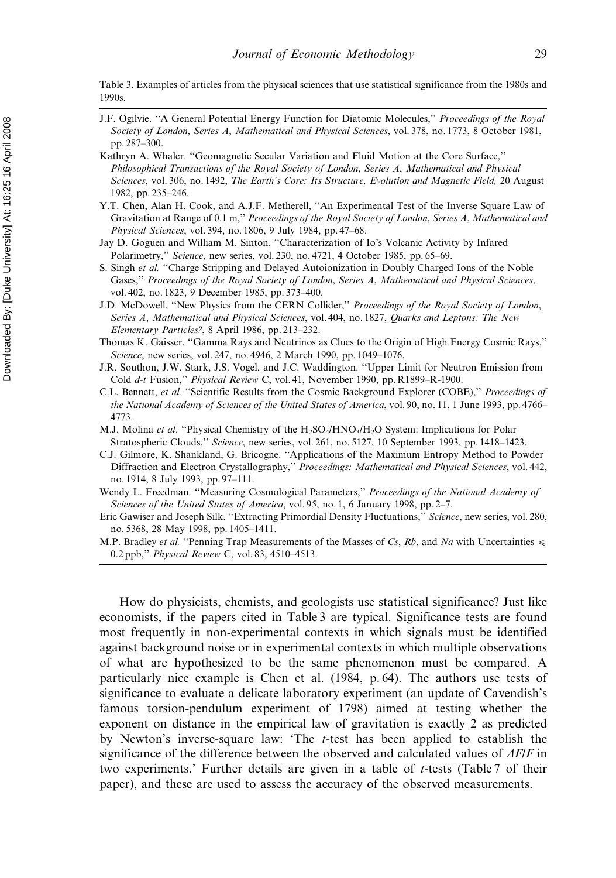Table 3. Examples of articles from the physical sciences that use statistical significance from the 1980s and 1990s.

---

J.F. Ogilvie. "A General Potential Energy Function for Diatomic Molecules," *Proceedings of the Royal Society of London, Series A, Mathematical and Physical Sciences*, vol. 378, no. 1773, 8 October 1981, pp. 287–300.

Kathryn A. Whaler. "Geomagnetic Secular Variation and Fluid Motion at the Core Surface," *Philosophical Transactions of the Royal Society of London, Series A, Mathematical and Physical Sciences*, vol. 306, no. 1492, *The Earth's Core: Its Structure, Evolution and Magnetic Field,* 20 August 1982, pp. 235–246.

Y.T. Chen, Alan H. Cook, and A.J.F. Metherell, "An Experimental Test of the Inverse Square Law of Gravitation at Range of 0.1 m," *Proceedings of the Royal Society of London, Series A, Mathematical and Physical Sciences*, vol. 394, no. 1806, 9 July 1984, pp. 47–68.

Jay D. Goguen and William M. Sinton. "Characterization of Io's Volcanic Activity by Infared Polarimetry," *Science*, new series, vol. 230, no. 4721, 4 October 1985, pp. 65–69.

S. Singh *et al.* "Charge Stripping and Delayed Autoionization in Doubly Charged Ions of the Noble Gases," *Proceedings of the Royal Society of London, Series A, Mathematical and Physical Sciences*, vol. 402, no. 1823, 9 December 1985, pp. 373–400.

J.D. McDowell. "New Physics from the CERN Collider," *Proceedings of the Royal Society of London, Series A, Mathematical and Physical Sciences*, vol. 404, no. 1827, *Quarks and Leptons: The New Elementary Particles?*, 8 April 1986, pp. 213–232.

Thomas K. Gaisser. "Gamma Rays and Neutrinos as Clues to the Origin of High Energy Cosmic Rays," *Science*, new series, vol. 247, no. 4946, 2 March 1990, pp. 1049–1076.

J.R. Southon, J.W. Stark, J.S. Vogel, and J.C. Waddington. "Upper Limit for Neutron Emission from Cold *d-t* Fusion," *Physical Review* C, vol. 41, November 1990, pp. R1899–R-1900.

C.L. Bennett, *et al.* "Scientific Results from the Cosmic Background Explorer (COBE)," *Proceedings of the National Academy of Sciences of the United States of America*, vol. 90, no. 11, 1 June 1993, pp. 4766–4773.

M.J. Molina *et al*. "Physical Chemistry of the $H_2SO_4/HNO_3/H_2O$ System: Implications for Polar Stratospheric Clouds," *Science*, new series, vol. 261, no. 5127, 10 September 1993, pp. 1418–1423.

C.J. Gilmore, K. Shankland, G. Bricogne. "Applications of the Maximum Entropy Method to Powder Diffraction and Electron Crystallography," *Proceedings: Mathematical and Physical Sciences*, vol. 442, no. 1914, 8 July 1993, pp. 97–111.

Wendy L. Freedman. "Measuring Cosmological Parameters," *Proceedings of the National Academy of Sciences of the United States of America*, vol. 95, no. 1, 6 January 1998, pp. 2–7.

Eric Gawiser and Joseph Silk. "Extracting Primordial Density Fluctuations," *Science*, new series, vol. 280, no. 5368, 28 May 1998, pp. 1405–1411.

M.P. Bradley *et al.* "Penning Trap Measurements of the Masses of *Cs*, *Rb*, and *Na* with Uncertainties $\leqslant$ 0.2 ppb," *Physical Review* C, vol. 83, 4510–4513.

---

How do physicists, chemists, and geologists use statistical significance? Just like economists, if the papers cited in Table 3 are typical. Significance tests are found most frequently in non-experimental contexts in which signals must be identified against background noise or in experimental contexts in which multiple observations of what are hypothesized to be the same phenomenon must be compared. A particularly nice example is Chen et al. (1984, p. 64). The authors use tests of significance to evaluate a delicate laboratory experiment (an update of Cavendish's famous torsion-pendulum experiment of 1798) aimed at testing whether the exponent on distance in the empirical law of gravitation is exactly 2 as predicted by Newton's inverse-square law: 'The *t*-test has been applied to establish the significance of the difference between the observed and calculated values of $\Delta F/F$ in two experiments.' Further details are given in a table of *t*-tests (Table 7 of their paper), and these are used to assess the accuracy of the observed measurements.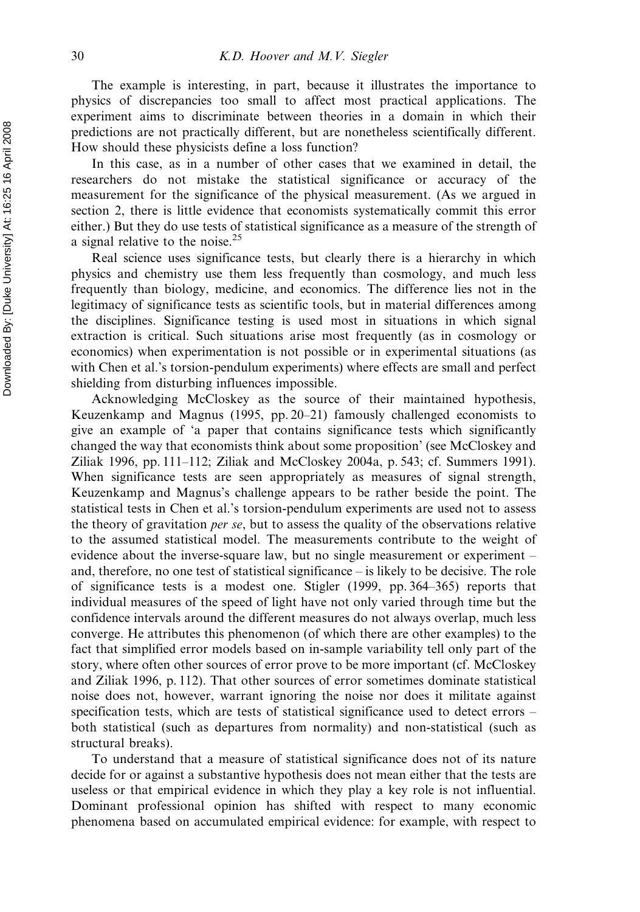The example is interesting, in part, because it illustrates the importance to physics of discrepancies too small to affect most practical applications. The experiment aims to discriminate between theories in a domain in which their predictions are not practically different, but are nonetheless scientifically different. How should these physicists define a loss function?

In this case, as in a number of other cases that we examined in detail, the researchers do not mistake the statistical significance or accuracy of the measurement for the significance of the physical measurement. (As we argued in section 2, there is little evidence that economists systematically commit this error either.) But they do use tests of statistical significance as a measure of the strength of a signal relative to the noise.[25]

Real science uses significance tests, but clearly there is a hierarchy in which physics and chemistry use them less frequently than cosmology, and much less frequently than biology, medicine, and economics. The difference lies not in the legitimacy of significance tests as scientific tools, but in material differences among the disciplines. Significance testing is used most in situations in which signal extraction is critical. Such situations arise most frequently (as in cosmology or economics) when experimentation is not possible or in experimental situations (as with Chen et al.'s torsion-pendulum experiments) where effects are small and perfect shielding from disturbing influences impossible.

Acknowledging McCloskey as the source of their maintained hypothesis, Keuzenkamp and Magnus (1995, pp. 20–21) famously challenged economists to give an example of 'a paper that contains significance tests which significantly changed the way that economists think about some proposition' (see McCloskey and Ziliak 1996, pp. 111–112; Ziliak and McCloskey 2004a, p. 543; cf. Summers 1991). When significance tests are seen appropriately as measures of signal strength, Keuzenkamp and Magnus's challenge appears to be rather beside the point. The statistical tests in Chen et al.'s torsion-pendulum experiments are used not to assess the theory of gravitation *per se*, but to assess the quality of the observations relative to the assumed statistical model. The measurements contribute to the weight of evidence about the inverse-square law, but no single measurement or experiment – and, therefore, no one test of statistical significance – is likely to be decisive. The role of significance tests is a modest one. Stigler (1999, pp. 364–365) reports that individual measures of the speed of light have not only varied through time but the confidence intervals around the different measures do not always overlap, much less converge. He attributes this phenomenon (of which there are other examples) to the fact that simplified error models based on in-sample variability tell only part of the story, where often other sources of error prove to be more important (cf. McCloskey and Ziliak 1996, p. 112). That other sources of error sometimes dominate statistical noise does not, however, warrant ignoring the noise nor does it militate against specification tests, which are tests of statistical significance used to detect errors – both statistical (such as departures from normality) and non-statistical (such as structural breaks).

To understand that a measure of statistical significance does not of its nature decide for or against a substantive hypothesis does not mean either that the tests are useless or that empirical evidence in which they play a key role is not influential. Dominant professional opinion has shifted with respect to many economic phenomena based on accumulated empirical evidence: for example, with respect to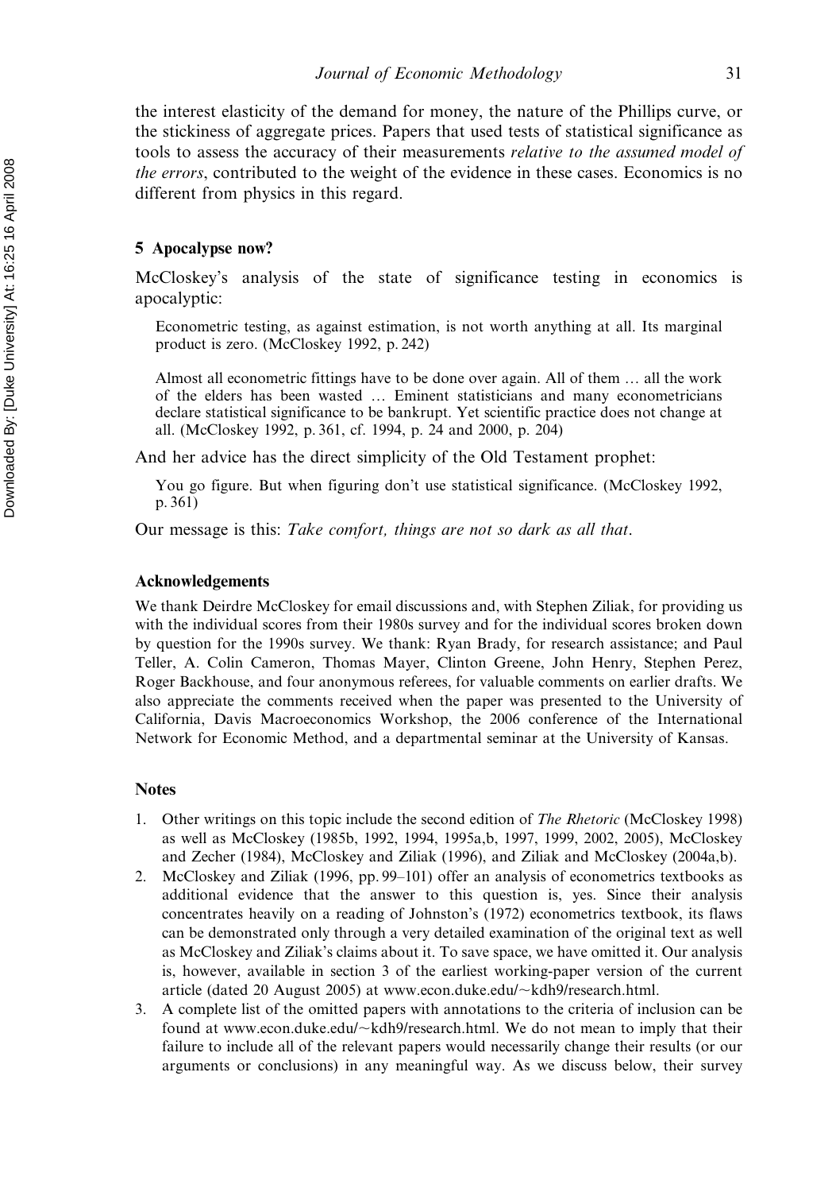the interest elasticity of the demand for money, the nature of the Phillips curve, or the stickiness of aggregate prices. Papers that used tests of statistical significance as tools to assess the accuracy of their measurements *relative to the assumed model of the errors*, contributed to the weight of the evidence in these cases. Economics is no different from physics in this regard.

## 5 Apocalypse now?

McCloskey's analysis of the state of significance testing in economics is apocalyptic:

> Econometric testing, as against estimation, is not worth anything at all. Its marginal product is zero. (McCloskey 1992, p. 242)

> Almost all econometric fittings have to be done over again. All of them … all the work of the elders has been wasted … Eminent statisticians and many econometricians declare statistical significance to be bankrupt. Yet scientific practice does not change at all. (McCloskey 1992, p. 361, cf. 1994, p. 24 and 2000, p. 204)

And her advice has the direct simplicity of the Old Testament prophet:

> You go figure. But when figuring don't use statistical significance. (McCloskey 1992, p. 361)

Our message is this: *Take comfort, things are not so dark as all that*.

### Acknowledgements

We thank Deirdre McCloskey for email discussions and, with Stephen Ziliak, for providing us with the individual scores from their 1980s survey and for the individual scores broken down by question for the 1990s survey. We thank: Ryan Brady, for research assistance; and Paul Teller, A. Colin Cameron, Thomas Mayer, Clinton Greene, John Henry, Stephen Perez, Roger Backhouse, and four anonymous referees, for valuable comments on earlier drafts. We also appreciate the comments received when the paper was presented to the University of California, Davis Macroeconomics Workshop, the 2006 conference of the International Network for Economic Method, and a departmental seminar at the University of Kansas.

### Notes

1. Other writings on this topic include the second edition of *The Rhetoric* (McCloskey 1998) as well as McCloskey (1985b, 1992, 1994, 1995a,b, 1997, 1999, 2002, 2005), McCloskey and Zecher (1984), McCloskey and Ziliak (1996), and Ziliak and McCloskey (2004a,b).
2. McCloskey and Ziliak (1996, pp. 99–101) offer an analysis of econometrics textbooks as additional evidence that the answer to this question is, yes. Since their analysis concentrates heavily on a reading of Johnston's (1972) econometrics textbook, its flaws can be demonstrated only through a very detailed examination of the original text as well as McCloskey and Ziliak's claims about it. To save space, we have omitted it. Our analysis is, however, available in section 3 of the earliest working-paper version of the current article (dated 20 August 2005) at www.econ.duke.edu/~kdh9/research.html.
3. A complete list of the omitted papers with annotations to the criteria of inclusion can be found at www.econ.duke.edu/~kdh9/research.html. We do not mean to imply that their failure to include all of the relevant papers would necessarily change their results (or our arguments or conclusions) in any meaningful way. As we discuss below, their survey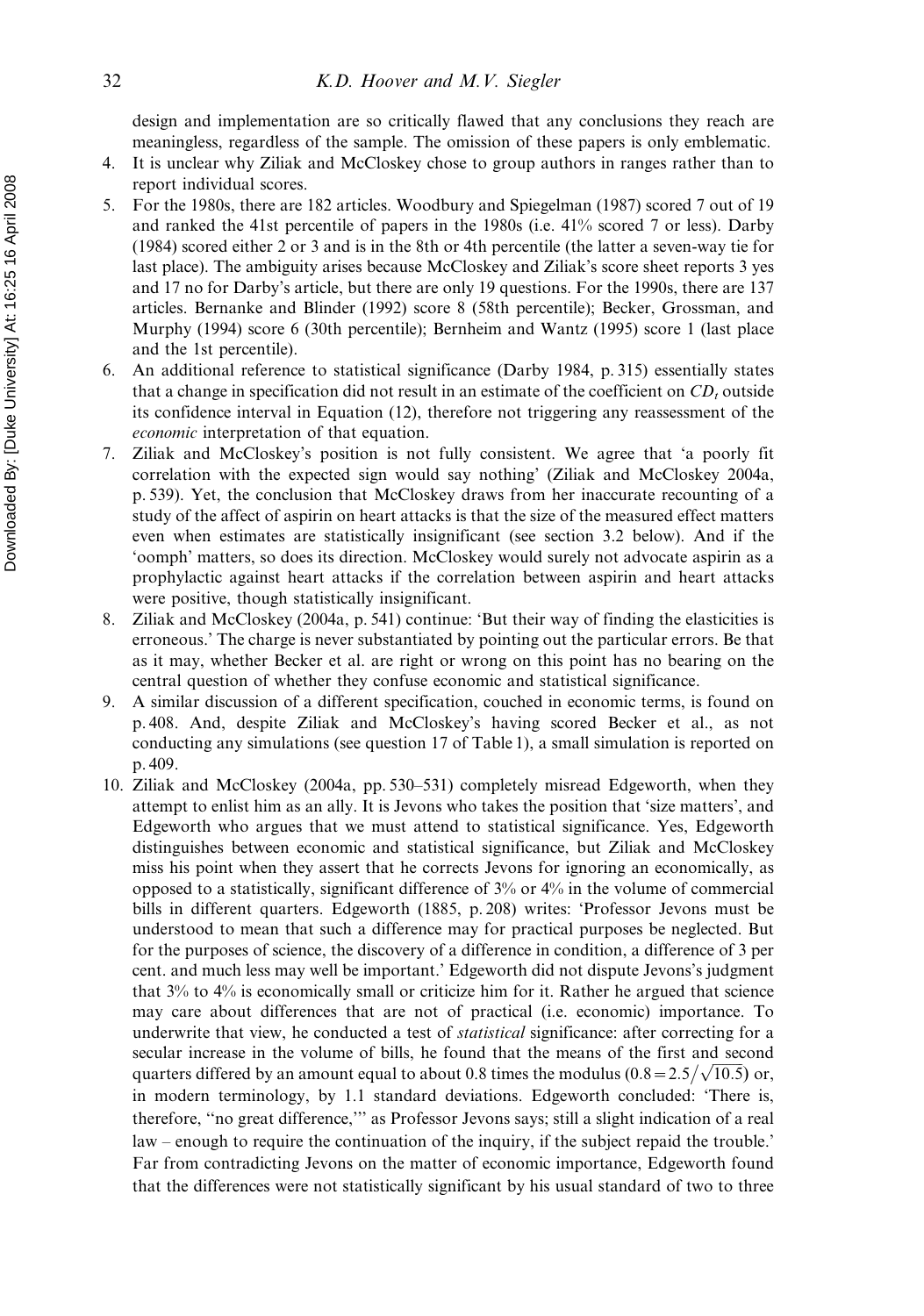design and implementation are so critically flawed that any conclusions they reach are meaningless, regardless of the sample. The omission of these papers is only emblematic.

4. It is unclear why Ziliak and McCloskey chose to group authors in ranges rather than to report individual scores.
5. For the 1980s, there are 182 articles. Woodbury and Spiegelman (1987) scored 7 out of 19 and ranked the 41st percentile of papers in the 1980s (i.e. 41% scored 7 or less). Darby (1984) scored either 2 or 3 and is in the 8th or 4th percentile (the latter a seven-way tie for last place). The ambiguity arises because McCloskey and Ziliak's score sheet reports 3 yes and 17 no for Darby's article, but there are only 19 questions. For the 1990s, there are 137 articles. Bernanke and Blinder (1992) score 8 (58th percentile); Becker, Grossman, and Murphy (1994) score 6 (30th percentile); Bernheim and Wantz (1995) score 1 (last place and the 1st percentile).
6. An additional reference to statistical significance (Darby 1984, p. 315) essentially states that a change in specification did not result in an estimate of the coefficient on $CD_t$ outside its confidence interval in Equation (12), therefore not triggering any reassessment of the *economic* interpretation of that equation.
7. Ziliak and McCloskey's position is not fully consistent. We agree that 'a poorly fit correlation with the expected sign would say nothing' (Ziliak and McCloskey 2004a, p. 539). Yet, the conclusion that McCloskey draws from her inaccurate recounting of a study of the affect of aspirin on heart attacks is that the size of the measured effect matters even when estimates are statistically insignificant (see section 3.2 below). And if the 'oomph' matters, so does its direction. McCloskey would surely not advocate aspirin as a prophylactic against heart attacks if the correlation between aspirin and heart attacks were positive, though statistically insignificant.
8. Ziliak and McCloskey (2004a, p. 541) continue: 'But their way of finding the elasticities is erroneous.' The charge is never substantiated by pointing out the particular errors. Be that as it may, whether Becker et al. are right or wrong on this point has no bearing on the central question of whether they confuse economic and statistical significance.
9. A similar discussion of a different specification, couched in economic terms, is found on p. 408. And, despite Ziliak and McCloskey's having scored Becker et al., as not conducting any simulations (see question 17 of Table 1), a small simulation is reported on p. 409.
10. Ziliak and McCloskey (2004a, pp. 530–531) completely misread Edgeworth, when they attempt to enlist him as an ally. It is Jevons who takes the position that 'size matters', and Edgeworth who argues that we must attend to statistical significance. Yes, Edgeworth distinguishes between economic and statistical significance, but Ziliak and McCloskey miss his point when they assert that he corrects Jevons for ignoring an economically, as opposed to a statistically, significant difference of 3% or 4% in the volume of commercial bills in different quarters. Edgeworth (1885, p. 208) writes: 'Professor Jevons must be understood to mean that such a difference may for practical purposes be neglected. But for the purposes of science, the discovery of a difference in condition, a difference of 3 per cent. and much less may well be important.' Edgeworth did not dispute Jevons's judgment that 3% to 4% is economically small or criticize him for it. Rather he argued that science may care about differences that are not of practical (i.e. economic) importance. To underwrite that view, he conducted a test of *statistical* significance: after correcting for a secular increase in the volume of bills, he found that the means of the first and second quarters differed by an amount equal to about 0.8 times the modulus ($0.8 = 2.5/\sqrt{10.5}$) or, in modern terminology, by 1.1 standard deviations. Edgeworth concluded: 'There is, therefore, "no great difference,"' as Professor Jevons says; still a slight indication of a real law – enough to require the continuation of the inquiry, if the subject repaid the trouble.' Far from contradicting Jevons on the matter of economic importance, Edgeworth found that the differences were not statistically significant by his usual standard of two to three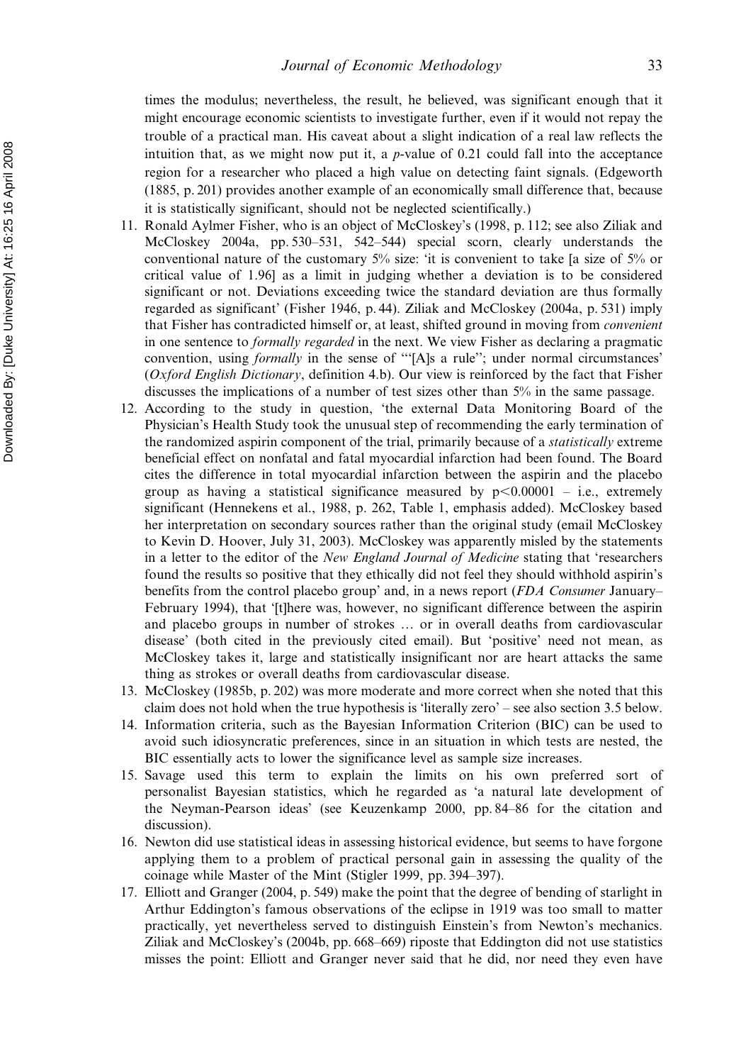times the modulus; nevertheless, the result, he believed, was significant enough that it might encourage economic scientists to investigate further, even if it would not repay the trouble of a practical man. His caveat about a slight indication of a real law reflects the intuition that, as we might now put it, a $p$-value of 0.21 could fall into the acceptance region for a researcher who placed a high value on detecting faint signals. (Edgeworth (1885, p. 201) provides another example of an economically small difference that, because it is statistically significant, should not be neglected scientifically.)

11. Ronald Aylmer Fisher, who is an object of McCloskey's (1998, p. 112; see also Ziliak and McCloskey 2004a, pp. 530–531, 542–544) special scorn, clearly understands the conventional nature of the customary 5% size: 'it is convenient to take [a size of 5% or critical value of 1.96] as a limit in judging whether a deviation is to be considered significant or not. Deviations exceeding twice the standard deviation are thus formally regarded as significant' (Fisher 1946, p. 44). Ziliak and McCloskey (2004a, p. 531) imply that Fisher has contradicted himself or, at least, shifted ground in moving from *convenient* in one sentence to *formally regarded* in the next. We view Fisher as declaring a pragmatic convention, using *formally* in the sense of '"[A]s a rule"; under normal circumstances' (*Oxford English Dictionary*, definition 4.b). Our view is reinforced by the fact that Fisher discusses the implications of a number of test sizes other than 5% in the same passage.
12. According to the study in question, 'the external Data Monitoring Board of the Physician's Health Study took the unusual step of recommending the early termination of the randomized aspirin component of the trial, primarily because of a *statistically* extreme beneficial effect on nonfatal and fatal myocardial infarction had been found. The Board cites the difference in total myocardial infarction between the aspirin and the placebo group as having a statistical significance measured by $p<0.00001$ – i.e., extremely significant (Hennekens et al., 1988, p. 262, Table 1, emphasis added). McCloskey based her interpretation on secondary sources rather than the original study (email McCloskey to Kevin D. Hoover, July 31, 2003). McCloskey was apparently misled by the statements in a letter to the editor of the *New England Journal of Medicine* stating that 'researchers found the results so positive that they ethically did not feel they should withhold aspirin's benefits from the control placebo group' and, in a news report (*FDA Consumer* January–February 1994), that '[t]here was, however, no significant difference between the aspirin and placebo groups in number of strokes … or in overall deaths from cardiovascular disease' (both cited in the previously cited email). But 'positive' need not mean, as McCloskey takes it, large and statistically insignificant nor are heart attacks the same thing as strokes or overall deaths from cardiovascular disease.
13. McCloskey (1985b, p. 202) was more moderate and more correct when she noted that this claim does not hold when the true hypothesis is 'literally zero' – see also section 3.5 below.
14. Information criteria, such as the Bayesian Information Criterion (BIC) can be used to avoid such idiosyncratic preferences, since in an situation in which tests are nested, the BIC essentially acts to lower the significance level as sample size increases.
15. Savage used this term to explain the limits on his own preferred sort of personalist Bayesian statistics, which he regarded as 'a natural late development of the Neyman-Pearson ideas' (see Keuzenkamp 2000, pp. 84–86 for the citation and discussion).
16. Newton did use statistical ideas in assessing historical evidence, but seems to have forgone applying them to a problem of practical personal gain in assessing the quality of the coinage while Master of the Mint (Stigler 1999, pp. 394–397).
17. Elliott and Granger (2004, p. 549) make the point that the degree of bending of starlight in Arthur Eddington's famous observations of the eclipse in 1919 was too small to matter practically, yet nevertheless served to distinguish Einstein's from Newton's mechanics. Ziliak and McCloskey's (2004b, pp. 668–669) riposte that Eddington did not use statistics misses the point: Elliott and Granger never said that he did, nor need they even have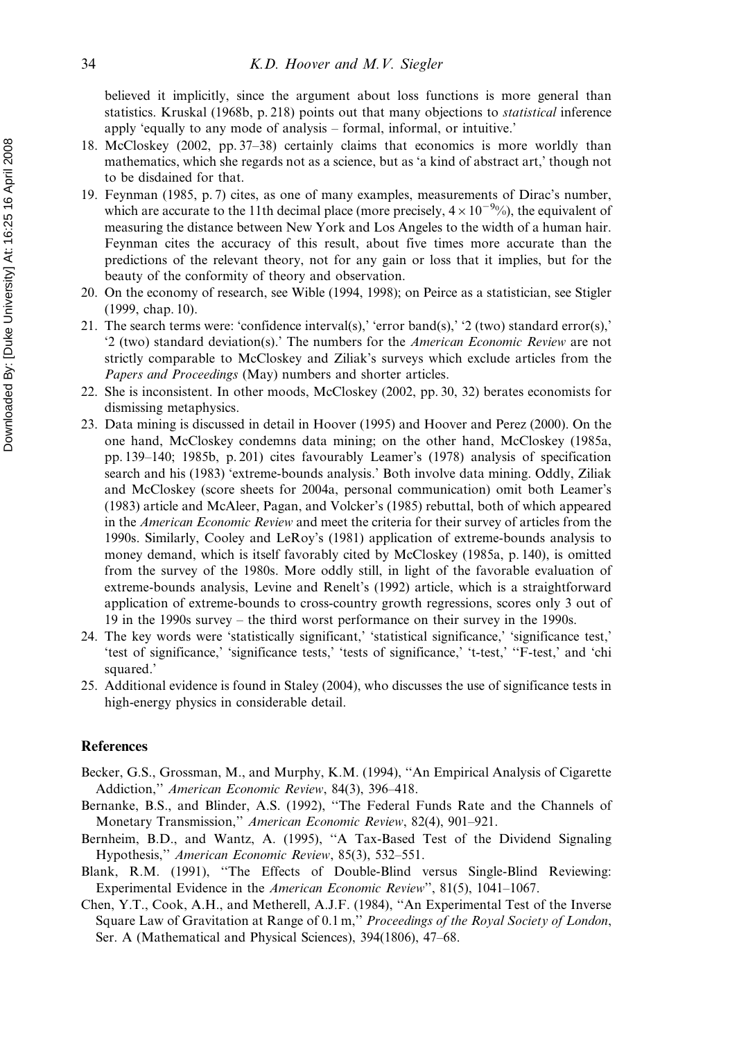believed it implicitly, since the argument about loss functions is more general than statistics. Kruskal (1968b, p. 218) points out that many objections to *statistical* inference apply 'equally to any mode of analysis – formal, informal, or intuitive.'

18. McCloskey (2002, pp. 37–38) certainly claims that economics is more worldly than mathematics, which she regards not as a science, but as 'a kind of abstract art,' though not to be disdained for that.
19. Feynman (1985, p. 7) cites, as one of many examples, measurements of Dirac's number, which are accurate to the 11th decimal place (more precisely, $4 \times 10^{-9}\%$), the equivalent of measuring the distance between New York and Los Angeles to the width of a human hair. Feynman cites the accuracy of this result, about five times more accurate than the predictions of the relevant theory, not for any gain or loss that it implies, but for the beauty of the conformity of theory and observation.
20. On the economy of research, see Wible (1994, 1998); on Peirce as a statistician, see Stigler (1999, chap. 10).
21. The search terms were: 'confidence interval(s),' 'error band(s),' '2 (two) standard error(s),' '2 (two) standard deviation(s).' The numbers for the *American Economic Review* are not strictly comparable to McCloskey and Ziliak's surveys which exclude articles from the *Papers and Proceedings* (May) numbers and shorter articles.
22. She is inconsistent. In other moods, McCloskey (2002, pp. 30, 32) berates economists for dismissing metaphysics.
23. Data mining is discussed in detail in Hoover (1995) and Hoover and Perez (2000). On the one hand, McCloskey condemns data mining; on the other hand, McCloskey (1985a, pp. 139–140; 1985b, p. 201) cites favourably Leamer's (1978) analysis of specification search and his (1983) 'extreme-bounds analysis.' Both involve data mining. Oddly, Ziliak and McCloskey (score sheets for 2004a, personal communication) omit both Leamer's (1983) article and McAleer, Pagan, and Volcker's (1985) rebuttal, both of which appeared in the *American Economic Review* and meet the criteria for their survey of articles from the 1990s. Similarly, Cooley and LeRoy's (1981) application of extreme-bounds analysis to money demand, which is itself favorably cited by McCloskey (1985a, p. 140), is omitted from the survey of the 1980s. More oddly still, in light of the favorable evaluation of extreme-bounds analysis, Levine and Renelt's (1992) article, which is a straightforward application of extreme-bounds to cross-country growth regressions, scores only 3 out of 19 in the 1990s survey – the third worst performance on their survey in the 1990s.
24. The key words were 'statistically significant,' 'statistical significance,' 'significance test,' 'test of significance,' 'significance tests,' 'tests of significance,' 't-test,' "F-test,' and 'chi squared.'
25. Additional evidence is found in Staley (2004), who discusses the use of significance tests in high-energy physics in considerable detail.

## References

Becker, G.S., Grossman, M., and Murphy, K.M. (1994), "An Empirical Analysis of Cigarette Addiction," *American Economic Review*, 84(3), 396–418.

Bernanke, B.S., and Blinder, A.S. (1992), "The Federal Funds Rate and the Channels of Monetary Transmission," *American Economic Review*, 82(4), 901–921.

Bernheim, B.D., and Wantz, A. (1995), "A Tax-Based Test of the Dividend Signaling Hypothesis," *American Economic Review*, 85(3), 532–551.

Blank, R.M. (1991), "The Effects of Double-Blind versus Single-Blind Reviewing: Experimental Evidence in the *American Economic Review*", 81(5), 1041–1067.

Chen, Y.T., Cook, A.H., and Metherell, A.J.F. (1984), "An Experimental Test of the Inverse Square Law of Gravitation at Range of 0.1 m," *Proceedings of the Royal Society of London*, Ser. A (Mathematical and Physical Sciences), 394(1806), 47–68.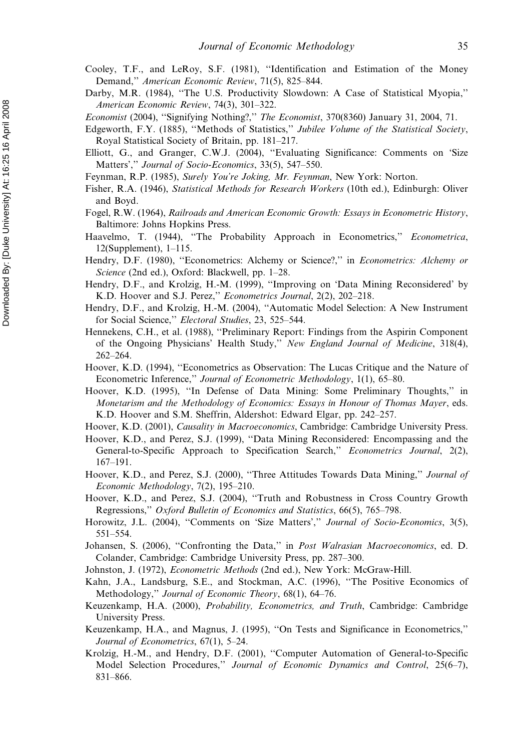Cooley, T.F., and LeRoy, S.F. (1981), ''Identification and Estimation of the Money Demand,'' *American Economic Review*, 71(5), 825–844.

Darby, M.R. (1984), ''The U.S. Productivity Slowdown: A Case of Statistical Myopia,'' *American Economic Review*, 74(3), 301–322.

*Economist* (2004), ''Signifying Nothing?,'' *The Economist*, 370(8360) January 31, 2004, 71.

Edgeworth, F.Y. (1885), ''Methods of Statistics,'' *Jubilee Volume of the Statistical Society*, Royal Statistical Society of Britain, pp. 181–217.

Elliott, G., and Granger, C.W.J. (2004), ''Evaluating Significance: Comments on 'Size Matters','' *Journal of Socio-Economics*, 33(5), 547–550.

Feynman, R.P. (1985), *Surely You're Joking, Mr. Feynman*, New York: Norton.

Fisher, R.A. (1946), *Statistical Methods for Research Workers* (10th ed.), Edinburgh: Oliver and Boyd.

Fogel, R.W. (1964), *Railroads and American Economic Growth: Essays in Econometric History*, Baltimore: Johns Hopkins Press.

Haavelmo, T. (1944), ''The Probability Approach in Econometrics,'' *Econometrica*, 12(Supplement), 1–115.

Hendry, D.F. (1980), ''Econometrics: Alchemy or Science?,'' in *Econometrics: Alchemy or Science* (2nd ed.), Oxford: Blackwell, pp. 1–28.

Hendry, D.F., and Krolzig, H.-M. (1999), ''Improving on 'Data Mining Reconsidered' by K.D. Hoover and S.J. Perez,'' *Econometrics Journal*, 2(2), 202–218.

Hendry, D.F., and Krolzig, H.-M. (2004), ''Automatic Model Selection: A New Instrument for Social Science,'' *Electoral Studies*, 23, 525–544.

Hennekens, C.H., et al. (1988), ''Preliminary Report: Findings from the Aspirin Component of the Ongoing Physicians' Health Study,'' *New England Journal of Medicine*, 318(4), 262–264.

Hoover, K.D. (1994), ''Econometrics as Observation: The Lucas Critique and the Nature of Econometric Inference,'' *Journal of Econometric Methodology*, 1(1), 65–80.

Hoover, K.D. (1995), ''In Defense of Data Mining: Some Preliminary Thoughts,'' in *Monetarism and the Methodology of Economics: Essays in Honour of Thomas Mayer*, eds. K.D. Hoover and S.M. Sheffrin, Aldershot: Edward Elgar, pp. 242–257.

Hoover, K.D. (2001), *Causality in Macroeconomics*, Cambridge: Cambridge University Press.

Hoover, K.D., and Perez, S.J. (1999), ''Data Mining Reconsidered: Encompassing and the General-to-Specific Approach to Specification Search,'' *Econometrics Journal*, 2(2), 167–191.

Hoover, K.D., and Perez, S.J. (2000), ''Three Attitudes Towards Data Mining,'' *Journal of Economic Methodology*, 7(2), 195–210.

Hoover, K.D., and Perez, S.J. (2004), ''Truth and Robustness in Cross Country Growth Regressions,'' *Oxford Bulletin of Economics and Statistics*, 66(5), 765–798.

Horowitz, J.L. (2004), ''Comments on 'Size Matters','' *Journal of Socio-Economics*, 3(5), 551–554.

Johansen, S. (2006), ''Confronting the Data,'' in *Post Walrasian Macroeconomics*, ed. D. Colander, Cambridge: Cambridge University Press, pp. 287–300.

Johnston, J. (1972), *Econometric Methods* (2nd ed.), New York: McGraw-Hill.

Kahn, J.A., Landsburg, S.E., and Stockman, A.C. (1996), ''The Positive Economics of Methodology,'' *Journal of Economic Theory*, 68(1), 64–76.

Keuzenkamp, H.A. (2000), *Probability, Econometrics, and Truth*, Cambridge: Cambridge University Press.

Keuzenkamp, H.A., and Magnus, J. (1995), ''On Tests and Significance in Econometrics,'' *Journal of Econometrics*, 67(1), 5–24.

Krolzig, H.-M., and Hendry, D.F. (2001), ''Computer Automation of General-to-Specific Model Selection Procedures,'' *Journal of Economic Dynamics and Control*, 25(6–7), 831–866.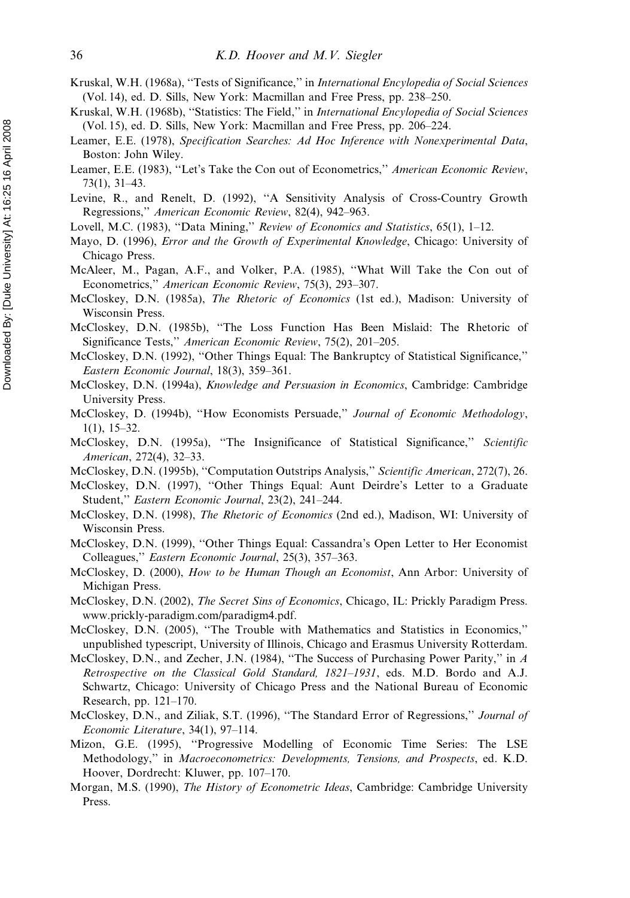Kruskal, W.H. (1968a), ''Tests of Significance,'' in *International Encyclopedia of Social Sciences* (Vol. 14), ed. D. Sills, New York: Macmillan and Free Press, pp. 238–250.

Kruskal, W.H. (1968b), ''Statistics: The Field,'' in *International Encyclopedia of Social Sciences* (Vol. 15), ed. D. Sills, New York: Macmillan and Free Press, pp. 206–224.

Leamer, E.E. (1978), *Specification Searches: Ad Hoc Inference with Nonexperimental Data*, Boston: John Wiley.

Leamer, E.E. (1983), ''Let's Take the Con out of Econometrics,'' *American Economic Review*, 73(1), 31–43.

Levine, R., and Renelt, D. (1992), ''A Sensitivity Analysis of Cross-Country Growth Regressions,'' *American Economic Review*, 82(4), 942–963.

Lovell, M.C. (1983), ''Data Mining,'' *Review of Economics and Statistics*, 65(1), 1–12.

Mayo, D. (1996), *Error and the Growth of Experimental Knowledge*, Chicago: University of Chicago Press.

McAleer, M., Pagan, A.F., and Volker, P.A. (1985), ''What Will Take the Con out of Econometrics,'' *American Economic Review*, 75(3), 293–307.

McCloskey, D.N. (1985a), *The Rhetoric of Economics* (1st ed.), Madison: University of Wisconsin Press.

McCloskey, D.N. (1985b), ''The Loss Function Has Been Mislaid: The Rhetoric of Significance Tests,'' *American Economic Review*, 75(2), 201–205.

McCloskey, D.N. (1992), ''Other Things Equal: The Bankruptcy of Statistical Significance,'' *Eastern Economic Journal*, 18(3), 359–361.

McCloskey, D.N. (1994a), *Knowledge and Persuasion in Economics*, Cambridge: Cambridge University Press.

McCloskey, D. (1994b), ''How Economists Persuade,'' *Journal of Economic Methodology*, 1(1), 15–32.

McCloskey, D.N. (1995a), ''The Insignificance of Statistical Significance,'' *Scientific American*, 272(4), 32–33.

McCloskey, D.N. (1995b), ''Computation Outstrips Analysis,'' *Scientific American*, 272(7), 26.

McCloskey, D.N. (1997), ''Other Things Equal: Aunt Deirdre's Letter to a Graduate Student,'' *Eastern Economic Journal*, 23(2), 241–244.

McCloskey, D.N. (1998), *The Rhetoric of Economics* (2nd ed.), Madison, WI: University of Wisconsin Press.

McCloskey, D.N. (1999), ''Other Things Equal: Cassandra's Open Letter to Her Economist Colleagues,'' *Eastern Economic Journal*, 25(3), 357–363.

McCloskey, D. (2000), *How to be Human Though an Economist*, Ann Arbor: University of Michigan Press.

McCloskey, D.N. (2002), *The Secret Sins of Economics*, Chicago, IL: Prickly Paradigm Press. www.prickly-paradigm.com/paradigm4.pdf.

McCloskey, D.N. (2005), ''The Trouble with Mathematics and Statistics in Economics,'' unpublished typescript, University of Illinois, Chicago and Erasmus University Rotterdam.

McCloskey, D.N., and Zecher, J.N. (1984), ''The Success of Purchasing Power Parity,'' in *A Retrospective on the Classical Gold Standard, 1821–1931*, eds. M.D. Bordo and A.J. Schwartz, Chicago: University of Chicago Press and the National Bureau of Economic Research, pp. 121–170.

McCloskey, D.N., and Ziliak, S.T. (1996), ''The Standard Error of Regressions,'' *Journal of Economic Literature*, 34(1), 97–114.

Mizon, G.E. (1995), ''Progressive Modelling of Economic Time Series: The LSE Methodology,'' in *Macroeconometrics: Developments, Tensions, and Prospects*, ed. K.D. Hoover, Dordrecht: Kluwer, pp. 107–170.

Morgan, M.S. (1990), *The History of Econometric Ideas*, Cambridge: Cambridge University Press.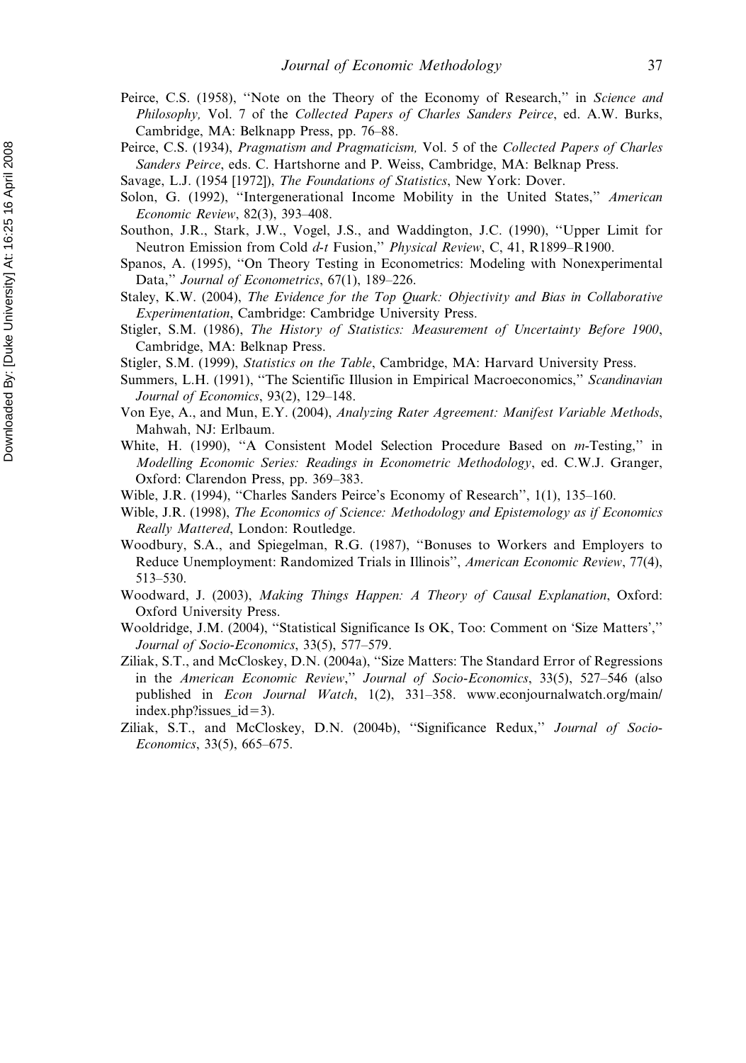Peirce, C.S. (1958), "Note on the Theory of the Economy of Research," in *Science and Philosophy,* Vol. 7 of the *Collected Papers of Charles Sanders Peirce*, ed. A.W. Burks, Cambridge, MA: Belknapp Press, pp. 76–88.

Peirce, C.S. (1934), *Pragmatism and Pragmaticism,* Vol. 5 of the *Collected Papers of Charles Sanders Peirce*, eds. C. Hartshorne and P. Weiss, Cambridge, MA: Belknap Press.

Savage, L.J. (1954 [1972]), *The Foundations of Statistics*, New York: Dover.

Solon, G. (1992), "Intergenerational Income Mobility in the United States," *American Economic Review*, 82(3), 393–408.

Southon, J.R., Stark, J.W., Vogel, J.S., and Waddington, J.C. (1990), "Upper Limit for Neutron Emission from Cold *d-t* Fusion," *Physical Review*, C, 41, R1899–R1900.

Spanos, A. (1995), "On Theory Testing in Econometrics: Modeling with Nonexperimental Data," *Journal of Econometrics*, 67(1), 189–226.

Staley, K.W. (2004), *The Evidence for the Top Quark: Objectivity and Bias in Collaborative Experimentation*, Cambridge: Cambridge University Press.

Stigler, S.M. (1986), *The History of Statistics: Measurement of Uncertainty Before 1900*, Cambridge, MA: Belknap Press.

Stigler, S.M. (1999), *Statistics on the Table*, Cambridge, MA: Harvard University Press.

Summers, L.H. (1991), "The Scientific Illusion in Empirical Macroeconomics," *Scandinavian Journal of Economics*, 93(2), 129–148.

Von Eye, A., and Mun, E.Y. (2004), *Analyzing Rater Agreement: Manifest Variable Methods*, Mahwah, NJ: Erlbaum.

White, H. (1990), "A Consistent Model Selection Procedure Based on *m*-Testing," in *Modelling Economic Series: Readings in Econometric Methodology*, ed. C.W.J. Granger, Oxford: Clarendon Press, pp. 369–383.

Wible, J.R. (1994), "Charles Sanders Peirce's Economy of Research", 1(1), 135–160.

Wible, J.R. (1998), *The Economics of Science: Methodology and Epistemology as if Economics Really Mattered*, London: Routledge.

Woodbury, S.A., and Spiegelman, R.G. (1987), "Bonuses to Workers and Employers to Reduce Unemployment: Randomized Trials in Illinois", *American Economic Review*, 77(4), 513–530.

Woodward, J. (2003), *Making Things Happen: A Theory of Causal Explanation*, Oxford: Oxford University Press.

Wooldridge, J.M. (2004), "Statistical Significance Is OK, Too: Comment on 'Size Matters'," *Journal of Socio-Economics*, 33(5), 577–579.

Ziliak, S.T., and McCloskey, D.N. (2004a), "Size Matters: The Standard Error of Regressions in the *American Economic Review*," *Journal of Socio-Economics*, 33(5), 527–546 (also published in *Econ Journal Watch*, 1(2), 331–358. www.econjournalwatch.org/main/index.php?issues_id=3).

Ziliak, S.T., and McCloskey, D.N. (2004b), "Significance Redux," *Journal of Socio-Economics*, 33(5), 665–675.